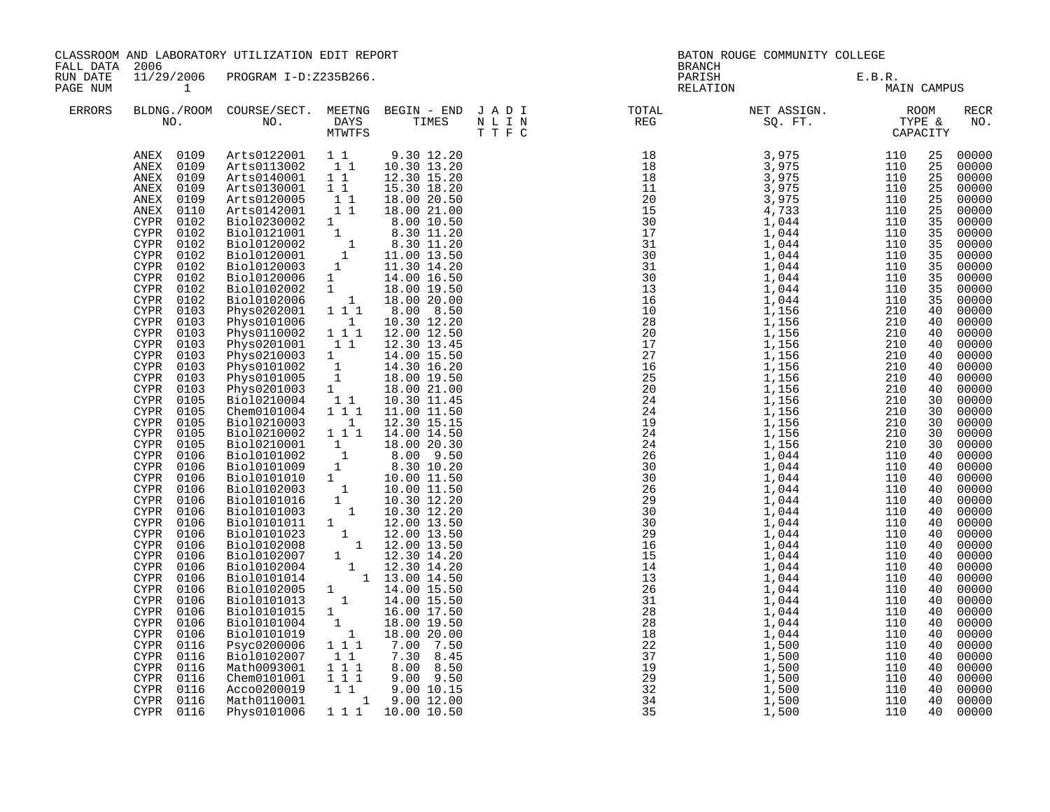CLASSROOM AND LABORATORY UTILIZATION EDIT REPORT
FALL DATA 2006
RUN DATE 11/29/2006 PROGRAM I-D:Z235B266.
PAGE NUM 1

BATON ROUGE COMMUNITY COLLEGE
BRANCH
PARISH E.B.R.
RELATION MAIN CAMPUS

| ERRORS | BLDNG./ROOM NO. | COURSE/SECT. NO. | M | T | W | T | F | S | BEGIN | END | J T | A T | D F | I C | TOTAL REG | NET ASSIGN. SQ. FT. | ROOM TYPE | CAPACITY | RECR NO. |
|---|---|---|---|---|---|---|---|---|---|---|---|---|---|---|---|---|---|---|---|
| | ANEX 0109 | Arts0122001 | 1 | | 1 | | | | 9.30 | 12.20 | | | | | 18 | 3,975 | 110 | 25 | 00000 |
| | ANEX 0109 | Arts0113002 | | 1 | | 1 | | | 10.30 | 13.20 | | | | | 18 | 3,975 | 110 | 25 | 00000 |
| | ANEX 0109 | Arts0140001 | 1 | | 1 | | | | 12.30 | 15.20 | | | | | 18 | 3,975 | 110 | 25 | 00000 |
| | ANEX 0109 | Arts0130001 | 1 | | 1 | | | | 15.30 | 18.20 | | | | | 11 | 3,975 | 110 | 25 | 00000 |
| | ANEX 0109 | Arts0120005 | | 1 | | 1 | | | 18.00 | 20.50 | | | | | 20 | 3,975 | 110 | 25 | 00000 |
| | ANEX 0110 | Arts0142001 | | 1 | | 1 | | | 18.00 | 21.00 | | | | | 15 | 4,733 | 110 | 25 | 00000 |
| | CYPR 0102 | Biol0230002 | 1 | | | | | | 8.00 | 10.50 | | | | | 30 | 1,044 | 110 | 35 | 00000 |
| | CYPR 0102 | Biol0121001 | | 1 | | | | | 8.30 | 11.20 | | | | | 17 | 1,044 | 110 | 35 | 00000 |
| | CYPR 0102 | Biol0120002 | | | | 1 | | | 8.30 | 11.20 | | | | | 31 | 1,044 | 110 | 35 | 00000 |
| | CYPR 0102 | Biol0120001 | | | 1 | | | | 11.00 | 13.50 | | | | | 30 | 1,044 | 110 | 35 | 00000 |
| | CYPR 0102 | Biol0120003 | | 1 | | | | | 11.30 | 14.20 | | | | | 31 | 1,044 | 110 | 35 | 00000 |
| | CYPR 0102 | Biol0120006 | 1 | | | | | | 14.00 | 16.50 | | | | | 30 | 1,044 | 110 | 35 | 00000 |
| | CYPR 0102 | Biol0102002 | 1 | | | | | | 18.00 | 19.50 | | | | | 13 | 1,044 | 110 | 35 | 00000 |
| | CYPR 0102 | Biol0102006 | | | | 1 | | | 18.00 | 20.00 | | | | | 16 | 1,044 | 110 | 35 | 00000 |
| | CYPR 0103 | Phys0202001 | 1 | | 1 | | 1 | | 8.00 | 8.50 | | | | | 10 | 1,156 | 210 | 40 | 00000 |
| | CYPR 0103 | Phys0101006 | | | | 1 | | | 10.30 | 12.20 | | | | | 28 | 1,156 | 210 | 40 | 00000 |
| | CYPR 0103 | Phys0110002 | 1 | | 1 | | 1 | | 12.00 | 12.50 | | | | | 20 | 1,156 | 210 | 40 | 00000 |
| | CYPR 0103 | Phys0201001 | | 1 | | 1 | | | 12.30 | 13.45 | | | | | 17 | 1,156 | 210 | 40 | 00000 |
| | CYPR 0103 | Phys0210003 | 1 | | | | | | 14.00 | 15.50 | | | | | 27 | 1,156 | 210 | 40 | 00000 |
| | CYPR 0103 | Phys0101002 | | 1 | | | | | 14.30 | 16.20 | | | | | 16 | 1,156 | 210 | 40 | 00000 |
| | CYPR 0103 | Phys0101005 | | 1 | | | | | 18.00 | 19.50 | | | | | 25 | 1,156 | 210 | 40 | 00000 |
| | CYPR 0103 | Phys0201003 | 1 | | | | | | 18.00 | 21.00 | | | | | 20 | 1,156 | 210 | 40 | 00000 |
| | CYPR 0105 | Biol0210004 | | 1 | | 1 | | | 10.30 | 11.45 | | | | | 24 | 1,156 | 210 | 30 | 00000 |
| | CYPR 0105 | Chem0101004 | 1 | | 1 | | 1 | | 11.00 | 11.50 | | | | | 24 | 1,156 | 210 | 30 | 00000 |
| | CYPR 0105 | Biol0210003 | | | | 1 | | | 12.30 | 15.15 | | | | | 19 | 1,156 | 210 | 30 | 00000 |
| | CYPR 0105 | Biol0210002 | 1 | | 1 | | 1 | | 14.00 | 14.50 | | | | | 24 | 1,156 | 210 | 30 | 00000 |
| | CYPR 0105 | Biol0210001 | | 1 | | | | | 18.00 | 20.30 | | | | | 24 | 1,156 | 210 | 30 | 00000 |
| | CYPR 0106 | Biol0101002 | | | 1 | | | | 8.00 | 9.50 | | | | | 26 | 1,044 | 110 | 40 | 00000 |
| | CYPR 0106 | Biol0101009 | | 1 | | | | | 8.30 | 10.20 | | | | | 30 | 1,044 | 110 | 40 | 00000 |
| | CYPR 0106 | Biol0101010 | 1 | | | | | | 10.00 | 11.50 | | | | | 30 | 1,044 | 110 | 40 | 00000 |
| | CYPR 0106 | Biol0102003 | | | 1 | | | | 10.00 | 11.50 | | | | | 26 | 1,044 | 110 | 40 | 00000 |
| | CYPR 0106 | Biol0101016 | | 1 | | | | | 10.30 | 12.20 | | | | | 29 | 1,044 | 110 | 40 | 00000 |
| | CYPR 0106 | Biol0101003 | | | | 1 | | | 10.30 | 12.20 | | | | | 30 | 1,044 | 110 | 40 | 00000 |
| | CYPR 0106 | Biol0101011 | 1 | | | | | | 12.00 | 13.50 | | | | | 30 | 1,044 | 110 | 40 | 00000 |
| | CYPR 0106 | Biol0101023 | | | 1 | | | | 12.00 | 13.50 | | | | | 29 | 1,044 | 110 | 40 | 00000 |
| | CYPR 0106 | Biol0102008 | | | | | 1 | | 12.00 | 13.50 | | | | | 16 | 1,044 | 110 | 40 | 00000 |
| | CYPR 0106 | Biol0102007 | | 1 | | | | | 12.30 | 14.20 | | | | | 15 | 1,044 | 110 | 40 | 00000 |
| | CYPR 0106 | Biol0102004 | | | | 1 | | | 12.30 | 14.20 | | | | | 14 | 1,044 | 110 | 40 | 00000 |
| | CYPR 0106 | Biol0101014 | | | | | 1 | | 13.00 | 14.50 | | | | | 13 | 1,044 | 110 | 40 | 00000 |
| | CYPR 0106 | Biol0102005 | 1 | | | | | | 14.00 | 15.50 | | | | | 26 | 1,044 | 110 | 40 | 00000 |
| | CYPR 0106 | Biol0101013 | | | 1 | | | | 14.00 | 15.50 | | | | | 31 | 1,044 | 110 | 40 | 00000 |
| | CYPR 0106 | Biol0101015 | 1 | | | | | | 16.00 | 17.50 | | | | | 28 | 1,044 | 110 | 40 | 00000 |
| | CYPR 0106 | Biol0101004 | | 1 | | | | | 18.00 | 19.50 | | | | | 28 | 1,044 | 110 | 40 | 00000 |
| | CYPR 0106 | Biol0101019 | | | | 1 | | | 18.00 | 20.00 | | | | | 18 | 1,044 | 110 | 40 | 00000 |
| | CYPR 0116 | Psyc0200006 | 1 | | 1 | | 1 | | 7.00 | 7.50 | | | | | 22 | 1,500 | 110 | 40 | 00000 |
| | CYPR 0116 | Biol0102007 | | 1 | | 1 | | | 7.30 | 8.45 | | | | | 37 | 1,500 | 110 | 40 | 00000 |
| | CYPR 0116 | Math0093001 | 1 | | 1 | | 1 | | 8.00 | 8.50 | | | | | 19 | 1,500 | 110 | 40 | 00000 |
| | CYPR 0116 | Chem0101001 | 1 | | 1 | | 1 | | 9.00 | 9.50 | | | | | 29 | 1,500 | 110 | 40 | 00000 |
| | CYPR 0116 | Acco0200019 | | 1 | | 1 | | | 9.00 | 10.15 | | | | | 32 | 1,500 | 110 | 40 | 00000 |
| | CYPR 0116 | Math0110001 | | | | | 1 | | 9.00 | 12.00 | | | | | 34 | 1,500 | 110 | 40 | 00000 |
| | CYPR 0116 | Phys0101006 | 1 | | 1 | | 1 | | 10.00 | 10.50 | | | | | 35 | 1,500 | 110 | 40 | 00000 |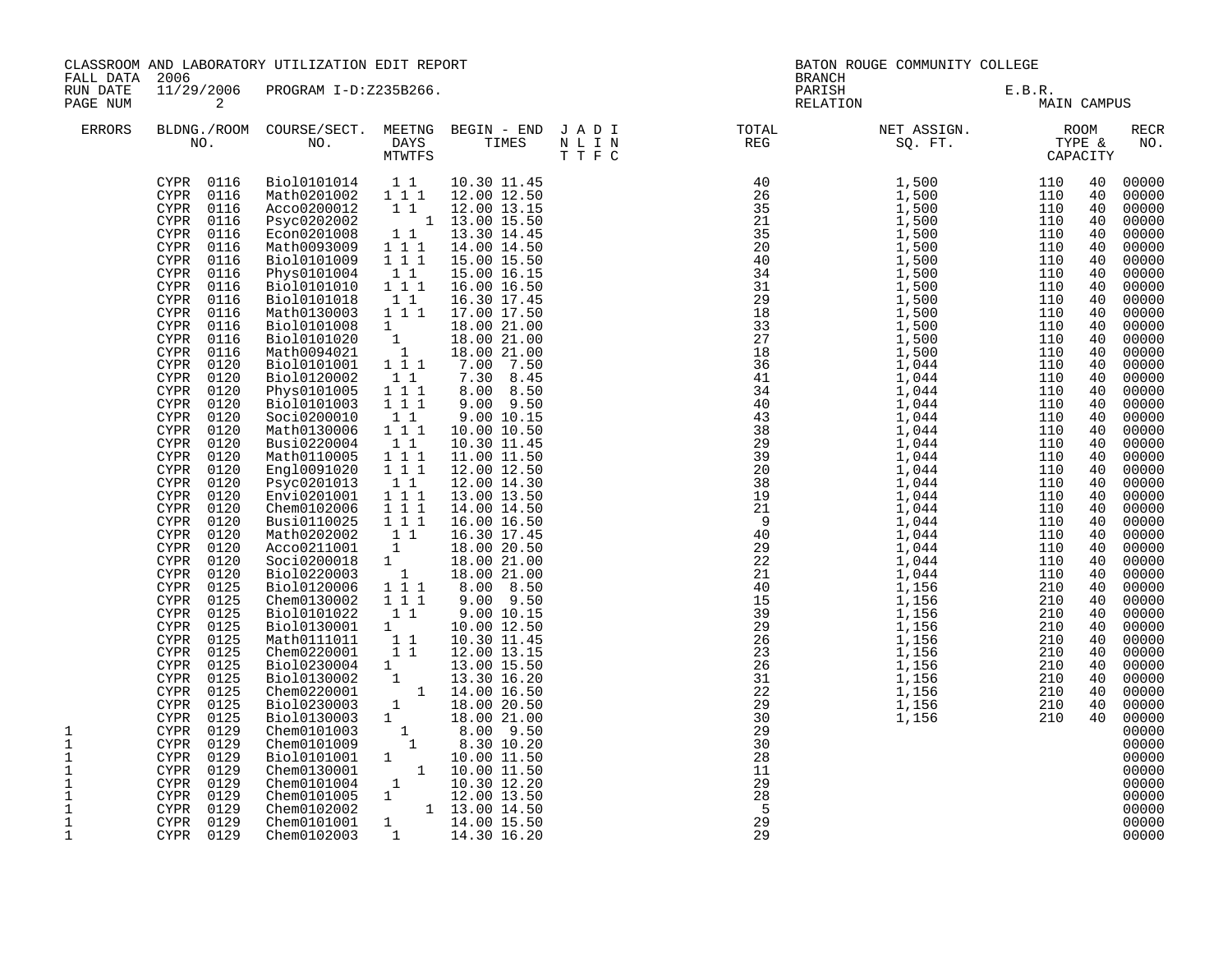CLASSROOM AND LABORATORY UTILIZATION EDIT REPORT
FALL DATA 2006
RUN DATE 11/29/2006 PROGRAM I-D:Z235B266.

BATON ROUGE COMMUNITY COLLEGE
BRANCH
PARISH E.B.R.
RELATION MAIN CAMPUS

| ERRORS | BLDNG./ROOM NO. | COURSE/SECT. NO. | MEETNG DAYS MTWTFS | BEGIN - END TIMES | J A D I N L I N T T F C | TOTAL REG | NET ASSIGN. SQ. FT. | ROOM TYPE & | CAPACITY | RECR NO. |
|---|---|---|---|---|---|---|---|---|---|---|
| | CYPR 0116 | Biol0101014 | 1 1 | 10.30 11.45 | | 40 | 1,500 | 110 | 40 | 00000 |
| | CYPR 0116 | Math0201002 | 1 1 1 | 12.00 12.50 | | 26 | 1,500 | 110 | 40 | 00000 |
| | CYPR 0116 | Acco0200012 | 1 1 | 12.00 13.15 | | 35 | 1,500 | 110 | 40 | 00000 |
| | CYPR 0116 | Psyc0202002 | 1 | 13.00 15.50 | | 21 | 1,500 | 110 | 40 | 00000 |
| | CYPR 0116 | Econ0201008 | 1 1 | 13.30 14.45 | | 35 | 1,500 | 110 | 40 | 00000 |
| | CYPR 0116 | Math0093009 | 1 1 1 | 14.00 14.50 | | 20 | 1,500 | 110 | 40 | 00000 |
| | CYPR 0116 | Biol0101009 | 1 1 1 | 15.00 15.50 | | 40 | 1,500 | 110 | 40 | 00000 |
| | CYPR 0116 | Phys0101004 | 1 1 | 15.00 16.15 | | 34 | 1,500 | 110 | 40 | 00000 |
| | CYPR 0116 | Biol0101010 | 1 1 1 | 16.00 16.50 | | 31 | 1,500 | 110 | 40 | 00000 |
| | CYPR 0116 | Biol0101018 | 1 1 | 16.30 17.45 | | 29 | 1,500 | 110 | 40 | 00000 |
| | CYPR 0116 | Math0130003 | 1 1 1 | 17.00 17.50 | | 18 | 1,500 | 110 | 40 | 00000 |
| | CYPR 0116 | Biol0101008 | 1 | 18.00 21.00 | | 33 | 1,500 | 110 | 40 | 00000 |
| | CYPR 0116 | Biol0101020 | 1 | 18.00 21.00 | | 27 | 1,500 | 110 | 40 | 00000 |
| | CYPR 0116 | Math0094021 | 1 | 18.00 21.00 | | 18 | 1,500 | 110 | 40 | 00000 |
| | CYPR 0120 | Biol0101001 | 1 1 1 | 7.00 7.50 | | 36 | 1,044 | 110 | 40 | 00000 |
| | CYPR 0120 | Biol0120002 | 1 1 | 7.30 8.45 | | 41 | 1,044 | 110 | 40 | 00000 |
| | CYPR 0120 | Phys0101005 | 1 1 1 | 8.00 8.50 | | 34 | 1,044 | 110 | 40 | 00000 |
| | CYPR 0120 | Biol0101003 | 1 1 1 | 9.00 9.50 | | 40 | 1,044 | 110 | 40 | 00000 |
| | CYPR 0120 | Soci0200010 | 1 1 | 9.00 10.15 | | 43 | 1,044 | 110 | 40 | 00000 |
| | CYPR 0120 | Math0130006 | 1 1 1 | 10.00 10.50 | | 38 | 1,044 | 110 | 40 | 00000 |
| | CYPR 0120 | Busi0220004 | 1 1 | 10.30 11.45 | | 29 | 1,044 | 110 | 40 | 00000 |
| | CYPR 0120 | Math0110005 | 1 1 1 | 11.00 11.50 | | 39 | 1,044 | 110 | 40 | 00000 |
| | CYPR 0120 | Engl0091020 | 1 1 1 | 12.00 12.50 | | 20 | 1,044 | 110 | 40 | 00000 |
| | CYPR 0120 | Psyc0201013 | 1 1 | 12.00 14.30 | | 38 | 1,044 | 110 | 40 | 00000 |
| | CYPR 0120 | Envi0201001 | 1 1 1 | 13.00 13.50 | | 19 | 1,044 | 110 | 40 | 00000 |
| | CYPR 0120 | Chem0102006 | 1 1 1 | 14.00 14.50 | | 21 | 1,044 | 110 | 40 | 00000 |
| | CYPR 0120 | Busi0110025 | 1 1 1 | 16.00 16.50 | | 9 | 1,044 | 110 | 40 | 00000 |
| | CYPR 0120 | Math0202002 | 1 1 | 16.30 17.45 | | 40 | 1,044 | 110 | 40 | 00000 |
| | CYPR 0120 | Acco0211001 | 1 | 18.00 20.50 | | 29 | 1,044 | 110 | 40 | 00000 |
| | CYPR 0120 | Soci0200018 | 1 | 18.00 21.00 | | 22 | 1,044 | 110 | 40 | 00000 |
| | CYPR 0120 | Biol0220003 | 1 | 18.00 21.00 | | 21 | 1,044 | 110 | 40 | 00000 |
| | CYPR 0125 | Biol0120006 | 1 1 1 | 8.00 8.50 | | 40 | 1,156 | 210 | 40 | 00000 |
| | CYPR 0125 | Chem0130002 | 1 1 1 | 9.00 9.50 | | 15 | 1,156 | 210 | 40 | 00000 |
| | CYPR 0125 | Biol0101022 | 1 1 | 9.00 10.15 | | 39 | 1,156 | 210 | 40 | 00000 |
| | CYPR 0125 | Biol0130001 | 1 | 10.00 12.50 | | 29 | 1,156 | 210 | 40 | 00000 |
| | CYPR 0125 | Math0111011 | 1 1 | 10.30 11.45 | | 26 | 1,156 | 210 | 40 | 00000 |
| | CYPR 0125 | Chem0220001 | 1 1 | 12.00 13.15 | | 23 | 1,156 | 210 | 40 | 00000 |
| | CYPR 0125 | Biol0230004 | 1 | 13.00 15.50 | | 26 | 1,156 | 210 | 40 | 00000 |
| | CYPR 0125 | Biol0130002 | 1 | 13.30 16.20 | | 31 | 1,156 | 210 | 40 | 00000 |
| | CYPR 0125 | Chem0220001 | 1 | 14.00 16.50 | | 22 | 1,156 | 210 | 40 | 00000 |
| | CYPR 0125 | Biol0230003 | 1 | 18.00 20.50 | | 29 | 1,156 | 210 | 40 | 00000 |
| | CYPR 0125 | Biol0130003 | 1 | 18.00 21.00 | | 30 | 1,156 | 210 | 40 | 00000 |
| 1 | CYPR 0129 | Chem0101003 | 1 | 8.00 9.50 | | 29 | | | | 00000 |
| 1 | CYPR 0129 | Chem0101009 | 1 | 8.30 10.20 | | 30 | | | | 00000 |
| 1 | CYPR 0129 | Biol0101001 | 1 | 10.00 11.50 | | 28 | | | | 00000 |
| 1 | CYPR 0129 | Chem0130001 | 1 | 10.00 11.50 | | 11 | | | | 00000 |
| 1 | CYPR 0129 | Chem0101004 | 1 | 10.30 12.20 | | 29 | | | | 00000 |
| 1 | CYPR 0129 | Chem0101005 | 1 | 12.00 13.50 | | 28 | | | | 00000 |
| 1 | CYPR 0129 | Chem0102002 | 1 | 13.00 14.50 | | 5 | | | | 00000 |
| 1 | CYPR 0129 | Chem0101001 | 1 | 14.00 15.50 | | 29 | | | | 00000 |
| 1 | CYPR 0129 | Chem0102003 | 1 | 14.30 16.20 | | 29 | | | | 00000 |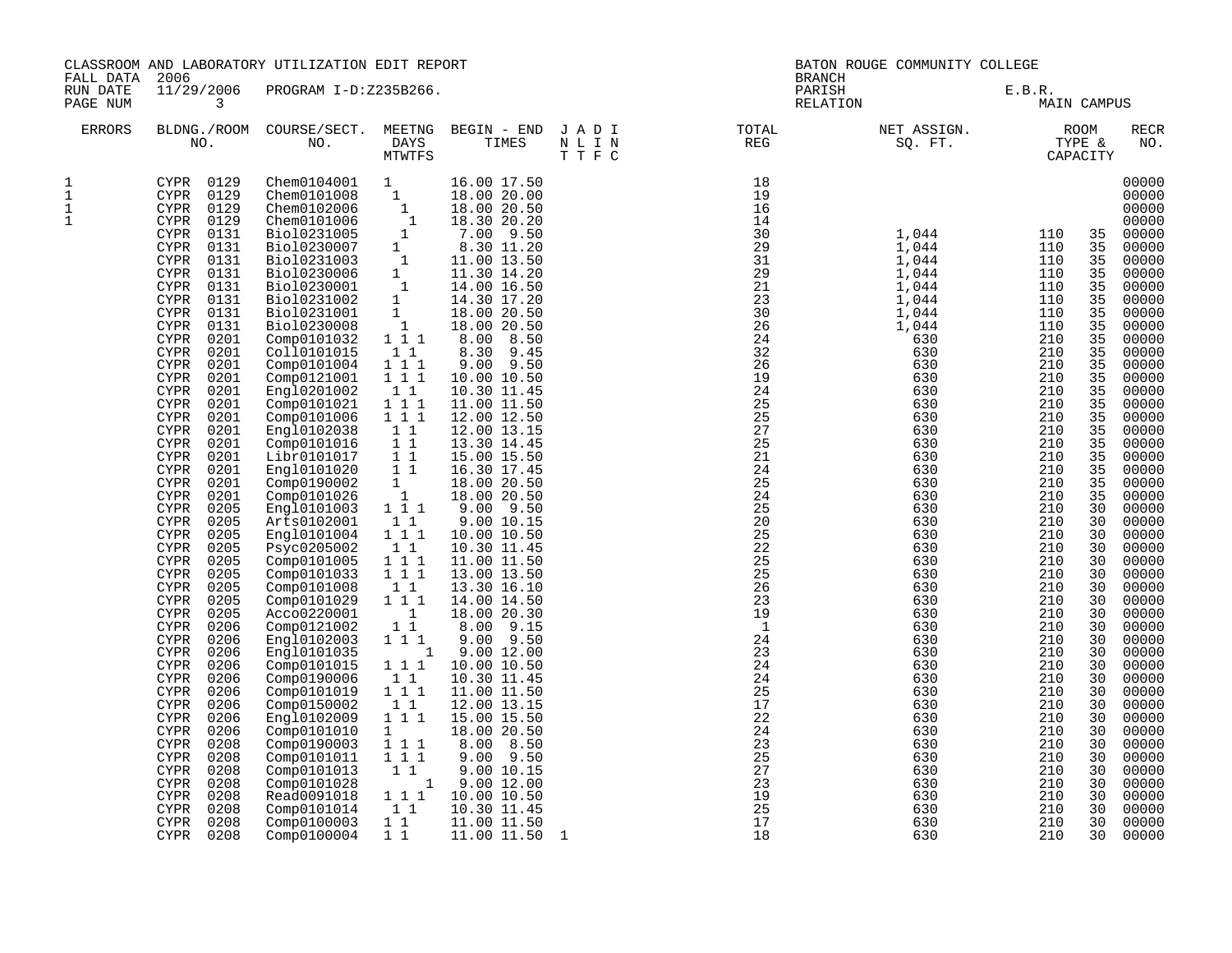CLASSROOM AND LABORATORY UTILIZATION EDIT REPORT
FALL DATA 2006
RUN DATE 11/29/2006 PROGRAM I-D:Z235B266.
PAGE NUM 3

BATON ROUGE COMMUNITY COLLEGE
BRANCH
PARISH E.B.R.
RELATION MAIN CAMPUS

| ERRORS | BLDNG./ROOM NO. | COURSE/SECT. NO. | MEETNG DAYS MTWTFS | BEGIN - END TIMES | J A D I / N L I N / T T F C | TOTAL REG | NET ASSIGN. SQ. FT. | ROOM TYPE & CAPACITY | | RECR NO. |
|---|---|---|---|---|---|---|---|---|---|---|
| 1 | CYPR 0129 | Chem0104001 | 1 | 16.00 17.50 | | 18 | | | | 00000 |
| 1 | CYPR 0129 | Chem0101008 | 1 | 18.00 20.00 | | 19 | | | | 00000 |
| 1 | CYPR 0129 | Chem0102006 | 1 | 18.00 20.50 | | 16 | | | | 00000 |
| 1 | CYPR 0129 | Chem0101006 | 1 | 18.30 20.20 | | 14 | | | | 00000 |
| | CYPR 0131 | Biol0231005 | 1 | 7.00 9.50 | | 30 | 1,044 | 110 | 35 | 00000 |
| | CYPR 0131 | Biol0230007 | 1 | 8.30 11.20 | | 29 | 1,044 | 110 | 35 | 00000 |
| | CYPR 0131 | Biol0231003 | 1 | 11.00 13.50 | | 31 | 1,044 | 110 | 35 | 00000 |
| | CYPR 0131 | Biol0230006 | 1 | 11.30 14.20 | | 29 | 1,044 | 110 | 35 | 00000 |
| | CYPR 0131 | Biol0230001 | 1 | 14.00 16.50 | | 21 | 1,044 | 110 | 35 | 00000 |
| | CYPR 0131 | Biol0231002 | 1 | 14.30 17.20 | | 23 | 1,044 | 110 | 35 | 00000 |
| | CYPR 0131 | Biol0231001 | 1 | 18.00 20.50 | | 30 | 1,044 | 110 | 35 | 00000 |
| | CYPR 0131 | Biol0230008 | 1 | 18.00 20.50 | | 26 | 1,044 | 110 | 35 | 00000 |
| | CYPR 0201 | Comp0101032 | 1 1 1 | 8.00 8.50 | | 24 | 630 | 210 | 35 | 00000 |
| | CYPR 0201 | Coll0101015 | 1 1 | 8.30 9.45 | | 32 | 630 | 210 | 35 | 00000 |
| | CYPR 0201 | Comp0101004 | 1 1 1 | 9.00 9.50 | | 26 | 630 | 210 | 35 | 00000 |
| | CYPR 0201 | Comp0121001 | 1 1 1 | 10.00 10.50 | | 19 | 630 | 210 | 35 | 00000 |
| | CYPR 0201 | Engl0201002 | 1 1 | 10.30 11.45 | | 24 | 630 | 210 | 35 | 00000 |
| | CYPR 0201 | Comp0101021 | 1 1 1 | 11.00 11.50 | | 25 | 630 | 210 | 35 | 00000 |
| | CYPR 0201 | Comp0101006 | 1 1 1 | 12.00 12.50 | | 25 | 630 | 210 | 35 | 00000 |
| | CYPR 0201 | Engl0102038 | 1 1 | 12.00 13.15 | | 27 | 630 | 210 | 35 | 00000 |
| | CYPR 0201 | Comp0101016 | 1 1 | 13.30 14.45 | | 25 | 630 | 210 | 35 | 00000 |
| | CYPR 0201 | Libr0101017 | 1 1 | 15.00 15.50 | | 21 | 630 | 210 | 35 | 00000 |
| | CYPR 0201 | Engl0101020 | 1 1 | 16.30 17.45 | | 24 | 630 | 210 | 35 | 00000 |
| | CYPR 0201 | Comp0190002 | 1 | 18.00 20.50 | | 25 | 630 | 210 | 35 | 00000 |
| | CYPR 0201 | Comp0101026 | 1 | 18.00 20.50 | | 24 | 630 | 210 | 35 | 00000 |
| | CYPR 0205 | Engl0101003 | 1 1 1 | 9.00 9.50 | | 25 | 630 | 210 | 30 | 00000 |
| | CYPR 0205 | Arts0102001 | 1 1 | 9.00 10.15 | | 20 | 630 | 210 | 30 | 00000 |
| | CYPR 0205 | Engl0101004 | 1 1 1 | 10.00 10.50 | | 25 | 630 | 210 | 30 | 00000 |
| | CYPR 0205 | Psyc0205002 | 1 1 | 10.30 11.45 | | 22 | 630 | 210 | 30 | 00000 |
| | CYPR 0205 | Comp0101005 | 1 1 1 | 11.00 11.50 | | 25 | 630 | 210 | 30 | 00000 |
| | CYPR 0205 | Comp0101033 | 1 1 1 | 13.00 13.50 | | 25 | 630 | 210 | 30 | 00000 |
| | CYPR 0205 | Comp0101008 | 1 1 | 13.30 16.10 | | 26 | 630 | 210 | 30 | 00000 |
| | CYPR 0205 | Comp0101029 | 1 1 1 | 14.00 14.50 | | 23 | 630 | 210 | 30 | 00000 |
| | CYPR 0205 | Acco0220001 | 1 | 18.00 20.30 | | 19 | 630 | 210 | 30 | 00000 |
| | CYPR 0206 | Comp0121002 | 1 1 | 8.00 9.15 | | 1 | 630 | 210 | 30 | 00000 |
| | CYPR 0206 | Engl0102003 | 1 1 1 | 9.00 9.50 | | 24 | 630 | 210 | 30 | 00000 |
| | CYPR 0206 | Engl0101035 | 1 | 9.00 12.00 | | 23 | 630 | 210 | 30 | 00000 |
| | CYPR 0206 | Comp0101015 | 1 1 1 | 10.00 10.50 | | 24 | 630 | 210 | 30 | 00000 |
| | CYPR 0206 | Comp0190006 | 1 1 | 10.30 11.45 | | 24 | 630 | 210 | 30 | 00000 |
| | CYPR 0206 | Comp0101019 | 1 1 1 | 11.00 11.50 | | 25 | 630 | 210 | 30 | 00000 |
| | CYPR 0206 | Comp0150002 | 1 1 | 12.00 13.15 | | 17 | 630 | 210 | 30 | 00000 |
| | CYPR 0206 | Engl0102009 | 1 1 1 | 15.00 15.50 | | 22 | 630 | 210 | 30 | 00000 |
| | CYPR 0206 | Comp0101010 | 1 | 18.00 20.50 | | 24 | 630 | 210 | 30 | 00000 |
| | CYPR 0208 | Comp0190003 | 1 1 1 | 8.00 8.50 | | 23 | 630 | 210 | 30 | 00000 |
| | CYPR 0208 | Comp0101011 | 1 1 1 | 9.00 9.50 | | 25 | 630 | 210 | 30 | 00000 |
| | CYPR 0208 | Comp0101013 | 1 1 | 9.00 10.15 | | 27 | 630 | 210 | 30 | 00000 |
| | CYPR 0208 | Comp0101028 | 1 | 9.00 12.00 | | 23 | 630 | 210 | 30 | 00000 |
| | CYPR 0208 | Read0091018 | 1 1 1 | 10.00 10.50 | | 19 | 630 | 210 | 30 | 00000 |
| | CYPR 0208 | Comp0101014 | 1 1 | 10.30 11.45 | | 25 | 630 | 210 | 30 | 00000 |
| | CYPR 0208 | Comp0100003 | 1 1 | 11.00 11.50 | | 17 | 630 | 210 | 30 | 00000 |
| | CYPR 0208 | Comp0100004 | 1 1 | 11.00 11.50 | 1 | 18 | 630 | 210 | 30 | 00000 |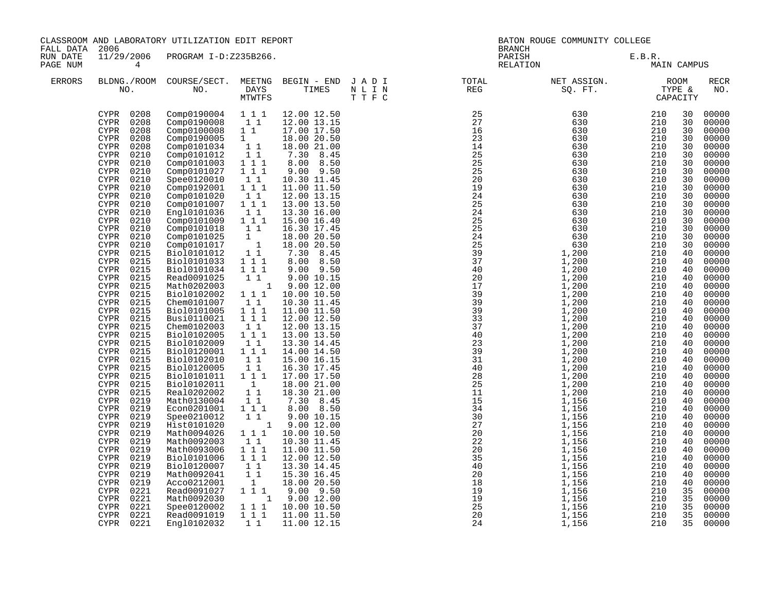CLASSROOM AND LABORATORY UTILIZATION EDIT REPORT
FALL DATA 2006
RUN DATE 11/29/2006 PROGRAM I-D:Z235B266.
PAGE NUM 4

BATON ROUGE COMMUNITY COLLEGE
BRANCH
PARISH E.B.R.
RELATION MAIN CAMPUS

| ERRORS | BLDNG./ROOM NO. | COURSE/SECT. NO. | MEETNG DAYS MTWTFS | BEGIN - END TIMES | J A D I N L I N T T F C | TOTAL REG | NET ASSIGN. SQ. FT. | ROOM TYPE & CAPACITY | | RECR NO. |
|---|---|---|---|---|---|---|---|---|---|---|
| | CYPR 0208 | Comp0190004 | 1 1 1 | 12.00 12.50 | | 25 | 630 | 210 | 30 | 00000 |
| | CYPR 0208 | Comp0190008 | 1 1 | 12.00 13.15 | | 27 | 630 | 210 | 30 | 00000 |
| | CYPR 0208 | Comp0100008 | 1 1 | 17.00 17.50 | | 16 | 630 | 210 | 30 | 00000 |
| | CYPR 0208 | Comp0190005 | 1 | 18.00 20.50 | | 23 | 630 | 210 | 30 | 00000 |
| | CYPR 0208 | Comp0101034 | 1 1 | 18.00 21.00 | | 14 | 630 | 210 | 30 | 00000 |
| | CYPR 0210 | Comp0101012 | 1 1 | 7.30 8.45 | | 25 | 630 | 210 | 30 | 00000 |
| | CYPR 0210 | Comp0101003 | 1 1 1 | 8.00 8.50 | | 25 | 630 | 210 | 30 | 00000 |
| | CYPR 0210 | Comp0101027 | 1 1 1 | 9.00 9.50 | | 25 | 630 | 210 | 30 | 00000 |
| | CYPR 0210 | Spee0120010 | 1 1 | 10.30 11.45 | | 20 | 630 | 210 | 30 | 00000 |
| | CYPR 0210 | Comp0192001 | 1 1 1 | 11.00 11.50 | | 19 | 630 | 210 | 30 | 00000 |
| | CYPR 0210 | Comp0101020 | 1 1 | 12.00 13.15 | | 24 | 630 | 210 | 30 | 00000 |
| | CYPR 0210 | Comp0101007 | 1 1 1 | 13.00 13.50 | | 25 | 630 | 210 | 30 | 00000 |
| | CYPR 0210 | Engl0101036 | 1 1 | 13.30 16.00 | | 24 | 630 | 210 | 30 | 00000 |
| | CYPR 0210 | Comp0101009 | 1 1 1 | 15.00 16.40 | | 25 | 630 | 210 | 30 | 00000 |
| | CYPR 0210 | Comp0101018 | 1 1 | 16.30 17.45 | | 25 | 630 | 210 | 30 | 00000 |
| | CYPR 0210 | Comp0101025 | 1 | 18.00 20.50 | | 24 | 630 | 210 | 30 | 00000 |
| | CYPR 0210 | Comp0101017 | 1 | 18.00 20.50 | | 25 | 630 | 210 | 30 | 00000 |
| | CYPR 0215 | Biol0101012 | 1 1 | 7.30 8.45 | | 39 | 1,200 | 210 | 40 | 00000 |
| | CYPR 0215 | Biol0101033 | 1 1 1 | 8.00 8.50 | | 37 | 1,200 | 210 | 40 | 00000 |
| | CYPR 0215 | Biol0101034 | 1 1 1 | 9.00 9.50 | | 40 | 1,200 | 210 | 40 | 00000 |
| | CYPR 0215 | Read0091025 | 1 1 | 9.00 10.15 | | 20 | 1,200 | 210 | 40 | 00000 |
| | CYPR 0215 | Math0202003 | 1 | 9.00 12.00 | | 17 | 1,200 | 210 | 40 | 00000 |
| | CYPR 0215 | Biol0102002 | 1 1 1 | 10.00 10.50 | | 39 | 1,200 | 210 | 40 | 00000 |
| | CYPR 0215 | Chem0101007 | 1 1 | 10.30 11.45 | | 39 | 1,200 | 210 | 40 | 00000 |
| | CYPR 0215 | Biol0101005 | 1 1 1 | 11.00 11.50 | | 39 | 1,200 | 210 | 40 | 00000 |
| | CYPR 0215 | Busi0110021 | 1 1 1 | 12.00 12.50 | | 33 | 1,200 | 210 | 40 | 00000 |
| | CYPR 0215 | Chem0102003 | 1 1 | 12.00 13.15 | | 37 | 1,200 | 210 | 40 | 00000 |
| | CYPR 0215 | Biol0102005 | 1 1 1 | 13.00 13.50 | | 40 | 1,200 | 210 | 40 | 00000 |
| | CYPR 0215 | Biol0102009 | 1 1 | 13.30 14.45 | | 23 | 1,200 | 210 | 40 | 00000 |
| | CYPR 0215 | Biol0120001 | 1 1 1 | 14.00 14.50 | | 39 | 1,200 | 210 | 40 | 00000 |
| | CYPR 0215 | Biol0102010 | 1 1 | 15.00 16.15 | | 31 | 1,200 | 210 | 40 | 00000 |
| | CYPR 0215 | Biol0120005 | 1 1 | 16.30 17.45 | | 40 | 1,200 | 210 | 40 | 00000 |
| | CYPR 0215 | Biol0101011 | 1 1 1 | 17.00 17.50 | | 28 | 1,200 | 210 | 40 | 00000 |
| | CYPR 0215 | Biol0102011 | 1 | 18.00 21.00 | | 25 | 1,200 | 210 | 40 | 00000 |
| | CYPR 0215 | Real0202002 | 1 1 | 18.30 21.00 | | 11 | 1,200 | 210 | 40 | 00000 |
| | CYPR 0219 | Math0130004 | 1 1 | 7.30 8.45 | | 15 | 1,156 | 210 | 40 | 00000 |
| | CYPR 0219 | Econ0201001 | 1 1 1 | 8.00 8.50 | | 34 | 1,156 | 210 | 40 | 00000 |
| | CYPR 0219 | Spee0210012 | 1 1 | 9.00 10.15 | | 30 | 1,156 | 210 | 40 | 00000 |
| | CYPR 0219 | Hist0101020 | 1 | 9.00 12.00 | | 27 | 1,156 | 210 | 40 | 00000 |
| | CYPR 0219 | Math0094026 | 1 1 1 | 10.00 10.50 | | 20 | 1,156 | 210 | 40 | 00000 |
| | CYPR 0219 | Math0092003 | 1 1 | 10.30 11.45 | | 22 | 1,156 | 210 | 40 | 00000 |
| | CYPR 0219 | Math0093006 | 1 1 1 | 11.00 11.50 | | 20 | 1,156 | 210 | 40 | 00000 |
| | CYPR 0219 | Biol0101006 | 1 1 1 | 12.00 12.50 | | 35 | 1,156 | 210 | 40 | 00000 |
| | CYPR 0219 | Biol0120007 | 1 1 | 13.30 14.45 | | 40 | 1,156 | 210 | 40 | 00000 |
| | CYPR 0219 | Math0092041 | 1 1 | 15.30 16.45 | | 20 | 1,156 | 210 | 40 | 00000 |
| | CYPR 0219 | Acco0212001 | 1 | 18.00 20.50 | | 18 | 1,156 | 210 | 40 | 00000 |
| | CYPR 0221 | Read0091027 | 1 1 1 | 9.00 9.50 | | 19 | 1,156 | 210 | 35 | 00000 |
| | CYPR 0221 | Math0092030 | 1 | 9.00 12.00 | | 19 | 1,156 | 210 | 35 | 00000 |
| | CYPR 0221 | Spee0120002 | 1 1 1 | 10.00 10.50 | | 25 | 1,156 | 210 | 35 | 00000 |
| | CYPR 0221 | Read0091019 | 1 1 1 | 11.00 11.50 | | 20 | 1,156 | 210 | 35 | 00000 |
| | CYPR 0221 | Engl0102032 | 1 1 | 11.00 12.15 | | 24 | 1,156 | 210 | 35 | 00000 |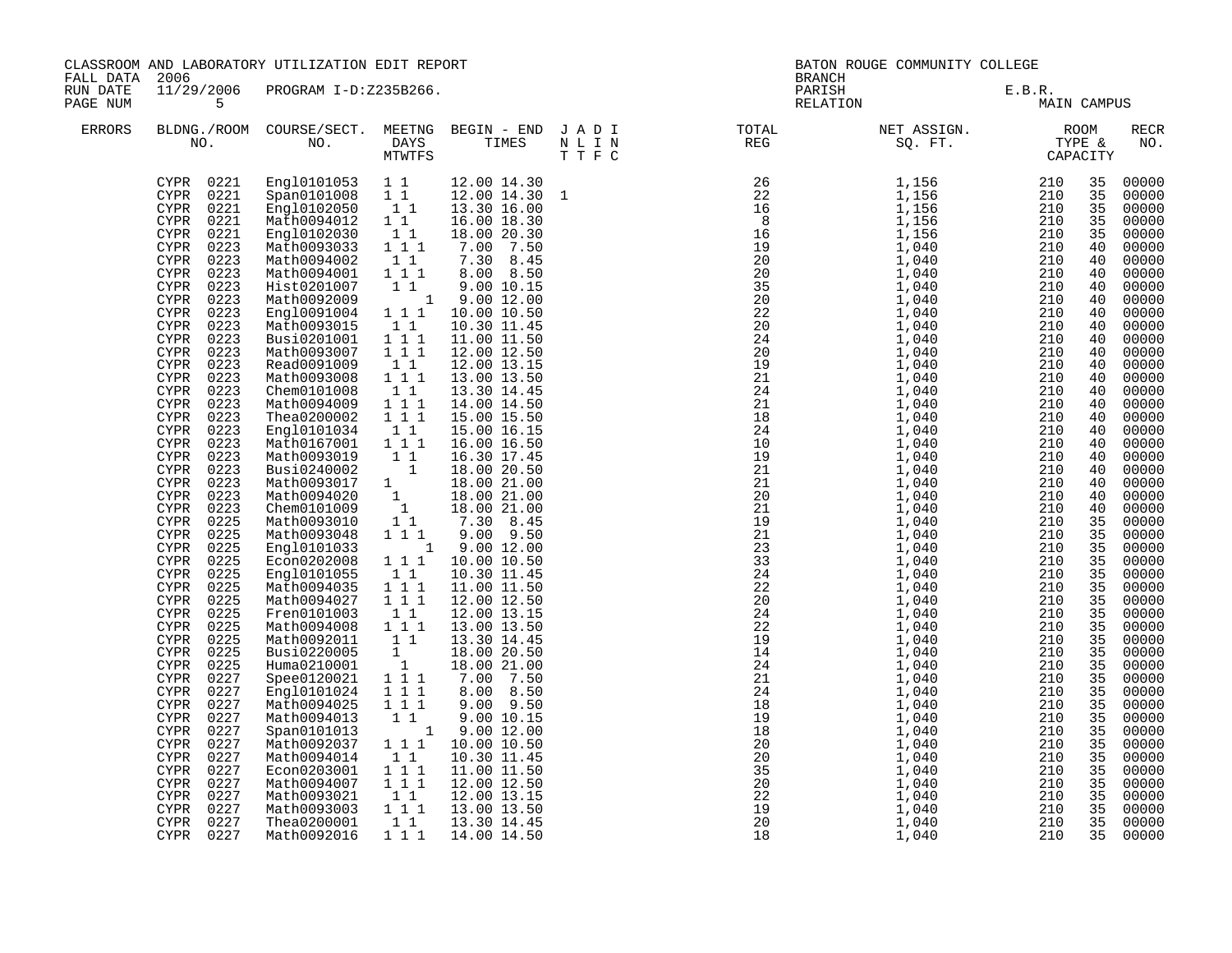CLASSROOM AND LABORATORY UTILIZATION EDIT REPORT
FALL DATA 2006
RUN DATE 11/29/2006 PROGRAM I-D:Z235B266.

BATON ROUGE COMMUNITY COLLEGE
BRANCH
PARISH E.B.R.
RELATION MAIN CAMPUS

| ERRORS | BLDNG./ROOM NO. | COURSE/SECT. NO. | M | T | W | T | F | S | BEGIN - END TIMES | J N T | A L T | D I F | I N C | TOTAL REG | NET ASSIGN. SQ. FT. | ROOM TYPE | CAPACITY | RECR NO. |
|---|---|---|---|---|---|---|---|---|---|---|---|---|---|---|---|---|---|---|
| | CYPR 0221 | Engl0101053 | 1 | | 1 | | | | 12.00 14.30 | | | | | 26 | 1,156 | 210 | 35 | 00000 |
| | CYPR 0221 | Span0101008 | 1 | | 1 | | | | 12.00 14.30 | 1 | | | | 22 | 1,156 | 210 | 35 | 00000 |
| | CYPR 0221 | Engl0102050 | | 1 | | 1 | | | 13.30 16.00 | | | | | 16 | 1,156 | 210 | 35 | 00000 |
| | CYPR 0221 | Math0094012 | 1 | | 1 | | | | 16.00 18.30 | | | | | 8 | 1,156 | 210 | 35 | 00000 |
| | CYPR 0221 | Engl0102030 | | 1 | | 1 | | | 18.00 20.30 | | | | | 16 | 1,156 | 210 | 35 | 00000 |
| | CYPR 0223 | Math0093033 | 1 | | 1 | | 1 | | 7.00 7.50 | | | | | 19 | 1,040 | 210 | 40 | 00000 |
| | CYPR 0223 | Math0094002 | | 1 | | 1 | | | 7.30 8.45 | | | | | 20 | 1,040 | 210 | 40 | 00000 |
| | CYPR 0223 | Math0094001 | 1 | | 1 | | 1 | | 8.00 8.50 | | | | | 20 | 1,040 | 210 | 40 | 00000 |
| | CYPR 0223 | Hist0201007 | | 1 | | 1 | | | 9.00 10.15 | | | | | 35 | 1,040 | 210 | 40 | 00000 |
| | CYPR 0223 | Math0092009 | | | | | | 1 | 9.00 12.00 | | | | | 20 | 1,040 | 210 | 40 | 00000 |
| | CYPR 0223 | Engl0091004 | 1 | | 1 | | 1 | | 10.00 10.50 | | | | | 22 | 1,040 | 210 | 40 | 00000 |
| | CYPR 0223 | Math0093015 | | 1 | | 1 | | | 10.30 11.45 | | | | | 20 | 1,040 | 210 | 40 | 00000 |
| | CYPR 0223 | Busi0201001 | 1 | | 1 | | 1 | | 11.00 11.50 | | | | | 24 | 1,040 | 210 | 40 | 00000 |
| | CYPR 0223 | Math0093007 | 1 | | 1 | | 1 | | 12.00 12.50 | | | | | 20 | 1,040 | 210 | 40 | 00000 |
| | CYPR 0223 | Read0091009 | | 1 | | 1 | | | 12.00 13.15 | | | | | 19 | 1,040 | 210 | 40 | 00000 |
| | CYPR 0223 | Math0093008 | 1 | | 1 | | 1 | | 13.00 13.50 | | | | | 21 | 1,040 | 210 | 40 | 00000 |
| | CYPR 0223 | Chem0101008 | | 1 | | 1 | | | 13.30 14.45 | | | | | 24 | 1,040 | 210 | 40 | 00000 |
| | CYPR 0223 | Math0094009 | 1 | | 1 | | 1 | | 14.00 14.50 | | | | | 21 | 1,040 | 210 | 40 | 00000 |
| | CYPR 0223 | Thea0200002 | 1 | | 1 | | 1 | | 15.00 15.50 | | | | | 18 | 1,040 | 210 | 40 | 00000 |
| | CYPR 0223 | Engl0101034 | | 1 | | 1 | | | 15.00 16.15 | | | | | 24 | 1,040 | 210 | 40 | 00000 |
| | CYPR 0223 | Math0167001 | 1 | | 1 | | 1 | | 16.00 16.50 | | | | | 10 | 1,040 | 210 | 40 | 00000 |
| | CYPR 0223 | Math0093019 | | 1 | | 1 | | | 16.30 17.45 | | | | | 19 | 1,040 | 210 | 40 | 00000 |
| | CYPR 0223 | Busi0240002 | | | | 1 | | | 18.00 20.50 | | | | | 21 | 1,040 | 210 | 40 | 00000 |
| | CYPR 0223 | Math0093017 | 1 | | | | | | 18.00 21.00 | | | | | 21 | 1,040 | 210 | 40 | 00000 |
| | CYPR 0223 | Math0094020 | | 1 | | | | | 18.00 21.00 | | | | | 20 | 1,040 | 210 | 40 | 00000 |
| | CYPR 0223 | Chem0101009 | | | 1 | | | | 18.00 21.00 | | | | | 21 | 1,040 | 210 | 40 | 00000 |
| | CYPR 0225 | Math0093010 | | 1 | | 1 | | | 7.30 8.45 | | | | | 19 | 1,040 | 210 | 35 | 00000 |
| | CYPR 0225 | Math0093048 | 1 | | 1 | | 1 | | 9.00 9.50 | | | | | 21 | 1,040 | 210 | 35 | 00000 |
| | CYPR 0225 | Engl0101033 | | | | | | 1 | 9.00 12.00 | | | | | 23 | 1,040 | 210 | 35 | 00000 |
| | CYPR 0225 | Econ0202008 | 1 | | 1 | | 1 | | 10.00 10.50 | | | | | 33 | 1,040 | 210 | 35 | 00000 |
| | CYPR 0225 | Engl0101055 | | 1 | | 1 | | | 10.30 11.45 | | | | | 24 | 1,040 | 210 | 35 | 00000 |
| | CYPR 0225 | Math0094035 | 1 | | 1 | | 1 | | 11.00 11.50 | | | | | 22 | 1,040 | 210 | 35 | 00000 |
| | CYPR 0225 | Math0094027 | 1 | | 1 | | 1 | | 12.00 12.50 | | | | | 20 | 1,040 | 210 | 35 | 00000 |
| | CYPR 0225 | Fren0101003 | | 1 | | 1 | | | 12.00 13.15 | | | | | 24 | 1,040 | 210 | 35 | 00000 |
| | CYPR 0225 | Math0094008 | 1 | | 1 | | 1 | | 13.00 13.50 | | | | | 22 | 1,040 | 210 | 35 | 00000 |
| | CYPR 0225 | Math0092011 | | 1 | | 1 | | | 13.30 14.45 | | | | | 19 | 1,040 | 210 | 35 | 00000 |
| | CYPR 0225 | Busi0220005 | 1 | | | | | | 18.00 20.50 | | | | | 14 | 1,040 | 210 | 35 | 00000 |
| | CYPR 0225 | Huma0210001 | | | 1 | | | | 18.00 21.00 | | | | | 24 | 1,040 | 210 | 35 | 00000 |
| | CYPR 0227 | Spee0120021 | 1 | | 1 | | 1 | | 7.00 7.50 | | | | | 21 | 1,040 | 210 | 35 | 00000 |
| | CYPR 0227 | Engl0101024 | 1 | | 1 | | 1 | | 8.00 8.50 | | | | | 24 | 1,040 | 210 | 35 | 00000 |
| | CYPR 0227 | Math0094025 | 1 | | 1 | | 1 | | 9.00 9.50 | | | | | 18 | 1,040 | 210 | 35 | 00000 |
| | CYPR 0227 | Math0094013 | | 1 | | 1 | | | 9.00 10.15 | | | | | 19 | 1,040 | 210 | 35 | 00000 |
| | CYPR 0227 | Span0101013 | | | | | | 1 | 9.00 12.00 | | | | | 18 | 1,040 | 210 | 35 | 00000 |
| | CYPR 0227 | Math0092037 | 1 | | 1 | | 1 | | 10.00 10.50 | | | | | 20 | 1,040 | 210 | 35 | 00000 |
| | CYPR 0227 | Math0094014 | | 1 | | 1 | | | 10.30 11.45 | | | | | 20 | 1,040 | 210 | 35 | 00000 |
| | CYPR 0227 | Econ0203001 | 1 | | 1 | | 1 | | 11.00 11.50 | | | | | 35 | 1,040 | 210 | 35 | 00000 |
| | CYPR 0227 | Math0094007 | 1 | | 1 | | 1 | | 12.00 12.50 | | | | | 20 | 1,040 | 210 | 35 | 00000 |
| | CYPR 0227 | Math0093021 | | 1 | | 1 | | | 12.00 13.15 | | | | | 22 | 1,040 | 210 | 35 | 00000 |
| | CYPR 0227 | Math0093003 | 1 | | 1 | | 1 | | 13.00 13.50 | | | | | 19 | 1,040 | 210 | 35 | 00000 |
| | CYPR 0227 | Thea0200001 | | 1 | | 1 | | | 13.30 14.45 | | | | | 20 | 1,040 | 210 | 35 | 00000 |
| | CYPR 0227 | Math0092016 | 1 | | 1 | | 1 | | 14.00 14.50 | | | | | 18 | 1,040 | 210 | 35 | 00000 |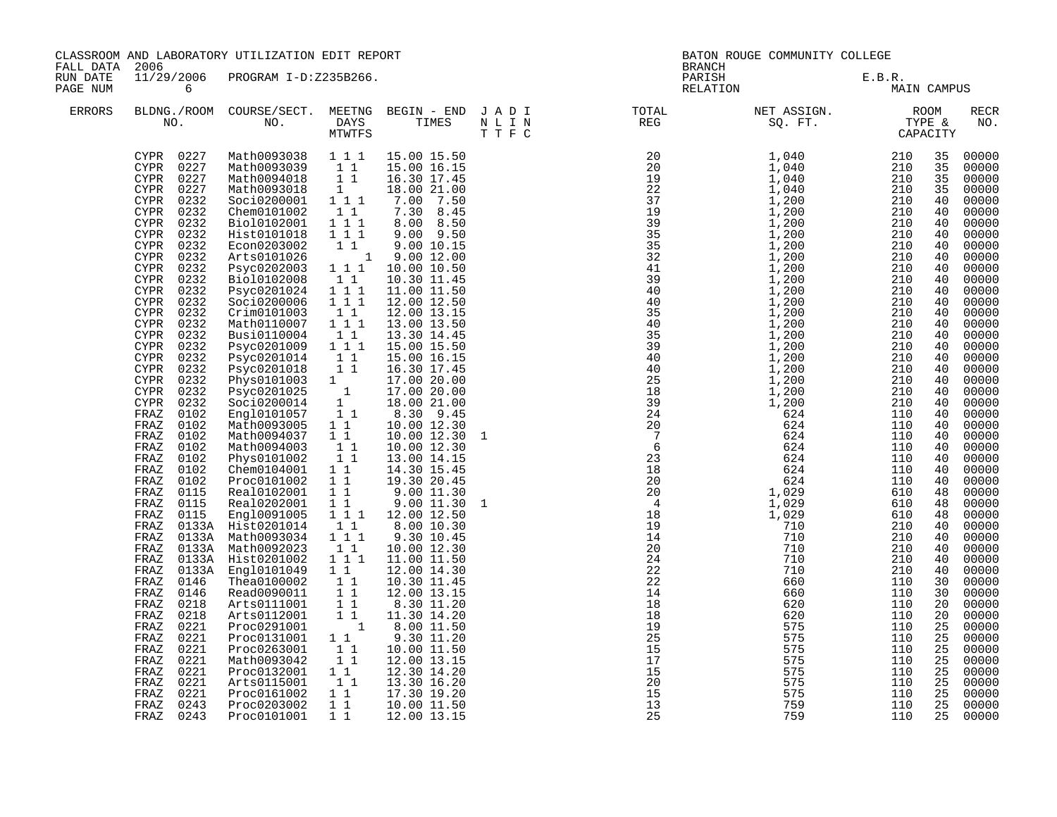CLASSROOM AND LABORATORY UTILIZATION EDIT REPORT
FALL DATA 2006
RUN DATE 11/29/2006 PROGRAM I-D:Z235B266.

BATON ROUGE COMMUNITY COLLEGE
BRANCH
PARISH E.B.R.
RELATION MAIN CAMPUS

| ERRORS | BLDNG./ROOM NO. | COURSE/SECT. NO. | MEETNG DAYS MTWTFS | BEGIN - END TIMES | J A D I N L I N T T F C | TOTAL REG | NET ASSIGN. SQ. FT. | ROOM TYPE & | CAPACITY | RECR NO. |
|---|---|---|---|---|---|---|---|---|---|---|
| | CYPR 0227 | Math0093038 | 1 1 1 | 15.00 15.50 | | 20 | 1,040 | 210 | 35 | 00000 |
| | CYPR 0227 | Math0093039 | 1 1 | 15.00 16.15 | | 20 | 1,040 | 210 | 35 | 00000 |
| | CYPR 0227 | Math0094018 | 1 1 | 16.30 17.45 | | 19 | 1,040 | 210 | 35 | 00000 |
| | CYPR 0227 | Math0093018 | 1 | 18.00 21.00 | | 22 | 1,040 | 210 | 35 | 00000 |
| | CYPR 0232 | Soci0200001 | 1 1 1 | 7.00 7.50 | | 37 | 1,200 | 210 | 40 | 00000 |
| | CYPR 0232 | Chem0101002 | 1 1 | 7.30 8.45 | | 19 | 1,200 | 210 | 40 | 00000 |
| | CYPR 0232 | Biol0102001 | 1 1 1 | 8.00 8.50 | | 39 | 1,200 | 210 | 40 | 00000 |
| | CYPR 0232 | Hist0101018 | 1 1 1 | 9.00 9.50 | | 35 | 1,200 | 210 | 40 | 00000 |
| | CYPR 0232 | Econ0203002 | 1 1 | 9.00 10.15 | | 35 | 1,200 | 210 | 40 | 00000 |
| | CYPR 0232 | Arts0101026 | 1 | 9.00 12.00 | | 32 | 1,200 | 210 | 40 | 00000 |
| | CYPR 0232 | Psyc0202003 | 1 1 1 | 10.00 10.50 | | 41 | 1,200 | 210 | 40 | 00000 |
| | CYPR 0232 | Biol0102008 | 1 1 | 10.30 11.45 | | 39 | 1,200 | 210 | 40 | 00000 |
| | CYPR 0232 | Psyc0201024 | 1 1 1 | 11.00 11.50 | | 40 | 1,200 | 210 | 40 | 00000 |
| | CYPR 0232 | Soci0200006 | 1 1 1 | 12.00 12.50 | | 40 | 1,200 | 210 | 40 | 00000 |
| | CYPR 0232 | Crim0101003 | 1 1 | 12.00 13.15 | | 35 | 1,200 | 210 | 40 | 00000 |
| | CYPR 0232 | Math0110007 | 1 1 1 | 13.00 13.50 | | 40 | 1,200 | 210 | 40 | 00000 |
| | CYPR 0232 | Busi0110004 | 1 1 | 13.30 14.45 | | 35 | 1,200 | 210 | 40 | 00000 |
| | CYPR 0232 | Psyc0201009 | 1 1 1 | 15.00 15.50 | | 39 | 1,200 | 210 | 40 | 00000 |
| | CYPR 0232 | Psyc0201014 | 1 1 | 15.00 16.15 | | 40 | 1,200 | 210 | 40 | 00000 |
| | CYPR 0232 | Psyc0201018 | 1 1 | 16.30 17.45 | | 40 | 1,200 | 210 | 40 | 00000 |
| | CYPR 0232 | Phys0101003 | 1 | 17.00 20.00 | | 25 | 1,200 | 210 | 40 | 00000 |
| | CYPR 0232 | Psyc0201025 | 1 | 17.00 20.00 | | 18 | 1,200 | 210 | 40 | 00000 |
| | CYPR 0232 | Soci0200014 | 1 | 18.00 21.00 | | 39 | 1,200 | 210 | 40 | 00000 |
| | FRAZ 0102 | Engl0101057 | 1 1 | 8.30 9.45 | | 24 | 624 | 110 | 40 | 00000 |
| | FRAZ 0102 | Math0093005 | 1 1 | 10.00 12.30 | | 20 | 624 | 110 | 40 | 00000 |
| | FRAZ 0102 | Math0094037 | 1 1 | 10.00 12.30 | 1 | 7 | 624 | 110 | 40 | 00000 |
| | FRAZ 0102 | Math0094003 | 1 1 | 10.00 12.30 | | 6 | 624 | 110 | 40 | 00000 |
| | FRAZ 0102 | Phys0101002 | 1 1 | 13.00 14.15 | | 23 | 624 | 110 | 40 | 00000 |
| | FRAZ 0102 | Chem0104001 | 1 1 | 14.30 15.45 | | 18 | 624 | 110 | 40 | 00000 |
| | FRAZ 0102 | Proc0101002 | 1 1 | 19.30 20.45 | | 20 | 624 | 110 | 40 | 00000 |
| | FRAZ 0115 | Real0102001 | 1 1 | 9.00 11.30 | | 20 | 1,029 | 610 | 48 | 00000 |
| | FRAZ 0115 | Real0202001 | 1 1 | 9.00 11.30 | 1 | 4 | 1,029 | 610 | 48 | 00000 |
| | FRAZ 0115 | Engl0091005 | 1 1 1 | 12.00 12.50 | | 18 | 1,029 | 610 | 48 | 00000 |
| | FRAZ 0133A | Hist0201014 | 1 1 | 8.00 10.30 | | 19 | 710 | 210 | 40 | 00000 |
| | FRAZ 0133A | Math0093034 | 1 1 1 | 9.30 10.45 | | 14 | 710 | 210 | 40 | 00000 |
| | FRAZ 0133A | Math0092023 | 1 1 | 10.00 12.30 | | 20 | 710 | 210 | 40 | 00000 |
| | FRAZ 0133A | Hist0201002 | 1 1 1 | 11.00 11.50 | | 24 | 710 | 210 | 40 | 00000 |
| | FRAZ 0133A | Engl0101049 | 1 1 | 12.00 14.30 | | 22 | 710 | 210 | 40 | 00000 |
| | FRAZ 0146 | Thea0100002 | 1 1 | 10.30 11.45 | | 22 | 660 | 110 | 30 | 00000 |
| | FRAZ 0146 | Read0090011 | 1 1 | 12.00 13.15 | | 14 | 660 | 110 | 30 | 00000 |
| | FRAZ 0218 | Arts0111001 | 1 1 | 8.30 11.20 | | 18 | 620 | 110 | 20 | 00000 |
| | FRAZ 0218 | Arts0112001 | 1 1 | 11.30 14.20 | | 18 | 620 | 110 | 20 | 00000 |
| | FRAZ 0221 | Proc0291001 | 1 | 8.00 11.50 | | 19 | 575 | 110 | 25 | 00000 |
| | FRAZ 0221 | Proc0131001 | 1 1 | 9.30 11.20 | | 25 | 575 | 110 | 25 | 00000 |
| | FRAZ 0221 | Proc0263001 | 1 1 | 10.00 11.50 | | 15 | 575 | 110 | 25 | 00000 |
| | FRAZ 0221 | Math0093042 | 1 1 | 12.00 13.15 | | 17 | 575 | 110 | 25 | 00000 |
| | FRAZ 0221 | Proc0132001 | 1 1 | 12.30 14.20 | | 15 | 575 | 110 | 25 | 00000 |
| | FRAZ 0221 | Arts0115001 | 1 1 | 13.30 16.20 | | 20 | 575 | 110 | 25 | 00000 |
| | FRAZ 0221 | Proc0161002 | 1 1 | 17.30 19.20 | | 15 | 575 | 110 | 25 | 00000 |
| | FRAZ 0243 | Proc0203002 | 1 1 | 10.00 11.50 | | 13 | 759 | 110 | 25 | 00000 |
| | FRAZ 0243 | Proc0101001 | 1 1 | 12.00 13.15 | | 25 | 759 | 110 | 25 | 00000 |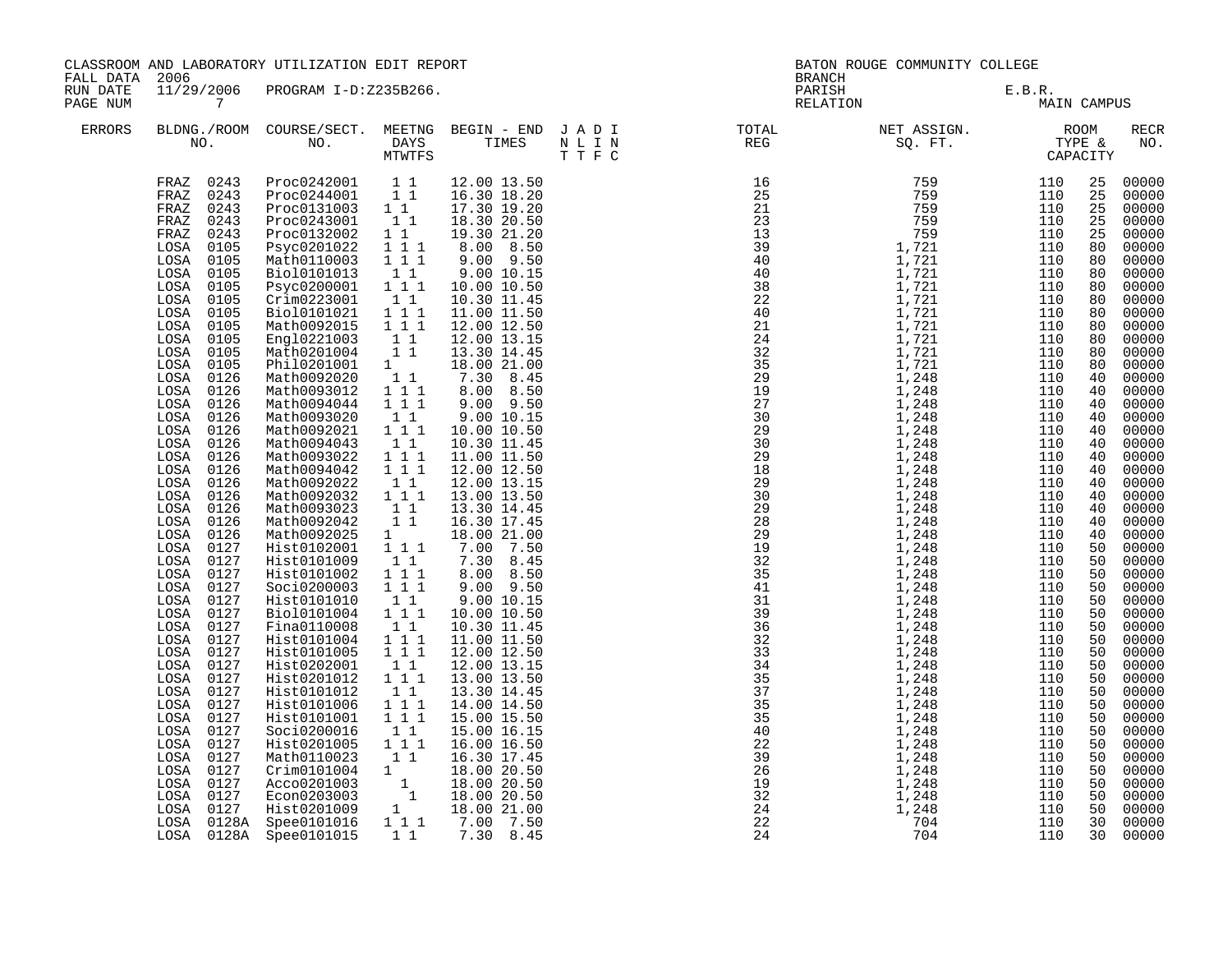CLASSROOM AND LABORATORY UTILIZATION EDIT REPORT
FALL DATA 2006
RUN DATE 11/29/2006 PROGRAM I-D:Z235B266.

BATON ROUGE COMMUNITY COLLEGE
BRANCH
PARISH E.B.R.
RELATION MAIN CAMPUS

| ERRORS | BLDNG./ROOM NO. | COURSE/SECT. NO. | MEETNG DAYS MTWTFS | BEGIN - END TIMES | J A D I N L I N T T F C | TOTAL REG | NET ASSIGN. SQ. FT. | ROOM TYPE & | CAPACITY | RECR NO. |
|---|---|---|---|---|---|---|---|---|---|---|
| | FRAZ 0243 | Proc0242001 | 1 1 | 12.00 13.50 | | 16 | 759 | 110 | 25 | 00000 |
| | FRAZ 0243 | Proc0244001 | 1 1 | 16.30 18.20 | | 25 | 759 | 110 | 25 | 00000 |
| | FRAZ 0243 | Proc0131003 | 1 1 | 17.30 19.20 | | 21 | 759 | 110 | 25 | 00000 |
| | FRAZ 0243 | Proc0243001 | 1 1 | 18.30 20.50 | | 23 | 759 | 110 | 25 | 00000 |
| | FRAZ 0243 | Proc0132002 | 1 1 | 19.30 21.20 | | 13 | 759 | 110 | 25 | 00000 |
| | LOSA 0105 | Psyc0201022 | 1 1 1 | 8.00 8.50 | | 39 | 1,721 | 110 | 80 | 00000 |
| | LOSA 0105 | Math0110003 | 1 1 1 | 9.00 9.50 | | 40 | 1,721 | 110 | 80 | 00000 |
| | LOSA 0105 | Biol0101013 | 1 1 | 9.00 10.15 | | 40 | 1,721 | 110 | 80 | 00000 |
| | LOSA 0105 | Psyc0200001 | 1 1 1 | 10.00 10.50 | | 38 | 1,721 | 110 | 80 | 00000 |
| | LOSA 0105 | Crim0223001 | 1 1 | 10.30 11.45 | | 22 | 1,721 | 110 | 80 | 00000 |
| | LOSA 0105 | Biol0101021 | 1 1 1 | 11.00 11.50 | | 40 | 1,721 | 110 | 80 | 00000 |
| | LOSA 0105 | Math0092015 | 1 1 1 | 12.00 12.50 | | 21 | 1,721 | 110 | 80 | 00000 |
| | LOSA 0105 | Engl0221003 | 1 1 | 12.00 13.15 | | 24 | 1,721 | 110 | 80 | 00000 |
| | LOSA 0105 | Math0201004 | 1 1 | 13.30 14.45 | | 32 | 1,721 | 110 | 80 | 00000 |
| | LOSA 0105 | Phil0201001 | 1 | 18.00 21.00 | | 35 | 1,721 | 110 | 80 | 00000 |
| | LOSA 0126 | Math0092020 | 1 1 | 7.30 8.45 | | 29 | 1,248 | 110 | 40 | 00000 |
| | LOSA 0126 | Math0093012 | 1 1 1 | 8.00 8.50 | | 19 | 1,248 | 110 | 40 | 00000 |
| | LOSA 0126 | Math0094044 | 1 1 1 | 9.00 9.50 | | 27 | 1,248 | 110 | 40 | 00000 |
| | LOSA 0126 | Math0093020 | 1 1 | 9.00 10.15 | | 30 | 1,248 | 110 | 40 | 00000 |
| | LOSA 0126 | Math0092021 | 1 1 1 | 10.00 10.50 | | 29 | 1,248 | 110 | 40 | 00000 |
| | LOSA 0126 | Math0094043 | 1 1 | 10.30 11.45 | | 30 | 1,248 | 110 | 40 | 00000 |
| | LOSA 0126 | Math0093022 | 1 1 1 | 11.00 11.50 | | 29 | 1,248 | 110 | 40 | 00000 |
| | LOSA 0126 | Math0094042 | 1 1 1 | 12.00 12.50 | | 18 | 1,248 | 110 | 40 | 00000 |
| | LOSA 0126 | Math0092022 | 1 1 | 12.00 13.15 | | 29 | 1,248 | 110 | 40 | 00000 |
| | LOSA 0126 | Math0092032 | 1 1 1 | 13.00 13.50 | | 30 | 1,248 | 110 | 40 | 00000 |
| | LOSA 0126 | Math0093023 | 1 1 | 13.30 14.45 | | 29 | 1,248 | 110 | 40 | 00000 |
| | LOSA 0126 | Math0092042 | 1 1 | 16.30 17.45 | | 28 | 1,248 | 110 | 40 | 00000 |
| | LOSA 0126 | Math0092025 | 1 | 18.00 21.00 | | 29 | 1,248 | 110 | 40 | 00000 |
| | LOSA 0127 | Hist0102001 | 1 1 1 | 7.00 7.50 | | 19 | 1,248 | 110 | 50 | 00000 |
| | LOSA 0127 | Hist0101009 | 1 1 | 7.30 8.45 | | 32 | 1,248 | 110 | 50 | 00000 |
| | LOSA 0127 | Hist0101002 | 1 1 1 | 8.00 8.50 | | 35 | 1,248 | 110 | 50 | 00000 |
| | LOSA 0127 | Soci0200003 | 1 1 1 | 9.00 9.50 | | 41 | 1,248 | 110 | 50 | 00000 |
| | LOSA 0127 | Hist0101010 | 1 1 | 9.00 10.15 | | 31 | 1,248 | 110 | 50 | 00000 |
| | LOSA 0127 | Biol0101004 | 1 1 1 | 10.00 10.50 | | 39 | 1,248 | 110 | 50 | 00000 |
| | LOSA 0127 | Fina0110008 | 1 1 | 10.30 11.45 | | 36 | 1,248 | 110 | 50 | 00000 |
| | LOSA 0127 | Hist0101004 | 1 1 1 | 11.00 11.50 | | 32 | 1,248 | 110 | 50 | 00000 |
| | LOSA 0127 | Hist0101005 | 1 1 1 | 12.00 12.50 | | 33 | 1,248 | 110 | 50 | 00000 |
| | LOSA 0127 | Hist0202001 | 1 1 | 12.00 13.15 | | 34 | 1,248 | 110 | 50 | 00000 |
| | LOSA 0127 | Hist0201012 | 1 1 1 | 13.00 13.50 | | 35 | 1,248 | 110 | 50 | 00000 |
| | LOSA 0127 | Hist0101012 | 1 1 | 13.30 14.45 | | 37 | 1,248 | 110 | 50 | 00000 |
| | LOSA 0127 | Hist0101006 | 1 1 1 | 14.00 14.50 | | 35 | 1,248 | 110 | 50 | 00000 |
| | LOSA 0127 | Hist0101001 | 1 1 1 | 15.00 15.50 | | 35 | 1,248 | 110 | 50 | 00000 |
| | LOSA 0127 | Soci0200016 | 1 1 | 15.00 16.15 | | 40 | 1,248 | 110 | 50 | 00000 |
| | LOSA 0127 | Hist0201005 | 1 1 1 | 16.00 16.50 | | 22 | 1,248 | 110 | 50 | 00000 |
| | LOSA 0127 | Math0110023 | 1 1 | 16.30 17.45 | | 39 | 1,248 | 110 | 50 | 00000 |
| | LOSA 0127 | Crim0101004 | 1 | 18.00 20.50 | | 26 | 1,248 | 110 | 50 | 00000 |
| | LOSA 0127 | Acco0201003 | 1 | 18.00 20.50 | | 19 | 1,248 | 110 | 50 | 00000 |
| | LOSA 0127 | Econ0203003 | 1 | 18.00 20.50 | | 32 | 1,248 | 110 | 50 | 00000 |
| | LOSA 0127 | Hist0201009 | 1 | 18.00 21.00 | | 24 | 1,248 | 110 | 50 | 00000 |
| | LOSA 0128A | Spee0101016 | 1 1 1 | 7.00 7.50 | | 22 | 704 | 110 | 30 | 00000 |
| | LOSA 0128A | Spee0101015 | 1 1 | 7.30 8.45 | | 24 | 704 | 110 | 30 | 00000 |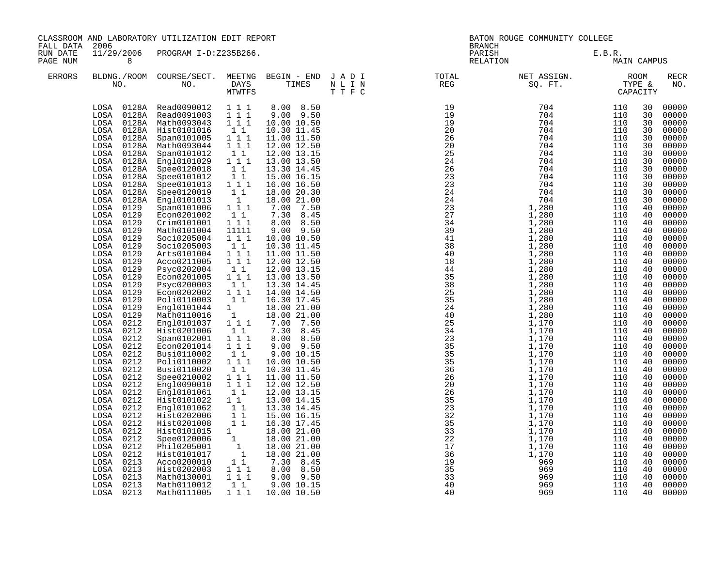CLASSROOM AND LABORATORY UTILIZATION EDIT REPORT
FALL DATA 2006
RUN DATE 11/29/2006 PROGRAM I-D:Z235B266.
PAGE NUM 8

BATON ROUGE COMMUNITY COLLEGE
BRANCH
PARISH E.B.R.
RELATION MAIN CAMPUS

| ERRORS | BLDNG./ROOM NO. | COURSE/SECT. NO. | MEETNG DAYS MTWTFS | BEGIN - END TIMES | J A D I N L I N T T F C | TOTAL REG | NET ASSIGN. SQ. FT. | ROOM TYPE & CAPACITY | | RECR NO. |
|---|---|---|---|---|---|---|---|---|---|---|
| | LOSA 0128A | Read0090012 | 1 1 1 | 8.00 8.50 | | 19 | 704 | 110 | 30 | 00000 |
| | LOSA 0128A | Read0091003 | 1 1 1 | 9.00 9.50 | | 19 | 704 | 110 | 30 | 00000 |
| | LOSA 0128A | Math0093043 | 1 1 1 | 10.00 10.50 | | 19 | 704 | 110 | 30 | 00000 |
| | LOSA 0128A | Hist0101016 | 1 1 | 10.30 11.45 | | 20 | 704 | 110 | 30 | 00000 |
| | LOSA 0128A | Span0101005 | 1 1 1 | 11.00 11.50 | | 26 | 704 | 110 | 30 | 00000 |
| | LOSA 0128A | Math0093044 | 1 1 1 | 12.00 12.50 | | 20 | 704 | 110 | 30 | 00000 |
| | LOSA 0128A | Span0101012 | 1 1 | 12.00 13.15 | | 25 | 704 | 110 | 30 | 00000 |
| | LOSA 0128A | Engl0101029 | 1 1 1 | 13.00 13.50 | | 24 | 704 | 110 | 30 | 00000 |
| | LOSA 0128A | Spee0120018 | 1 1 | 13.30 14.45 | | 26 | 704 | 110 | 30 | 00000 |
| | LOSA 0128A | Spee0101012 | 1 1 | 15.00 16.15 | | 23 | 704 | 110 | 30 | 00000 |
| | LOSA 0128A | Spee0101013 | 1 1 1 | 16.00 16.50 | | 23 | 704 | 110 | 30 | 00000 |
| | LOSA 0128A | Spee0120019 | 1 1 | 18.00 20.30 | | 24 | 704 | 110 | 30 | 00000 |
| | LOSA 0128A | Engl0101013 | 1 | 18.00 21.00 | | 24 | 704 | 110 | 30 | 00000 |
| | LOSA 0129 | Span0101006 | 1 1 1 | 7.00 7.50 | | 23 | 1,280 | 110 | 40 | 00000 |
| | LOSA 0129 | Econ0201002 | 1 1 | 7.30 8.45 | | 27 | 1,280 | 110 | 40 | 00000 |
| | LOSA 0129 | Crim0101001 | 1 1 1 | 8.00 8.50 | | 34 | 1,280 | 110 | 40 | 00000 |
| | LOSA 0129 | Math0101004 | 11111 | 9.00 9.50 | | 39 | 1,280 | 110 | 40 | 00000 |
| | LOSA 0129 | Soci0205004 | 1 1 1 | 10.00 10.50 | | 41 | 1,280 | 110 | 40 | 00000 |
| | LOSA 0129 | Soci0205003 | 1 1 | 10.30 11.45 | | 38 | 1,280 | 110 | 40 | 00000 |
| | LOSA 0129 | Arts0101004 | 1 1 1 | 11.00 11.50 | | 40 | 1,280 | 110 | 40 | 00000 |
| | LOSA 0129 | Acco0211005 | 1 1 1 | 12.00 12.50 | | 18 | 1,280 | 110 | 40 | 00000 |
| | LOSA 0129 | Psyc0202004 | 1 1 | 12.00 13.15 | | 44 | 1,280 | 110 | 40 | 00000 |
| | LOSA 0129 | Econ0201005 | 1 1 1 | 13.00 13.50 | | 35 | 1,280 | 110 | 40 | 00000 |
| | LOSA 0129 | Psyc0200003 | 1 1 | 13.30 14.45 | | 38 | 1,280 | 110 | 40 | 00000 |
| | LOSA 0129 | Econ0202002 | 1 1 1 | 14.00 14.50 | | 25 | 1,280 | 110 | 40 | 00000 |
| | LOSA 0129 | Poli0110003 | 1 1 | 16.30 17.45 | | 35 | 1,280 | 110 | 40 | 00000 |
| | LOSA 0129 | Engl0101044 | 1 | 18.00 21.00 | | 24 | 1,280 | 110 | 40 | 00000 |
| | LOSA 0129 | Math0110016 | 1 | 18.00 21.00 | | 40 | 1,280 | 110 | 40 | 00000 |
| | LOSA 0212 | Engl0101037 | 1 1 1 | 7.00 7.50 | | 25 | 1,170 | 110 | 40 | 00000 |
| | LOSA 0212 | Hist0201006 | 1 1 | 7.30 8.45 | | 34 | 1,170 | 110 | 40 | 00000 |
| | LOSA 0212 | Span0102001 | 1 1 1 | 8.00 8.50 | | 23 | 1,170 | 110 | 40 | 00000 |
| | LOSA 0212 | Econ0201014 | 1 1 1 | 9.00 9.50 | | 35 | 1,170 | 110 | 40 | 00000 |
| | LOSA 0212 | Busi0110002 | 1 1 | 9.00 10.15 | | 35 | 1,170 | 110 | 40 | 00000 |
| | LOSA 0212 | Poli0110002 | 1 1 1 | 10.00 10.50 | | 35 | 1,170 | 110 | 40 | 00000 |
| | LOSA 0212 | Busi0110020 | 1 1 | 10.30 11.45 | | 36 | 1,170 | 110 | 40 | 00000 |
| | LOSA 0212 | Spee0210002 | 1 1 1 | 11.00 11.50 | | 26 | 1,170 | 110 | 40 | 00000 |
| | LOSA 0212 | Engl0090010 | 1 1 1 | 12.00 12.50 | | 20 | 1,170 | 110 | 40 | 00000 |
| | LOSA 0212 | Engl0101061 | 1 1 | 12.00 13.15 | | 26 | 1,170 | 110 | 40 | 00000 |
| | LOSA 0212 | Hist0101022 | 1 1 | 13.00 14.15 | | 35 | 1,170 | 110 | 40 | 00000 |
| | LOSA 0212 | Engl0101062 | 1 1 | 13.30 14.45 | | 23 | 1,170 | 110 | 40 | 00000 |
| | LOSA 0212 | Hist0202006 | 1 1 | 15.00 16.15 | | 32 | 1,170 | 110 | 40 | 00000 |
| | LOSA 0212 | Hist0201008 | 1 1 | 16.30 17.45 | | 35 | 1,170 | 110 | 40 | 00000 |
| | LOSA 0212 | Hist0101015 | 1 | 18.00 21.00 | | 33 | 1,170 | 110 | 40 | 00000 |
| | LOSA 0212 | Spee0120006 | 1 | 18.00 21.00 | | 22 | 1,170 | 110 | 40 | 00000 |
| | LOSA 0212 | Phil0205001 | 1 | 18.00 21.00 | | 17 | 1,170 | 110 | 40 | 00000 |
| | LOSA 0212 | Hist0101017 | 1 | 18.00 21.00 | | 36 | 1,170 | 110 | 40 | 00000 |
| | LOSA 0213 | Acco0200010 | 1 1 | 7.30 8.45 | | 19 | 969 | 110 | 40 | 00000 |
| | LOSA 0213 | Hist0202003 | 1 1 1 | 8.00 8.50 | | 35 | 969 | 110 | 40 | 00000 |
| | LOSA 0213 | Math0130001 | 1 1 1 | 9.00 9.50 | | 33 | 969 | 110 | 40 | 00000 |
| | LOSA 0213 | Math0110012 | 1 1 | 9.00 10.15 | | 40 | 969 | 110 | 40 | 00000 |
| | LOSA 0213 | Math0111005 | 1 1 1 | 10.00 10.50 | | 40 | 969 | 110 | 40 | 00000 |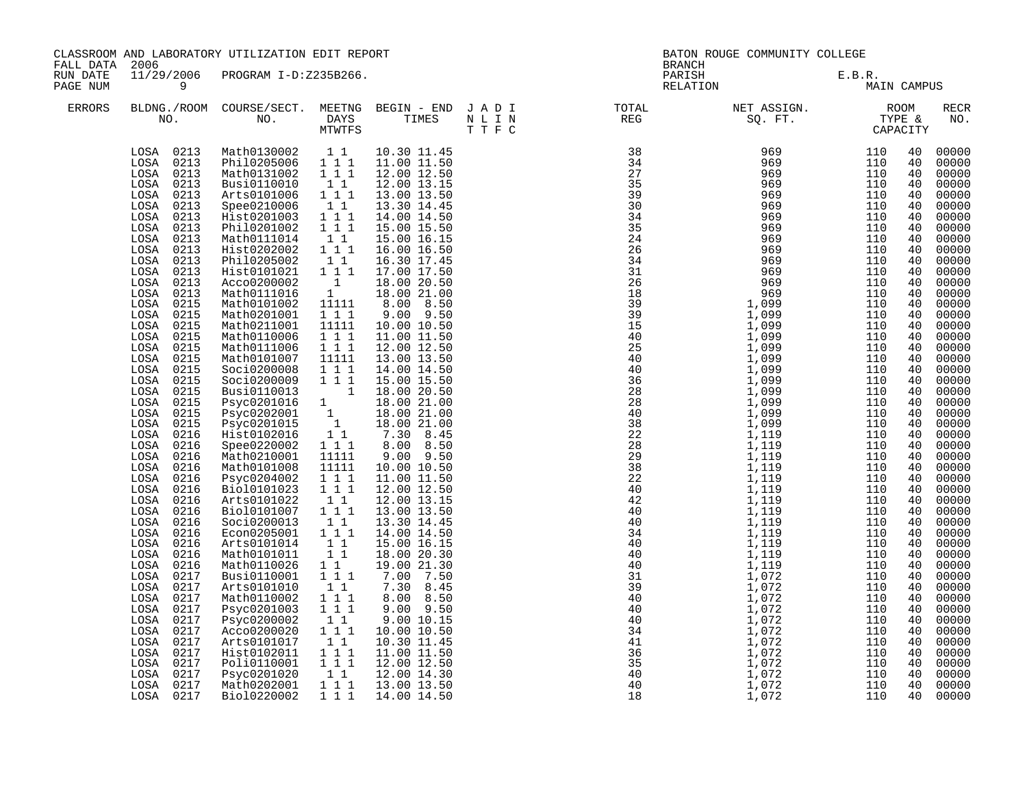CLASSROOM AND LABORATORY UTILIZATION EDIT REPORT
FALL DATA 2006
RUN DATE 11/29/2006 PROGRAM I-D:Z235B266.

BATON ROUGE COMMUNITY COLLEGE
BRANCH
PARISH E.B.R.
RELATION MAIN CAMPUS

| ERRORS | BLDNG./ROOM NO. | COURSE/SECT. NO. | MEETNG DAYS MTWTFS | BEGIN - END TIMES | J A D I N L I N T T F C | TOTAL REG | NET ASSIGN. SQ. FT. | ROOM TYPE & | CAPACITY | RECR NO. |
|---|---|---|---|---|---|---|---|---|---|---|
| | LOSA 0213 | Math0130002 | 1 1 | 10.30 11.45 | | 38 | 969 | 110 | 40 | 00000 |
| | LOSA 0213 | Phil0205006 | 1 1 1 | 11.00 11.50 | | 34 | 969 | 110 | 40 | 00000 |
| | LOSA 0213 | Math0131002 | 1 1 1 | 12.00 12.50 | | 27 | 969 | 110 | 40 | 00000 |
| | LOSA 0213 | Busi0110010 | 1 1 | 12.00 13.15 | | 35 | 969 | 110 | 40 | 00000 |
| | LOSA 0213 | Arts0101006 | 1 1 1 | 13.00 13.50 | | 39 | 969 | 110 | 40 | 00000 |
| | LOSA 0213 | Spee0210006 | 1 1 | 13.30 14.45 | | 30 | 969 | 110 | 40 | 00000 |
| | LOSA 0213 | Hist0201003 | 1 1 1 | 14.00 14.50 | | 34 | 969 | 110 | 40 | 00000 |
| | LOSA 0213 | Phil0201002 | 1 1 1 | 15.00 15.50 | | 35 | 969 | 110 | 40 | 00000 |
| | LOSA 0213 | Math0111014 | 1 1 | 15.00 16.15 | | 24 | 969 | 110 | 40 | 00000 |
| | LOSA 0213 | Hist0202002 | 1 1 1 | 16.00 16.50 | | 26 | 969 | 110 | 40 | 00000 |
| | LOSA 0213 | Phil0205002 | 1 1 | 16.30 17.45 | | 34 | 969 | 110 | 40 | 00000 |
| | LOSA 0213 | Hist0101021 | 1 1 1 | 17.00 17.50 | | 31 | 969 | 110 | 40 | 00000 |
| | LOSA 0213 | Acco0200002 | 1 | 18.00 20.50 | | 26 | 969 | 110 | 40 | 00000 |
| | LOSA 0213 | Math0111016 | 1 | 18.00 21.00 | | 18 | 969 | 110 | 40 | 00000 |
| | LOSA 0215 | Math0101002 | 11111 | 8.00 8.50 | | 39 | 1,099 | 110 | 40 | 00000 |
| | LOSA 0215 | Math0201001 | 1 1 1 | 9.00 9.50 | | 39 | 1,099 | 110 | 40 | 00000 |
| | LOSA 0215 | Math0211001 | 11111 | 10.00 10.50 | | 15 | 1,099 | 110 | 40 | 00000 |
| | LOSA 0215 | Math0110006 | 1 1 1 | 11.00 11.50 | | 40 | 1,099 | 110 | 40 | 00000 |
| | LOSA 0215 | Math0111006 | 1 1 1 | 12.00 12.50 | | 25 | 1,099 | 110 | 40 | 00000 |
| | LOSA 0215 | Math0101007 | 11111 | 13.00 13.50 | | 40 | 1,099 | 110 | 40 | 00000 |
| | LOSA 0215 | Soci0200008 | 1 1 1 | 14.00 14.50 | | 40 | 1,099 | 110 | 40 | 00000 |
| | LOSA 0215 | Soci0200009 | 1 1 1 | 15.00 15.50 | | 36 | 1,099 | 110 | 40 | 00000 |
| | LOSA 0215 | Busi0110013 | 1 | 18.00 20.50 | | 28 | 1,099 | 110 | 40 | 00000 |
| | LOSA 0215 | Psyc0201016 | 1 | 18.00 21.00 | | 28 | 1,099 | 110 | 40 | 00000 |
| | LOSA 0215 | Psyc0202001 | 1 | 18.00 21.00 | | 40 | 1,099 | 110 | 40 | 00000 |
| | LOSA 0215 | Psyc0201015 | 1 | 18.00 21.00 | | 38 | 1,099 | 110 | 40 | 00000 |
| | LOSA 0216 | Hist0102016 | 1 1 | 7.30 8.45 | | 22 | 1,119 | 110 | 40 | 00000 |
| | LOSA 0216 | Spee0220002 | 1 1 1 | 8.00 8.50 | | 28 | 1,119 | 110 | 40 | 00000 |
| | LOSA 0216 | Math0210001 | 11111 | 9.00 9.50 | | 29 | 1,119 | 110 | 40 | 00000 |
| | LOSA 0216 | Math0101008 | 11111 | 10.00 10.50 | | 38 | 1,119 | 110 | 40 | 00000 |
| | LOSA 0216 | Psyc0204002 | 1 1 1 | 11.00 11.50 | | 22 | 1,119 | 110 | 40 | 00000 |
| | LOSA 0216 | Biol0101023 | 1 1 1 | 12.00 12.50 | | 40 | 1,119 | 110 | 40 | 00000 |
| | LOSA 0216 | Arts0101022 | 1 1 | 12.00 13.15 | | 42 | 1,119 | 110 | 40 | 00000 |
| | LOSA 0216 | Biol0101007 | 1 1 1 | 13.00 13.50 | | 40 | 1,119 | 110 | 40 | 00000 |
| | LOSA 0216 | Soci0200013 | 1 1 | 13.30 14.45 | | 40 | 1,119 | 110 | 40 | 00000 |
| | LOSA 0216 | Econ0205001 | 1 1 1 | 14.00 14.50 | | 34 | 1,119 | 110 | 40 | 00000 |
| | LOSA 0216 | Arts0101014 | 1 1 | 15.00 16.15 | | 40 | 1,119 | 110 | 40 | 00000 |
| | LOSA 0216 | Math0101011 | 1 1 | 18.00 20.30 | | 40 | 1,119 | 110 | 40 | 00000 |
| | LOSA 0216 | Math0110026 | 1 1 | 19.00 21.30 | | 40 | 1,119 | 110 | 40 | 00000 |
| | LOSA 0217 | Busi0110001 | 1 1 1 | 7.00 7.50 | | 31 | 1,072 | 110 | 40 | 00000 |
| | LOSA 0217 | Arts0101010 | 1 1 | 7.30 8.45 | | 39 | 1,072 | 110 | 40 | 00000 |
| | LOSA 0217 | Math0110002 | 1 1 1 | 8.00 8.50 | | 40 | 1,072 | 110 | 40 | 00000 |
| | LOSA 0217 | Psyc0201003 | 1 1 1 | 9.00 9.50 | | 40 | 1,072 | 110 | 40 | 00000 |
| | LOSA 0217 | Psyc0200002 | 1 1 | 9.00 10.15 | | 40 | 1,072 | 110 | 40 | 00000 |
| | LOSA 0217 | Acco0200020 | 1 1 1 | 10.00 10.50 | | 34 | 1,072 | 110 | 40 | 00000 |
| | LOSA 0217 | Arts0101017 | 1 1 | 10.30 11.45 | | 41 | 1,072 | 110 | 40 | 00000 |
| | LOSA 0217 | Hist0102011 | 1 1 1 | 11.00 11.50 | | 36 | 1,072 | 110 | 40 | 00000 |
| | LOSA 0217 | Poli0110001 | 1 1 1 | 12.00 12.50 | | 35 | 1,072 | 110 | 40 | 00000 |
| | LOSA 0217 | Psyc0201020 | 1 1 | 12.00 14.30 | | 40 | 1,072 | 110 | 40 | 00000 |
| | LOSA 0217 | Math0202001 | 1 1 1 | 13.00 13.50 | | 40 | 1,072 | 110 | 40 | 00000 |
| | LOSA 0217 | Biol0220002 | 1 1 1 | 14.00 14.50 | | 18 | 1,072 | 110 | 40 | 00000 |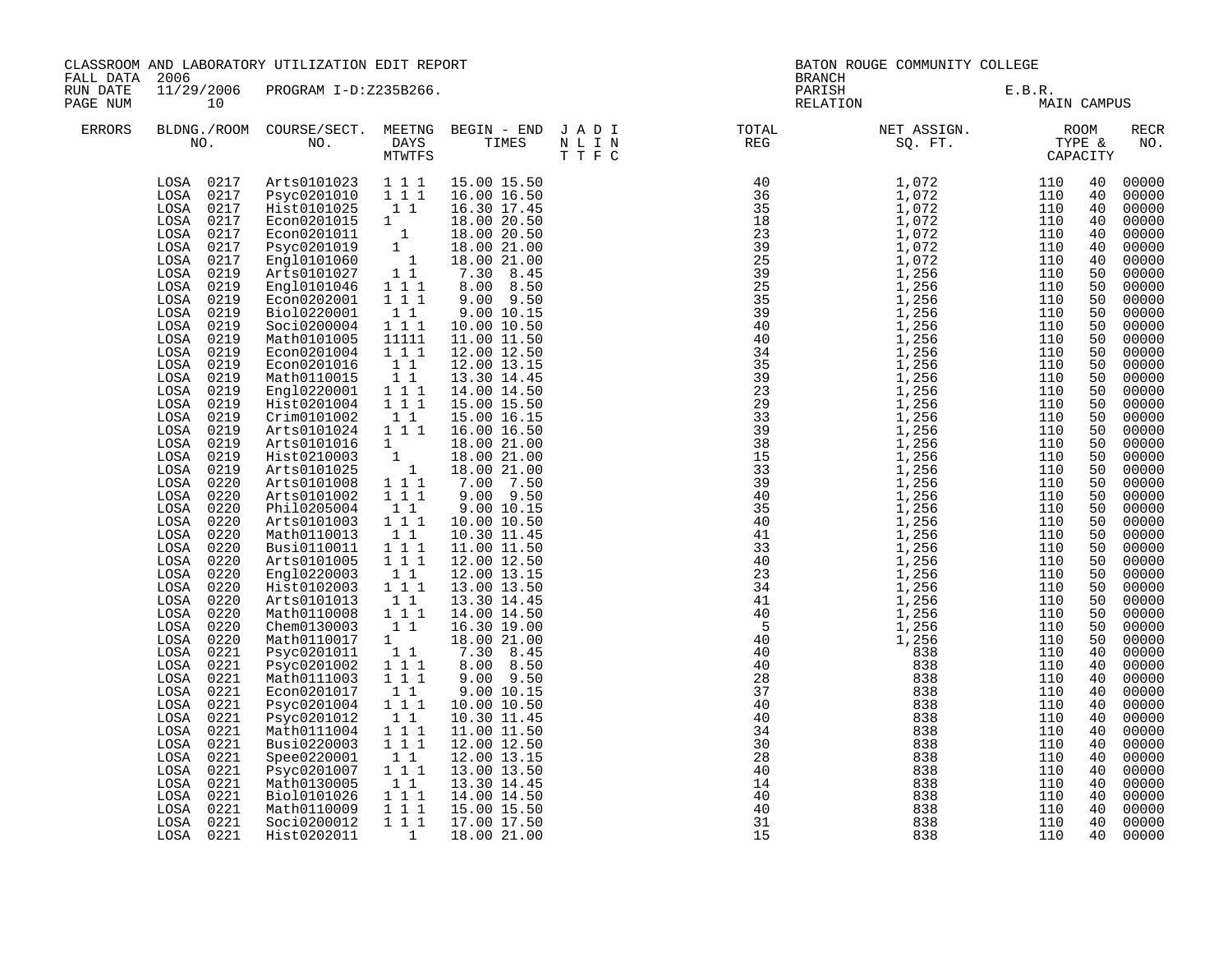CLASSROOM AND LABORATORY UTILIZATION EDIT REPORT
FALL DATA 2006
RUN DATE 11/29/2006 PROGRAM I-D:Z235B266.
PAGE NUM 10

BATON ROUGE COMMUNITY COLLEGE
BRANCH
PARISH E.B.R.
RELATION MAIN CAMPUS

| ERRORS | BLDNG./ROOM NO. | COURSE/SECT. NO. | MEETNG DAYS MTWTFS | BEGIN - END TIMES | J A D I N L I N T T F C | TOTAL REG | NET ASSIGN. SQ. FT. | ROOM TYPE & CAPACITY | | RECR NO. |
|---|---|---|---|---|---|---|---|---|---|---|
| | LOSA 0217 | Arts0101023 | 1 1 1 | 15.00 15.50 | | 40 | 1,072 | 110 | 40 | 00000 |
| | LOSA 0217 | Psyc0201010 | 1 1 1 | 16.00 16.50 | | 36 | 1,072 | 110 | 40 | 00000 |
| | LOSA 0217 | Hist0101025 | 1 1 | 16.30 17.45 | | 35 | 1,072 | 110 | 40 | 00000 |
| | LOSA 0217 | Econ0201015 | 1 | 18.00 20.50 | | 18 | 1,072 | 110 | 40 | 00000 |
| | LOSA 0217 | Econ0201011 | 1 | 18.00 20.50 | | 23 | 1,072 | 110 | 40 | 00000 |
| | LOSA 0217 | Psyc0201019 | 1 | 18.00 21.00 | | 39 | 1,072 | 110 | 40 | 00000 |
| | LOSA 0217 | Engl0101060 | 1 | 18.00 21.00 | | 25 | 1,072 | 110 | 40 | 00000 |
| | LOSA 0219 | Arts0101027 | 1 1 | 7.30 8.45 | | 39 | 1,256 | 110 | 50 | 00000 |
| | LOSA 0219 | Engl0101046 | 1 1 1 | 8.00 8.50 | | 25 | 1,256 | 110 | 50 | 00000 |
| | LOSA 0219 | Econ0202001 | 1 1 1 | 9.00 9.50 | | 35 | 1,256 | 110 | 50 | 00000 |
| | LOSA 0219 | Biol0220001 | 1 1 | 9.00 10.15 | | 39 | 1,256 | 110 | 50 | 00000 |
| | LOSA 0219 | Soci0200004 | 1 1 1 | 10.00 10.50 | | 40 | 1,256 | 110 | 50 | 00000 |
| | LOSA 0219 | Math0101005 | 11111 | 11.00 11.50 | | 40 | 1,256 | 110 | 50 | 00000 |
| | LOSA 0219 | Econ0201004 | 1 1 1 | 12.00 12.50 | | 34 | 1,256 | 110 | 50 | 00000 |
| | LOSA 0219 | Econ0201016 | 1 1 | 12.00 13.15 | | 35 | 1,256 | 110 | 50 | 00000 |
| | LOSA 0219 | Math0110015 | 1 1 | 13.30 14.45 | | 39 | 1,256 | 110 | 50 | 00000 |
| | LOSA 0219 | Engl0220001 | 1 1 1 | 14.00 14.50 | | 23 | 1,256 | 110 | 50 | 00000 |
| | LOSA 0219 | Hist0201004 | 1 1 1 | 15.00 15.50 | | 29 | 1,256 | 110 | 50 | 00000 |
| | LOSA 0219 | Crim0101002 | 1 1 | 15.00 16.15 | | 33 | 1,256 | 110 | 50 | 00000 |
| | LOSA 0219 | Arts0101024 | 1 1 1 | 16.00 16.50 | | 39 | 1,256 | 110 | 50 | 00000 |
| | LOSA 0219 | Arts0101016 | 1 | 18.00 21.00 | | 38 | 1,256 | 110 | 50 | 00000 |
| | LOSA 0219 | Hist0210003 | 1 | 18.00 21.00 | | 15 | 1,256 | 110 | 50 | 00000 |
| | LOSA 0219 | Arts0101025 | 1 | 18.00 21.00 | | 33 | 1,256 | 110 | 50 | 00000 |
| | LOSA 0220 | Arts0101008 | 1 1 1 | 7.00 7.50 | | 39 | 1,256 | 110 | 50 | 00000 |
| | LOSA 0220 | Arts0101002 | 1 1 1 | 9.00 9.50 | | 40 | 1,256 | 110 | 50 | 00000 |
| | LOSA 0220 | Phil0205004 | 1 1 | 9.00 10.15 | | 35 | 1,256 | 110 | 50 | 00000 |
| | LOSA 0220 | Arts0101003 | 1 1 1 | 10.00 10.50 | | 40 | 1,256 | 110 | 50 | 00000 |
| | LOSA 0220 | Math0110013 | 1 1 | 10.30 11.45 | | 41 | 1,256 | 110 | 50 | 00000 |
| | LOSA 0220 | Busi0110011 | 1 1 1 | 11.00 11.50 | | 33 | 1,256 | 110 | 50 | 00000 |
| | LOSA 0220 | Arts0101005 | 1 1 1 | 12.00 12.50 | | 40 | 1,256 | 110 | 50 | 00000 |
| | LOSA 0220 | Engl0220003 | 1 1 | 12.00 13.15 | | 23 | 1,256 | 110 | 50 | 00000 |
| | LOSA 0220 | Hist0102003 | 1 1 1 | 13.00 13.50 | | 34 | 1,256 | 110 | 50 | 00000 |
| | LOSA 0220 | Arts0101013 | 1 1 | 13.30 14.45 | | 41 | 1,256 | 110 | 50 | 00000 |
| | LOSA 0220 | Math0110008 | 1 1 1 | 14.00 14.50 | | 40 | 1,256 | 110 | 50 | 00000 |
| | LOSA 0220 | Chem0130003 | 1 1 | 16.30 19.00 | | 5 | 1,256 | 110 | 50 | 00000 |
| | LOSA 0220 | Math0110017 | 1 | 18.00 21.00 | | 40 | 1,256 | 110 | 50 | 00000 |
| | LOSA 0221 | Psyc0201011 | 1 1 | 7.30 8.45 | | 40 | 838 | 110 | 40 | 00000 |
| | LOSA 0221 | Psyc0201002 | 1 1 1 | 8.00 8.50 | | 40 | 838 | 110 | 40 | 00000 |
| | LOSA 0221 | Math0111003 | 1 1 1 | 9.00 9.50 | | 28 | 838 | 110 | 40 | 00000 |
| | LOSA 0221 | Econ0201017 | 1 1 | 9.00 10.15 | | 37 | 838 | 110 | 40 | 00000 |
| | LOSA 0221 | Psyc0201004 | 1 1 1 | 10.00 10.50 | | 40 | 838 | 110 | 40 | 00000 |
| | LOSA 0221 | Psyc0201012 | 1 1 | 10.30 11.45 | | 40 | 838 | 110 | 40 | 00000 |
| | LOSA 0221 | Math0111004 | 1 1 1 | 11.00 11.50 | | 34 | 838 | 110 | 40 | 00000 |
| | LOSA 0221 | Busi0220003 | 1 1 1 | 12.00 12.50 | | 30 | 838 | 110 | 40 | 00000 |
| | LOSA 0221 | Spee0220001 | 1 1 | 12.00 13.15 | | 28 | 838 | 110 | 40 | 00000 |
| | LOSA 0221 | Psyc0201007 | 1 1 1 | 13.00 13.50 | | 40 | 838 | 110 | 40 | 00000 |
| | LOSA 0221 | Math0130005 | 1 1 | 13.30 14.45 | | 14 | 838 | 110 | 40 | 00000 |
| | LOSA 0221 | Biol0101026 | 1 1 1 | 14.00 14.50 | | 40 | 838 | 110 | 40 | 00000 |
| | LOSA 0221 | Math0110009 | 1 1 1 | 15.00 15.50 | | 40 | 838 | 110 | 40 | 00000 |
| | LOSA 0221 | Soci0200012 | 1 1 1 | 17.00 17.50 | | 31 | 838 | 110 | 40 | 00000 |
| | LOSA 0221 | Hist0202011 | 1 | 18.00 21.00 | | 15 | 838 | 110 | 40 | 00000 |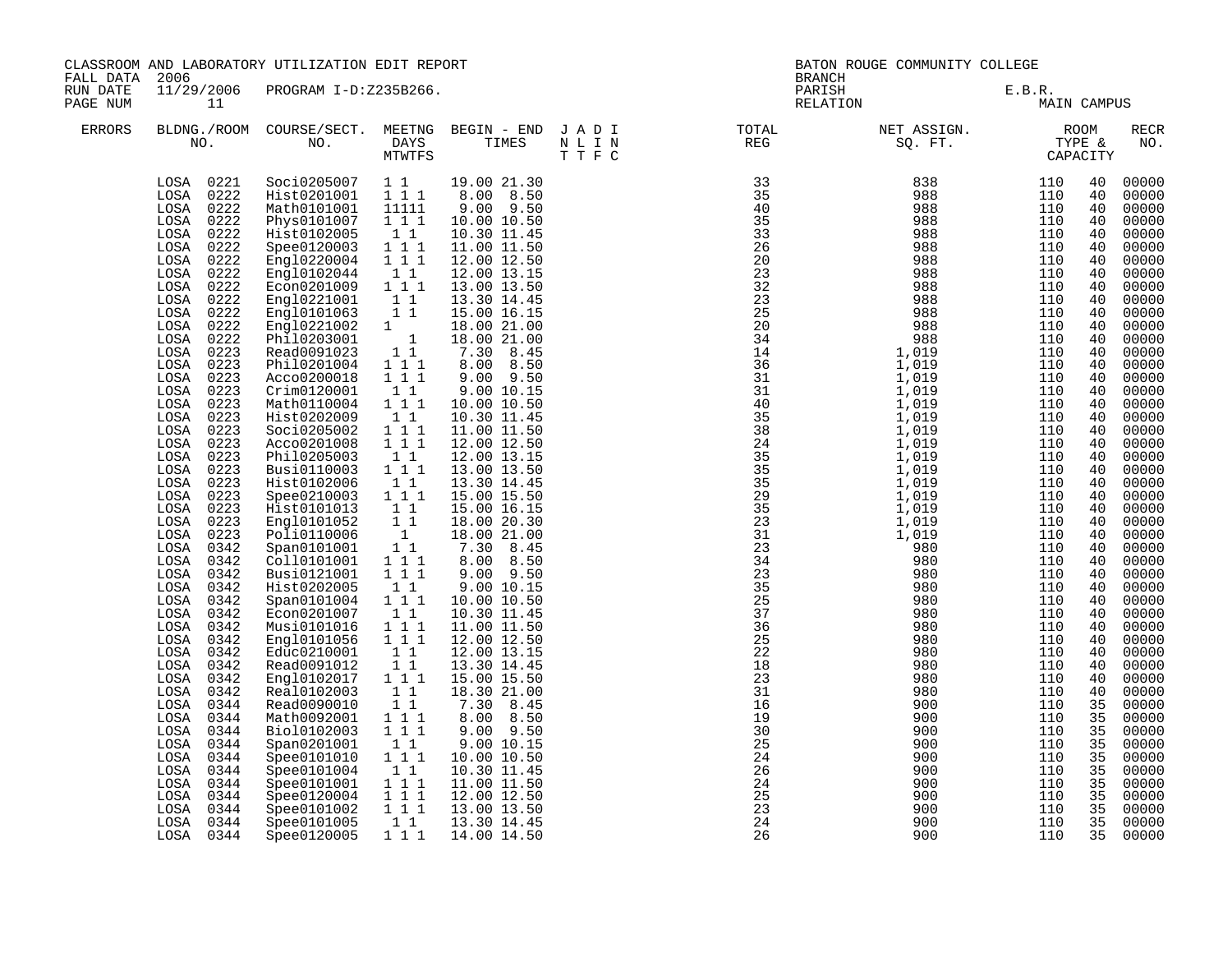CLASSROOM AND LABORATORY UTILIZATION EDIT REPORT
FALL DATA 2006
RUN DATE 11/29/2006 PROGRAM I-D:Z235B266.
PAGE NUM 11

BATON ROUGE COMMUNITY COLLEGE
BRANCH
PARISH E.B.R.
RELATION MAIN CAMPUS

| ERRORS | BLDNG./ROOM NO. | COURSE/SECT. NO. | MEETNG DAYS MTWTFS | BEGIN - END TIMES | J A D I N L I N T T F C | TOTAL REG | NET ASSIGN. SQ. FT. | ROOM TYPE & CAPACITY | | RECR NO. |
|---|---|---|---|---|---|---|---|---|---|---|
| | LOSA 0221 | Soci0205007 | 1 1 | 19.00 21.30 | | 33 | 838 | 110 | 40 | 00000 |
| | LOSA 0222 | Hist0201001 | 1 1 1 | 8.00 8.50 | | 35 | 988 | 110 | 40 | 00000 |
| | LOSA 0222 | Math0101001 | 11111 | 9.00 9.50 | | 40 | 988 | 110 | 40 | 00000 |
| | LOSA 0222 | Phys0101007 | 1 1 1 | 10.00 10.50 | | 35 | 988 | 110 | 40 | 00000 |
| | LOSA 0222 | Hist0102005 | 1 1 | 10.30 11.45 | | 33 | 988 | 110 | 40 | 00000 |
| | LOSA 0222 | Spee0120003 | 1 1 1 | 11.00 11.50 | | 26 | 988 | 110 | 40 | 00000 |
| | LOSA 0222 | Engl0220004 | 1 1 1 | 12.00 12.50 | | 20 | 988 | 110 | 40 | 00000 |
| | LOSA 0222 | Engl0102044 | 1 1 | 12.00 13.15 | | 23 | 988 | 110 | 40 | 00000 |
| | LOSA 0222 | Econ0201009 | 1 1 1 | 13.00 13.50 | | 32 | 988 | 110 | 40 | 00000 |
| | LOSA 0222 | Engl0221001 | 1 1 | 13.30 14.45 | | 23 | 988 | 110 | 40 | 00000 |
| | LOSA 0222 | Engl0101063 | 1 1 | 15.00 16.15 | | 25 | 988 | 110 | 40 | 00000 |
| | LOSA 0222 | Engl0221002 | 1 | 18.00 21.00 | | 20 | 988 | 110 | 40 | 00000 |
| | LOSA 0222 | Phil0203001 | 1 | 18.00 21.00 | | 34 | 988 | 110 | 40 | 00000 |
| | LOSA 0223 | Read0091023 | 1 1 | 7.30 8.45 | | 14 | 1,019 | 110 | 40 | 00000 |
| | LOSA 0223 | Phil0201004 | 1 1 1 | 8.00 8.50 | | 36 | 1,019 | 110 | 40 | 00000 |
| | LOSA 0223 | Acco0200018 | 1 1 1 | 9.00 9.50 | | 31 | 1,019 | 110 | 40 | 00000 |
| | LOSA 0223 | Crim0120001 | 1 1 | 9.00 10.15 | | 31 | 1,019 | 110 | 40 | 00000 |
| | LOSA 0223 | Math0110004 | 1 1 1 | 10.00 10.50 | | 40 | 1,019 | 110 | 40 | 00000 |
| | LOSA 0223 | Hist0202009 | 1 1 | 10.30 11.45 | | 35 | 1,019 | 110 | 40 | 00000 |
| | LOSA 0223 | Soci0205002 | 1 1 1 | 11.00 11.50 | | 38 | 1,019 | 110 | 40 | 00000 |
| | LOSA 0223 | Acco0201008 | 1 1 1 | 12.00 12.50 | | 24 | 1,019 | 110 | 40 | 00000 |
| | LOSA 0223 | Phil0205003 | 1 1 | 12.00 13.15 | | 35 | 1,019 | 110 | 40 | 00000 |
| | LOSA 0223 | Busi0110003 | 1 1 1 | 13.00 13.50 | | 35 | 1,019 | 110 | 40 | 00000 |
| | LOSA 0223 | Hist0102006 | 1 1 | 13.30 14.45 | | 35 | 1,019 | 110 | 40 | 00000 |
| | LOSA 0223 | Spee0210003 | 1 1 1 | 15.00 15.50 | | 29 | 1,019 | 110 | 40 | 00000 |
| | LOSA 0223 | Hist0101013 | 1 1 | 15.00 16.15 | | 35 | 1,019 | 110 | 40 | 00000 |
| | LOSA 0223 | Engl0101052 | 1 1 | 18.00 20.30 | | 23 | 1,019 | 110 | 40 | 00000 |
| | LOSA 0223 | Poli0110006 | 1 | 18.00 21.00 | | 31 | 1,019 | 110 | 40 | 00000 |
| | LOSA 0342 | Span0101001 | 1 1 | 7.30 8.45 | | 23 | 980 | 110 | 40 | 00000 |
| | LOSA 0342 | Coll0101001 | 1 1 1 | 8.00 8.50 | | 34 | 980 | 110 | 40 | 00000 |
| | LOSA 0342 | Busi0121001 | 1 1 1 | 9.00 9.50 | | 23 | 980 | 110 | 40 | 00000 |
| | LOSA 0342 | Hist0202005 | 1 1 | 9.00 10.15 | | 35 | 980 | 110 | 40 | 00000 |
| | LOSA 0342 | Span0101004 | 1 1 1 | 10.00 10.50 | | 25 | 980 | 110 | 40 | 00000 |
| | LOSA 0342 | Econ0201007 | 1 1 | 10.30 11.45 | | 37 | 980 | 110 | 40 | 00000 |
| | LOSA 0342 | Musi0101016 | 1 1 1 | 11.00 11.50 | | 36 | 980 | 110 | 40 | 00000 |
| | LOSA 0342 | Engl0101056 | 1 1 1 | 12.00 12.50 | | 25 | 980 | 110 | 40 | 00000 |
| | LOSA 0342 | Educ0210001 | 1 1 | 12.00 13.15 | | 22 | 980 | 110 | 40 | 00000 |
| | LOSA 0342 | Read0091012 | 1 1 | 13.30 14.45 | | 18 | 980 | 110 | 40 | 00000 |
| | LOSA 0342 | Engl0102017 | 1 1 1 | 15.00 15.50 | | 23 | 980 | 110 | 40 | 00000 |
| | LOSA 0342 | Real0102003 | 1 1 | 18.30 21.00 | | 31 | 980 | 110 | 40 | 00000 |
| | LOSA 0344 | Read0090010 | 1 1 | 7.30 8.45 | | 16 | 900 | 110 | 35 | 00000 |
| | LOSA 0344 | Math0092001 | 1 1 1 | 8.00 8.50 | | 19 | 900 | 110 | 35 | 00000 |
| | LOSA 0344 | Biol0102003 | 1 1 1 | 9.00 9.50 | | 30 | 900 | 110 | 35 | 00000 |
| | LOSA 0344 | Span0201001 | 1 1 | 9.00 10.15 | | 25 | 900 | 110 | 35 | 00000 |
| | LOSA 0344 | Spee0101010 | 1 1 1 | 10.00 10.50 | | 24 | 900 | 110 | 35 | 00000 |
| | LOSA 0344 | Spee0101004 | 1 1 | 10.30 11.45 | | 26 | 900 | 110 | 35 | 00000 |
| | LOSA 0344 | Spee0101001 | 1 1 1 | 11.00 11.50 | | 24 | 900 | 110 | 35 | 00000 |
| | LOSA 0344 | Spee0120004 | 1 1 1 | 12.00 12.50 | | 25 | 900 | 110 | 35 | 00000 |
| | LOSA 0344 | Spee0101002 | 1 1 1 | 13.00 13.50 | | 23 | 900 | 110 | 35 | 00000 |
| | LOSA 0344 | Spee0101005 | 1 1 | 13.30 14.45 | | 24 | 900 | 110 | 35 | 00000 |
| | LOSA 0344 | Spee0120005 | 1 1 1 | 14.00 14.50 | | 26 | 900 | 110 | 35 | 00000 |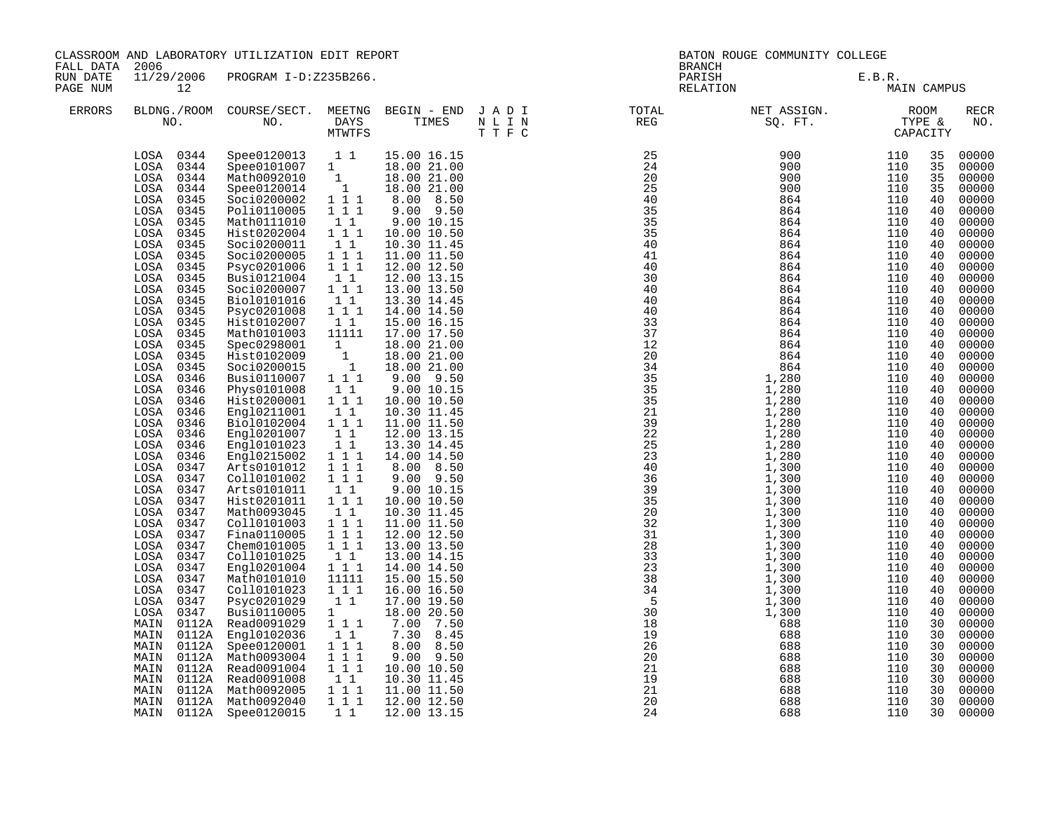CLASSROOM AND LABORATORY UTILIZATION EDIT REPORT
FALL DATA 2006
RUN DATE 11/29/2006 PROGRAM I-D:Z235B266.

BATON ROUGE COMMUNITY COLLEGE
BRANCH
PARISH E.B.R.
RELATION MAIN CAMPUS

| ERRORS | BLDNG./ROOM NO. | COURSE/SECT. NO. | MEETNG DAYS MTWTFS | BEGIN - END TIMES | J A D I N L I N T T F C | TOTAL REG | NET ASSIGN. SQ. FT. | ROOM TYPE & CAPACITY | | RECR NO. |
|---|---|---|---|---|---|---|---|---|---|---|
| | LOSA 0344 | Spee0120013 | 1 1 | 15.00 16.15 | | 25 | 900 | 110 | 35 | 00000 |
| | LOSA 0344 | Spee0101007 | 1 | 18.00 21.00 | | 24 | 900 | 110 | 35 | 00000 |
| | LOSA 0344 | Math0092010 | 1 | 18.00 21.00 | | 20 | 900 | 110 | 35 | 00000 |
| | LOSA 0344 | Spee0120014 | 1 | 18.00 21.00 | | 25 | 900 | 110 | 35 | 00000 |
| | LOSA 0345 | Soci0200002 | 1 1 1 | 8.00 8.50 | | 40 | 864 | 110 | 40 | 00000 |
| | LOSA 0345 | Poli0110005 | 1 1 1 | 9.00 9.50 | | 35 | 864 | 110 | 40 | 00000 |
| | LOSA 0345 | Math0111010 | 1 1 | 9.00 10.15 | | 35 | 864 | 110 | 40 | 00000 |
| | LOSA 0345 | Hist0202004 | 1 1 1 | 10.00 10.50 | | 35 | 864 | 110 | 40 | 00000 |
| | LOSA 0345 | Soci0200011 | 1 1 | 10.30 11.45 | | 40 | 864 | 110 | 40 | 00000 |
| | LOSA 0345 | Soci0200005 | 1 1 1 | 11.00 11.50 | | 41 | 864 | 110 | 40 | 00000 |
| | LOSA 0345 | Psyc0201006 | 1 1 1 | 12.00 12.50 | | 40 | 864 | 110 | 40 | 00000 |
| | LOSA 0345 | Busi0121004 | 1 1 | 12.00 13.15 | | 30 | 864 | 110 | 40 | 00000 |
| | LOSA 0345 | Soci0200007 | 1 1 1 | 13.00 13.50 | | 40 | 864 | 110 | 40 | 00000 |
| | LOSA 0345 | Biol0101016 | 1 1 | 13.30 14.45 | | 40 | 864 | 110 | 40 | 00000 |
| | LOSA 0345 | Psyc0201008 | 1 1 1 | 14.00 14.50 | | 40 | 864 | 110 | 40 | 00000 |
| | LOSA 0345 | Hist0102007 | 1 1 | 15.00 16.15 | | 33 | 864 | 110 | 40 | 00000 |
| | LOSA 0345 | Math0101003 | 11111 | 17.00 17.50 | | 37 | 864 | 110 | 40 | 00000 |
| | LOSA 0345 | Spec0298001 | 1 | 18.00 21.00 | | 12 | 864 | 110 | 40 | 00000 |
| | LOSA 0345 | Hist0102009 | 1 | 18.00 21.00 | | 20 | 864 | 110 | 40 | 00000 |
| | LOSA 0345 | Soci0200015 | 1 | 18.00 21.00 | | 34 | 864 | 110 | 40 | 00000 |
| | LOSA 0346 | Busi0110007 | 1 1 1 | 9.00 9.50 | | 35 | 1,280 | 110 | 40 | 00000 |
| | LOSA 0346 | Phys0101008 | 1 1 | 9.00 10.15 | | 35 | 1,280 | 110 | 40 | 00000 |
| | LOSA 0346 | Hist0200001 | 1 1 1 | 10.00 10.50 | | 35 | 1,280 | 110 | 40 | 00000 |
| | LOSA 0346 | Engl0211001 | 1 1 | 10.30 11.45 | | 21 | 1,280 | 110 | 40 | 00000 |
| | LOSA 0346 | Biol0102004 | 1 1 1 | 11.00 11.50 | | 39 | 1,280 | 110 | 40 | 00000 |
| | LOSA 0346 | Engl0201007 | 1 1 | 12.00 13.15 | | 22 | 1,280 | 110 | 40 | 00000 |
| | LOSA 0346 | Engl0101023 | 1 1 | 13.30 14.45 | | 25 | 1,280 | 110 | 40 | 00000 |
| | LOSA 0346 | Engl0215002 | 1 1 1 | 14.00 14.50 | | 23 | 1,280 | 110 | 40 | 00000 |
| | LOSA 0347 | Arts0101012 | 1 1 1 | 8.00 8.50 | | 40 | 1,300 | 110 | 40 | 00000 |
| | LOSA 0347 | Coll0101002 | 1 1 1 | 9.00 9.50 | | 36 | 1,300 | 110 | 40 | 00000 |
| | LOSA 0347 | Arts0101011 | 1 1 | 9.00 10.15 | | 39 | 1,300 | 110 | 40 | 00000 |
| | LOSA 0347 | Hist0201011 | 1 1 1 | 10.00 10.50 | | 35 | 1,300 | 110 | 40 | 00000 |
| | LOSA 0347 | Math0093045 | 1 1 | 10.30 11.45 | | 20 | 1,300 | 110 | 40 | 00000 |
| | LOSA 0347 | Coll0101003 | 1 1 1 | 11.00 11.50 | | 32 | 1,300 | 110 | 40 | 00000 |
| | LOSA 0347 | Fina0110005 | 1 1 1 | 12.00 12.50 | | 31 | 1,300 | 110 | 40 | 00000 |
| | LOSA 0347 | Chem0101005 | 1 1 1 | 13.00 13.50 | | 28 | 1,300 | 110 | 40 | 00000 |
| | LOSA 0347 | Coll0101025 | 1 1 | 13.00 14.15 | | 33 | 1,300 | 110 | 40 | 00000 |
| | LOSA 0347 | Engl0201004 | 1 1 1 | 14.00 14.50 | | 23 | 1,300 | 110 | 40 | 00000 |
| | LOSA 0347 | Math0101010 | 11111 | 15.00 15.50 | | 38 | 1,300 | 110 | 40 | 00000 |
| | LOSA 0347 | Coll0101023 | 1 1 1 | 16.00 16.50 | | 34 | 1,300 | 110 | 40 | 00000 |
| | LOSA 0347 | Psyc0201029 | 1 1 | 17.00 19.50 | | 5 | 1,300 | 110 | 40 | 00000 |
| | LOSA 0347 | Busi0110005 | 1 | 18.00 20.50 | | 30 | 1,300 | 110 | 40 | 00000 |
| | MAIN 0112A | Read0091029 | 1 1 1 | 7.00 7.50 | | 18 | 688 | 110 | 30 | 00000 |
| | MAIN 0112A | Engl0102036 | 1 1 | 7.30 8.45 | | 19 | 688 | 110 | 30 | 00000 |
| | MAIN 0112A | Spee0120001 | 1 1 1 | 8.00 8.50 | | 26 | 688 | 110 | 30 | 00000 |
| | MAIN 0112A | Math0093004 | 1 1 1 | 9.00 9.50 | | 20 | 688 | 110 | 30 | 00000 |
| | MAIN 0112A | Read0091004 | 1 1 1 | 10.00 10.50 | | 21 | 688 | 110 | 30 | 00000 |
| | MAIN 0112A | Read0091008 | 1 1 | 10.30 11.45 | | 19 | 688 | 110 | 30 | 00000 |
| | MAIN 0112A | Math0092005 | 1 1 1 | 11.00 11.50 | | 21 | 688 | 110 | 30 | 00000 |
| | MAIN 0112A | Math0092040 | 1 1 1 | 12.00 12.50 | | 20 | 688 | 110 | 30 | 00000 |
| | MAIN 0112A | Spee0120015 | 1 1 | 12.00 13.15 | | 24 | 688 | 110 | 30 | 00000 |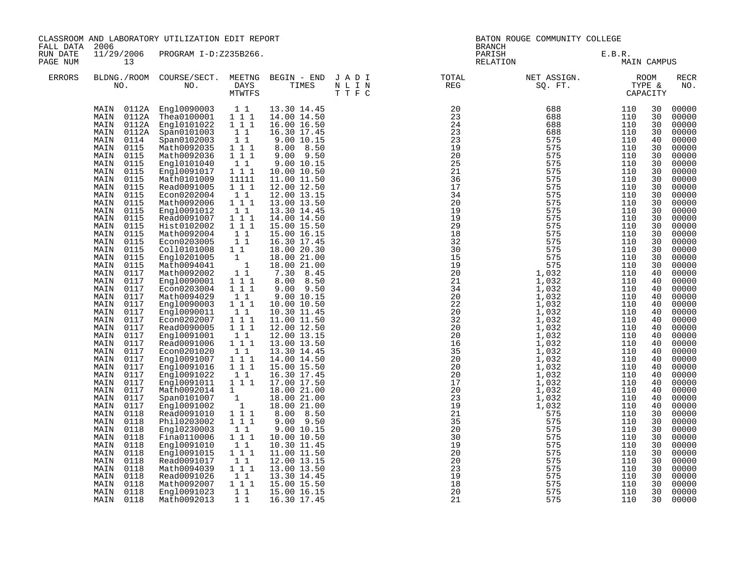CLASSROOM AND LABORATORY UTILIZATION EDIT REPORT
FALL DATA 2006
RUN DATE 11/29/2006 PROGRAM I-D:Z235B266.
PAGE NUM 13

BATON ROUGE COMMUNITY COLLEGE
BRANCH
PARISH E.B.R.
RELATION MAIN CAMPUS

| ERRORS | BLDNG./ROOM NO. | COURSE/SECT. NO. | MEETNG DAYS MTWTFS | BEGIN - END TIMES | J A D I N L I N T T F C | TOTAL REG | NET ASSIGN. SQ. FT. | ROOM TYPE & CAPACITY | | RECR NO. |
|---|---|---|---|---|---|---|---|---|---|---|
| | MAIN 0112A | Engl0090003 | 1 1 | 13.30 14.45 | | 20 | 688 | 110 | 30 | 00000 |
| | MAIN 0112A | Thea0100001 | 1 1 1 | 14.00 14.50 | | 23 | 688 | 110 | 30 | 00000 |
| | MAIN 0112A | Engl0101022 | 1 1 1 | 16.00 16.50 | | 24 | 688 | 110 | 30 | 00000 |
| | MAIN 0112A | Span0101003 | 1 1 | 16.30 17.45 | | 23 | 688 | 110 | 30 | 00000 |
| | MAIN 0114 | Span0102003 | 1 1 | 9.00 10.15 | | 23 | 575 | 110 | 40 | 00000 |
| | MAIN 0115 | Math0092035 | 1 1 1 | 8.00 8.50 | | 19 | 575 | 110 | 30 | 00000 |
| | MAIN 0115 | Math0092036 | 1 1 1 | 9.00 9.50 | | 20 | 575 | 110 | 30 | 00000 |
| | MAIN 0115 | Engl0101040 | 1 1 | 9.00 10.15 | | 25 | 575 | 110 | 30 | 00000 |
| | MAIN 0115 | Engl0091017 | 1 1 1 | 10.00 10.50 | | 21 | 575 | 110 | 30 | 00000 |
| | MAIN 0115 | Math0101009 | 11111 | 11.00 11.50 | | 36 | 575 | 110 | 30 | 00000 |
| | MAIN 0115 | Read0091005 | 1 1 1 | 12.00 12.50 | | 17 | 575 | 110 | 30 | 00000 |
| | MAIN 0115 | Econ0202004 | 1 1 | 12.00 13.15 | | 34 | 575 | 110 | 30 | 00000 |
| | MAIN 0115 | Math0092006 | 1 1 1 | 13.00 13.50 | | 20 | 575 | 110 | 30 | 00000 |
| | MAIN 0115 | Engl0091012 | 1 1 | 13.30 14.45 | | 19 | 575 | 110 | 30 | 00000 |
| | MAIN 0115 | Read0091007 | 1 1 1 | 14.00 14.50 | | 19 | 575 | 110 | 30 | 00000 |
| | MAIN 0115 | Hist0102002 | 1 1 1 | 15.00 15.50 | | 29 | 575 | 110 | 30 | 00000 |
| | MAIN 0115 | Math0092004 | 1 1 | 15.00 16.15 | | 18 | 575 | 110 | 30 | 00000 |
| | MAIN 0115 | Econ0203005 | 1 1 | 16.30 17.45 | | 32 | 575 | 110 | 30 | 00000 |
| | MAIN 0115 | Coll0101008 | 1 1 | 18.00 20.30 | | 30 | 575 | 110 | 30 | 00000 |
| | MAIN 0115 | Engl0201005 | 1 | 18.00 21.00 | | 15 | 575 | 110 | 30 | 00000 |
| | MAIN 0115 | Math0094041 | 1 | 18.00 21.00 | | 19 | 575 | 110 | 30 | 00000 |
| | MAIN 0117 | Math0092002 | 1 1 | 7.30 8.45 | | 20 | 1,032 | 110 | 40 | 00000 |
| | MAIN 0117 | Engl0090001 | 1 1 1 | 8.00 8.50 | | 21 | 1,032 | 110 | 40 | 00000 |
| | MAIN 0117 | Econ0203004 | 1 1 1 | 9.00 9.50 | | 34 | 1,032 | 110 | 40 | 00000 |
| | MAIN 0117 | Math0094029 | 1 1 | 9.00 10.15 | | 20 | 1,032 | 110 | 40 | 00000 |
| | MAIN 0117 | Engl0090003 | 1 1 1 | 10.00 10.50 | | 22 | 1,032 | 110 | 40 | 00000 |
| | MAIN 0117 | Engl0090011 | 1 1 | 10.30 11.45 | | 20 | 1,032 | 110 | 40 | 00000 |
| | MAIN 0117 | Econ0202007 | 1 1 1 | 11.00 11.50 | | 32 | 1,032 | 110 | 40 | 00000 |
| | MAIN 0117 | Read0090005 | 1 1 1 | 12.00 12.50 | | 20 | 1,032 | 110 | 40 | 00000 |
| | MAIN 0117 | Engl0091001 | 1 1 | 12.00 13.15 | | 20 | 1,032 | 110 | 40 | 00000 |
| | MAIN 0117 | Read0091006 | 1 1 1 | 13.00 13.50 | | 16 | 1,032 | 110 | 40 | 00000 |
| | MAIN 0117 | Econ0201020 | 1 1 | 13.30 14.45 | | 35 | 1,032 | 110 | 40 | 00000 |
| | MAIN 0117 | Engl0091007 | 1 1 1 | 14.00 14.50 | | 20 | 1,032 | 110 | 40 | 00000 |
| | MAIN 0117 | Engl0091016 | 1 1 1 | 15.00 15.50 | | 20 | 1,032 | 110 | 40 | 00000 |
| | MAIN 0117 | Engl0091022 | 1 1 | 16.30 17.45 | | 20 | 1,032 | 110 | 40 | 00000 |
| | MAIN 0117 | Engl0091011 | 1 1 1 | 17.00 17.50 | | 17 | 1,032 | 110 | 40 | 00000 |
| | MAIN 0117 | Math0092014 | 1 | 18.00 21.00 | | 20 | 1,032 | 110 | 40 | 00000 |
| | MAIN 0117 | Span0101007 | 1 | 18.00 21.00 | | 23 | 1,032 | 110 | 40 | 00000 |
| | MAIN 0117 | Engl0091002 | 1 | 18.00 21.00 | | 19 | 1,032 | 110 | 40 | 00000 |
| | MAIN 0118 | Read0091010 | 1 1 1 | 8.00 8.50 | | 21 | 575 | 110 | 30 | 00000 |
| | MAIN 0118 | Phil0203002 | 1 1 1 | 9.00 9.50 | | 35 | 575 | 110 | 30 | 00000 |
| | MAIN 0118 | Engl0230003 | 1 1 | 9.00 10.15 | | 20 | 575 | 110 | 30 | 00000 |
| | MAIN 0118 | Fina0110006 | 1 1 1 | 10.00 10.50 | | 30 | 575 | 110 | 30 | 00000 |
| | MAIN 0118 | Engl0091010 | 1 1 | 10.30 11.45 | | 19 | 575 | 110 | 30 | 00000 |
| | MAIN 0118 | Engl0091015 | 1 1 1 | 11.00 11.50 | | 20 | 575 | 110 | 30 | 00000 |
| | MAIN 0118 | Read0091017 | 1 1 | 12.00 13.15 | | 20 | 575 | 110 | 30 | 00000 |
| | MAIN 0118 | Math0094039 | 1 1 1 | 13.00 13.50 | | 23 | 575 | 110 | 30 | 00000 |
| | MAIN 0118 | Read0091026 | 1 1 | 13.30 14.45 | | 19 | 575 | 110 | 30 | 00000 |
| | MAIN 0118 | Math0092007 | 1 1 1 | 15.00 15.50 | | 18 | 575 | 110 | 30 | 00000 |
| | MAIN 0118 | Engl0091023 | 1 1 | 15.00 16.15 | | 20 | 575 | 110 | 30 | 00000 |
| | MAIN 0118 | Math0092013 | 1 1 | 16.30 17.45 | | 21 | 575 | 110 | 30 | 00000 |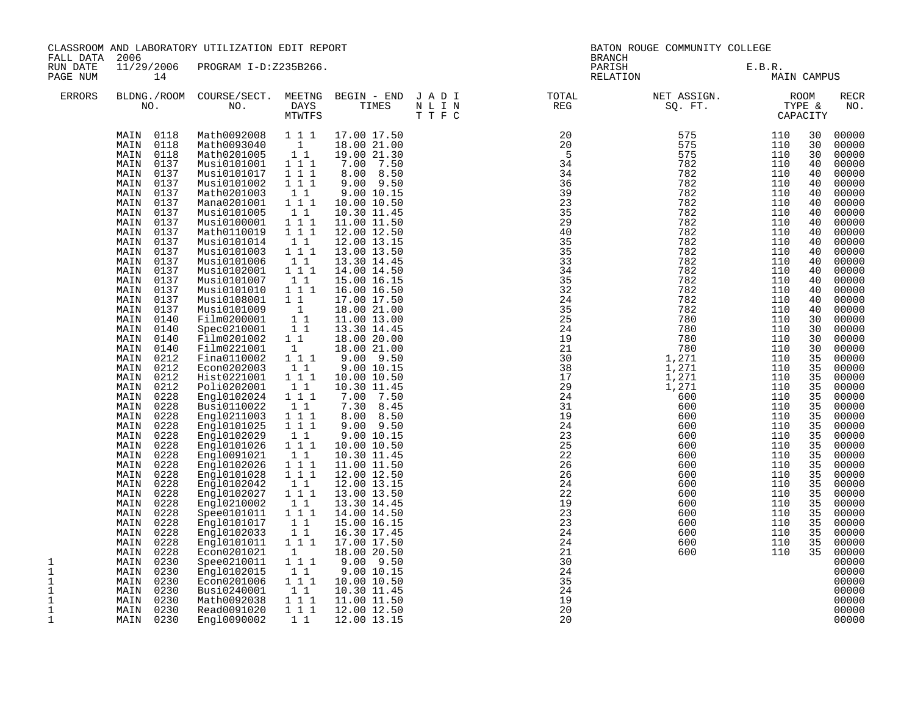CLASSROOM AND LABORATORY UTILIZATION EDIT REPORT
FALL DATA 2006
RUN DATE 11/29/2006 PROGRAM I-D:Z235B266.
PAGE NUM 14

BATON ROUGE COMMUNITY COLLEGE
BRANCH
PARISH E.B.R.
RELATION MAIN CAMPUS

| ERRORS | BLDNG./ROOM NO. | COURSE/SECT. NO. | MEETNG DAYS MTWTFS | BEGIN - END TIMES | J A D I N L I N T T F C | TOTAL REG | NET ASSIGN. SQ. FT. | ROOM TYPE & CAPACITY | | RECR NO. |
|---|---|---|---|---|---|---|---|---|---|---|
| | MAIN 0118 | Math0092008 | 1 1 1 | 17.00 17.50 | | 20 | 575 | 110 | 30 | 00000 |
| | MAIN 0118 | Math0093040 | 1 | 18.00 21.00 | | 20 | 575 | 110 | 30 | 00000 |
| | MAIN 0118 | Math0201005 | 1 1 | 19.00 21.30 | | 5 | 575 | 110 | 30 | 00000 |
| | MAIN 0137 | Musi0101001 | 1 1 1 | 7.00 7.50 | | 34 | 782 | 110 | 40 | 00000 |
| | MAIN 0137 | Musi0101017 | 1 1 1 | 8.00 8.50 | | 34 | 782 | 110 | 40 | 00000 |
| | MAIN 0137 | Musi0101002 | 1 1 1 | 9.00 9.50 | | 36 | 782 | 110 | 40 | 00000 |
| | MAIN 0137 | Math0201003 | 1 1 | 9.00 10.15 | | 39 | 782 | 110 | 40 | 00000 |
| | MAIN 0137 | Mana0201001 | 1 1 1 | 10.00 10.50 | | 23 | 782 | 110 | 40 | 00000 |
| | MAIN 0137 | Musi0101005 | 1 1 | 10.30 11.45 | | 35 | 782 | 110 | 40 | 00000 |
| | MAIN 0137 | Musi0100001 | 1 1 1 | 11.00 11.50 | | 29 | 782 | 110 | 40 | 00000 |
| | MAIN 0137 | Math0110019 | 1 1 1 | 12.00 12.50 | | 40 | 782 | 110 | 40 | 00000 |
| | MAIN 0137 | Musi0101014 | 1 1 | 12.00 13.15 | | 35 | 782 | 110 | 40 | 00000 |
| | MAIN 0137 | Musi0101003 | 1 1 1 | 13.00 13.50 | | 35 | 782 | 110 | 40 | 00000 |
| | MAIN 0137 | Musi0101006 | 1 1 | 13.30 14.45 | | 33 | 782 | 110 | 40 | 00000 |
| | MAIN 0137 | Musi0102001 | 1 1 1 | 14.00 14.50 | | 34 | 782 | 110 | 40 | 00000 |
| | MAIN 0137 | Musi0101007 | 1 1 | 15.00 16.15 | | 35 | 782 | 110 | 40 | 00000 |
| | MAIN 0137 | Musi0101010 | 1 1 1 | 16.00 16.50 | | 32 | 782 | 110 | 40 | 00000 |
| | MAIN 0137 | Musi0108001 | 1 1 | 17.00 17.50 | | 24 | 782 | 110 | 40 | 00000 |
| | MAIN 0137 | Musi0101009 | 1 | 18.00 21.00 | | 35 | 782 | 110 | 40 | 00000 |
| | MAIN 0140 | Film0200001 | 1 1 | 11.00 13.00 | | 25 | 780 | 110 | 30 | 00000 |
| | MAIN 0140 | Spec0210001 | 1 1 | 13.30 14.45 | | 24 | 780 | 110 | 30 | 00000 |
| | MAIN 0140 | Film0201002 | 1 1 | 18.00 20.00 | | 19 | 780 | 110 | 30 | 00000 |
| | MAIN 0140 | Film0221001 | 1 | 18.00 21.00 | | 21 | 780 | 110 | 30 | 00000 |
| | MAIN 0212 | Fina0110002 | 1 1 1 | 9.00 9.50 | | 30 | 1,271 | 110 | 35 | 00000 |
| | MAIN 0212 | Econ0202003 | 1 1 | 9.00 10.15 | | 38 | 1,271 | 110 | 35 | 00000 |
| | MAIN 0212 | Hist0221001 | 1 1 1 | 10.00 10.50 | | 17 | 1,271 | 110 | 35 | 00000 |
| | MAIN 0212 | Poli0202001 | 1 1 | 10.30 11.45 | | 29 | 1,271 | 110 | 35 | 00000 |
| | MAIN 0228 | Engl0102024 | 1 1 1 | 7.00 7.50 | | 24 | 600 | 110 | 35 | 00000 |
| | MAIN 0228 | Busi0110022 | 1 1 | 7.30 8.45 | | 31 | 600 | 110 | 35 | 00000 |
| | MAIN 0228 | Engl0211003 | 1 1 1 | 8.00 8.50 | | 19 | 600 | 110 | 35 | 00000 |
| | MAIN 0228 | Engl0101025 | 1 1 1 | 9.00 9.50 | | 24 | 600 | 110 | 35 | 00000 |
| | MAIN 0228 | Engl0102029 | 1 1 | 9.00 10.15 | | 23 | 600 | 110 | 35 | 00000 |
| | MAIN 0228 | Engl0101026 | 1 1 1 | 10.00 10.50 | | 25 | 600 | 110 | 35 | 00000 |
| | MAIN 0228 | Engl0091021 | 1 1 | 10.30 11.45 | | 22 | 600 | 110 | 35 | 00000 |
| | MAIN 0228 | Engl0102026 | 1 1 1 | 11.00 11.50 | | 26 | 600 | 110 | 35 | 00000 |
| | MAIN 0228 | Engl0101028 | 1 1 1 | 12.00 12.50 | | 26 | 600 | 110 | 35 | 00000 |
| | MAIN 0228 | Engl0102042 | 1 1 | 12.00 13.15 | | 24 | 600 | 110 | 35 | 00000 |
| | MAIN 0228 | Engl0102027 | 1 1 1 | 13.00 13.50 | | 22 | 600 | 110 | 35 | 00000 |
| | MAIN 0228 | Engl0210002 | 1 1 | 13.30 14.45 | | 19 | 600 | 110 | 35 | 00000 |
| | MAIN 0228 | Spee0101011 | 1 1 1 | 14.00 14.50 | | 23 | 600 | 110 | 35 | 00000 |
| | MAIN 0228 | Engl0101017 | 1 1 | 15.00 16.15 | | 23 | 600 | 110 | 35 | 00000 |
| | MAIN 0228 | Engl0102033 | 1 1 | 16.30 17.45 | | 24 | 600 | 110 | 35 | 00000 |
| | MAIN 0228 | Engl0101011 | 1 1 1 | 17.00 17.50 | | 24 | 600 | 110 | 35 | 00000 |
| | MAIN 0228 | Econ0201021 | 1 | 18.00 20.50 | | 21 | 600 | 110 | 35 | 00000 |
| 1 | MAIN 0230 | Spee0210011 | 1 1 1 | 9.00 9.50 | | 30 | | | | 00000 |
| 1 | MAIN 0230 | Engl0102015 | 1 1 | 9.00 10.15 | | 24 | | | | 00000 |
| 1 | MAIN 0230 | Econ0201006 | 1 1 1 | 10.00 10.50 | | 35 | | | | 00000 |
| 1 | MAIN 0230 | Busi0240001 | 1 1 | 10.30 11.45 | | 24 | | | | 00000 |
| 1 | MAIN 0230 | Math0092038 | 1 1 1 | 11.00 11.50 | | 19 | | | | 00000 |
| 1 | MAIN 0230 | Read0091020 | 1 1 1 | 12.00 12.50 | | 20 | | | | 00000 |
| 1 | MAIN 0230 | Engl0090002 | 1 1 | 12.00 13.15 | | 20 | | | | 00000 |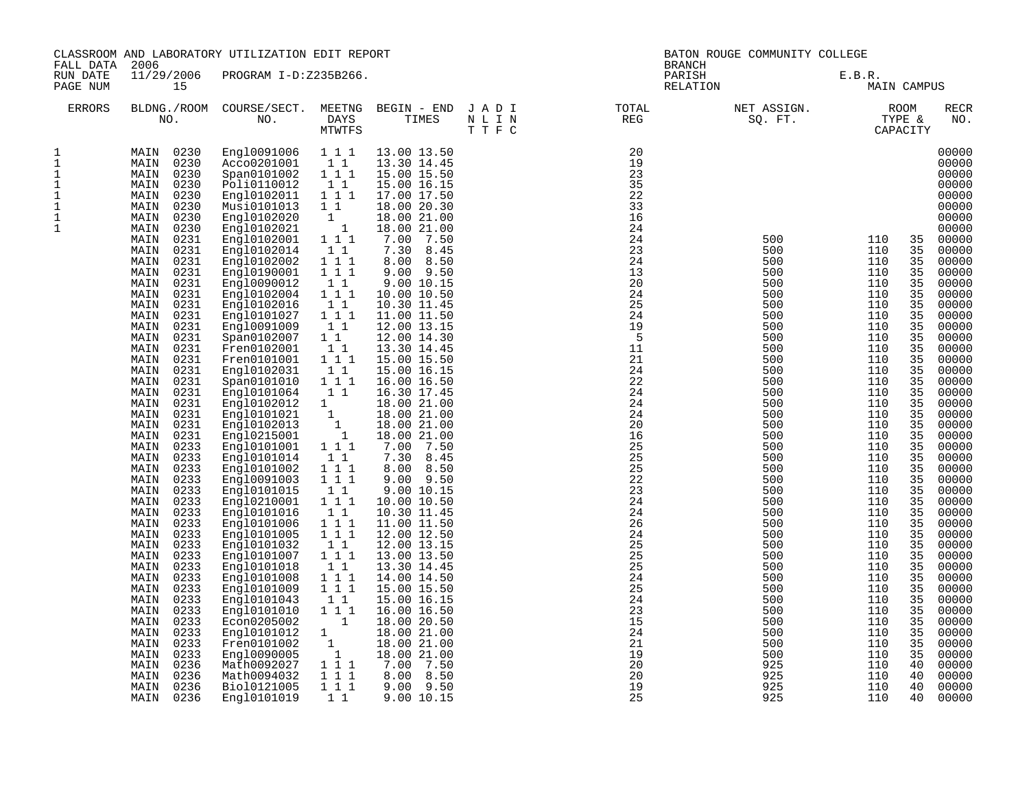CLASSROOM AND LABORATORY UTILIZATION EDIT REPORT
FALL DATA 2006
RUN DATE 11/29/2006 PROGRAM I-D:Z235B266.
PAGE NUM 15

BATON ROUGE COMMUNITY COLLEGE
BRANCH
PARISH E.B.R.
RELATION MAIN CAMPUS

| ERRORS | BLDNG./ROOM NO. | COURSE/SECT. NO. | MEETNG DAYS MTWTFS | BEGIN - END TIMES | J A D I N L I N T T F C | TOTAL REG | NET ASSIGN. SQ. FT. | ROOM TYPE & CAPACITY | | RECR NO. |
|---|---|---|---|---|---|---|---|---|---|---|
| 1 | MAIN 0230 | Engl0091006 | 1 1 1 | 13.00 13.50 | | 20 | | | | 00000 |
| 1 | MAIN 0230 | Acco0201001 | 1 1 | 13.30 14.45 | | 19 | | | | 00000 |
| 1 | MAIN 0230 | Span0101002 | 1 1 1 | 15.00 15.50 | | 23 | | | | 00000 |
| 1 | MAIN 0230 | Poli0110012 | 1 1 | 15.00 16.15 | | 35 | | | | 00000 |
| 1 | MAIN 0230 | Engl0102011 | 1 1 1 | 17.00 17.50 | | 22 | | | | 00000 |
| 1 | MAIN 0230 | Musi0101013 | 1 1 | 18.00 20.30 | | 33 | | | | 00000 |
| 1 | MAIN 0230 | Engl0102020 | 1 | 18.00 21.00 | | 16 | | | | 00000 |
| 1 | MAIN 0230 | Engl0102021 | 1 | 18.00 21.00 | | 24 | | | | 00000 |
| | MAIN 0231 | Engl0102001 | 1 1 1 | 7.00 7.50 | | 24 | 500 | 110 | 35 | 00000 |
| | MAIN 0231 | Engl0102014 | 1 1 | 7.30 8.45 | | 23 | 500 | 110 | 35 | 00000 |
| | MAIN 0231 | Engl0102002 | 1 1 1 | 8.00 8.50 | | 24 | 500 | 110 | 35 | 00000 |
| | MAIN 0231 | Engl0190001 | 1 1 1 | 9.00 9.50 | | 13 | 500 | 110 | 35 | 00000 |
| | MAIN 0231 | Engl0090012 | 1 1 | 9.00 10.15 | | 20 | 500 | 110 | 35 | 00000 |
| | MAIN 0231 | Engl0102004 | 1 1 1 | 10.00 10.50 | | 24 | 500 | 110 | 35 | 00000 |
| | MAIN 0231 | Engl0102016 | 1 1 | 10.30 11.45 | | 25 | 500 | 110 | 35 | 00000 |
| | MAIN 0231 | Engl0101027 | 1 1 1 | 11.00 11.50 | | 24 | 500 | 110 | 35 | 00000 |
| | MAIN 0231 | Engl0091009 | 1 1 | 12.00 13.15 | | 19 | 500 | 110 | 35 | 00000 |
| | MAIN 0231 | Span0102007 | 1 1 | 12.00 14.30 | | 5 | 500 | 110 | 35 | 00000 |
| | MAIN 0231 | Fren0102001 | 1 1 | 13.30 14.45 | | 11 | 500 | 110 | 35 | 00000 |
| | MAIN 0231 | Fren0101001 | 1 1 1 | 15.00 15.50 | | 21 | 500 | 110 | 35 | 00000 |
| | MAIN 0231 | Engl0102031 | 1 1 | 15.00 16.15 | | 24 | 500 | 110 | 35 | 00000 |
| | MAIN 0231 | Span0101010 | 1 1 1 | 16.00 16.50 | | 22 | 500 | 110 | 35 | 00000 |
| | MAIN 0231 | Engl0101064 | 1 1 | 16.30 17.45 | | 24 | 500 | 110 | 35 | 00000 |
| | MAIN 0231 | Engl0102012 | 1 | 18.00 21.00 | | 24 | 500 | 110 | 35 | 00000 |
| | MAIN 0231 | Engl0101021 | 1 | 18.00 21.00 | | 24 | 500 | 110 | 35 | 00000 |
| | MAIN 0231 | Engl0102013 | 1 | 18.00 21.00 | | 20 | 500 | 110 | 35 | 00000 |
| | MAIN 0231 | Engl0215001 | 1 | 18.00 21.00 | | 16 | 500 | 110 | 35 | 00000 |
| | MAIN 0233 | Engl0101001 | 1 1 1 | 7.00 7.50 | | 25 | 500 | 110 | 35 | 00000 |
| | MAIN 0233 | Engl0101014 | 1 1 | 7.30 8.45 | | 25 | 500 | 110 | 35 | 00000 |
| | MAIN 0233 | Engl0101002 | 1 1 1 | 8.00 8.50 | | 25 | 500 | 110 | 35 | 00000 |
| | MAIN 0233 | Engl0091003 | 1 1 1 | 9.00 9.50 | | 22 | 500 | 110 | 35 | 00000 |
| | MAIN 0233 | Engl0101015 | 1 1 | 9.00 10.15 | | 23 | 500 | 110 | 35 | 00000 |
| | MAIN 0233 | Engl0210001 | 1 1 1 | 10.00 10.50 | | 24 | 500 | 110 | 35 | 00000 |
| | MAIN 0233 | Engl0101016 | 1 1 | 10.30 11.45 | | 24 | 500 | 110 | 35 | 00000 |
| | MAIN 0233 | Engl0101006 | 1 1 1 | 11.00 11.50 | | 26 | 500 | 110 | 35 | 00000 |
| | MAIN 0233 | Engl0101005 | 1 1 1 | 12.00 12.50 | | 24 | 500 | 110 | 35 | 00000 |
| | MAIN 0233 | Engl0101032 | 1 1 | 12.00 13.15 | | 25 | 500 | 110 | 35 | 00000 |
| | MAIN 0233 | Engl0101007 | 1 1 1 | 13.00 13.50 | | 25 | 500 | 110 | 35 | 00000 |
| | MAIN 0233 | Engl0101018 | 1 1 | 13.30 14.45 | | 25 | 500 | 110 | 35 | 00000 |
| | MAIN 0233 | Engl0101008 | 1 1 1 | 14.00 14.50 | | 24 | 500 | 110 | 35 | 00000 |
| | MAIN 0233 | Engl0101009 | 1 1 1 | 15.00 15.50 | | 25 | 500 | 110 | 35 | 00000 |
| | MAIN 0233 | Engl0101043 | 1 1 | 15.00 16.15 | | 24 | 500 | 110 | 35 | 00000 |
| | MAIN 0233 | Engl0101010 | 1 1 1 | 16.00 16.50 | | 23 | 500 | 110 | 35 | 00000 |
| | MAIN 0233 | Econ0205002 | 1 | 18.00 20.50 | | 15 | 500 | 110 | 35 | 00000 |
| | MAIN 0233 | Engl0101012 | 1 | 18.00 21.00 | | 24 | 500 | 110 | 35 | 00000 |
| | MAIN 0233 | Fren0101002 | 1 | 18.00 21.00 | | 21 | 500 | 110 | 35 | 00000 |
| | MAIN 0233 | Engl0090005 | 1 | 18.00 21.00 | | 19 | 500 | 110 | 35 | 00000 |
| | MAIN 0236 | Math0092027 | 1 1 1 | 7.00 7.50 | | 20 | 925 | 110 | 40 | 00000 |
| | MAIN 0236 | Math0094032 | 1 1 1 | 8.00 8.50 | | 20 | 925 | 110 | 40 | 00000 |
| | MAIN 0236 | Biol0121005 | 1 1 1 | 9.00 9.50 | | 19 | 925 | 110 | 40 | 00000 |
| | MAIN 0236 | Engl0101019 | 1 1 | 9.00 10.15 | | 25 | 925 | 110 | 40 | 00000 |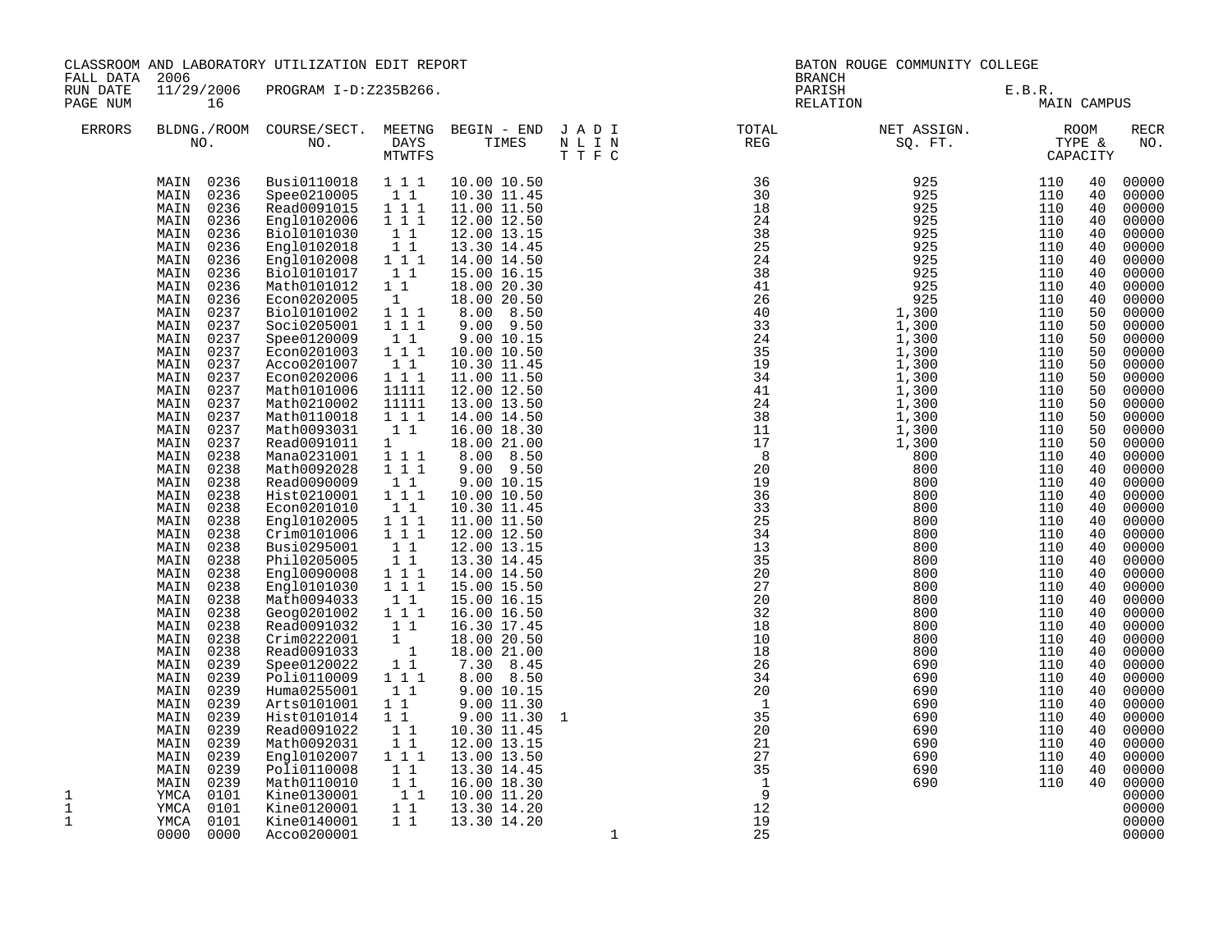CLASSROOM AND LABORATORY UTILIZATION EDIT REPORT
FALL DATA 2006
RUN DATE 11/29/2006 PROGRAM I-D:Z235B266.

BATON ROUGE COMMUNITY COLLEGE
BRANCH
PARISH E.B.R.
RELATION MAIN CAMPUS

| ERRORS | BLDNG./ROOM NO. | COURSE/SECT. NO. | MEETNG DAYS MTWTFS | BEGIN - END TIMES | J A D I N L I N T T F C | TOTAL REG | NET ASSIGN. SQ. FT. | ROOM TYPE & CAPACITY | | RECR NO. |
|---|---|---|---|---|---|---|---|---|---|---|
| | MAIN 0236 | Busi0110018 | 1 1 1 | 10.00 10.50 | | 36 | 925 | 110 | 40 | 00000 |
| | MAIN 0236 | Spee0210005 | 1 1 | 10.30 11.45 | | 30 | 925 | 110 | 40 | 00000 |
| | MAIN 0236 | Read0091015 | 1 1 1 | 11.00 11.50 | | 18 | 925 | 110 | 40 | 00000 |
| | MAIN 0236 | Engl0102006 | 1 1 1 | 12.00 12.50 | | 24 | 925 | 110 | 40 | 00000 |
| | MAIN 0236 | Biol0101030 | 1 1 | 12.00 13.15 | | 38 | 925 | 110 | 40 | 00000 |
| | MAIN 0236 | Engl0102018 | 1 1 | 13.30 14.45 | | 25 | 925 | 110 | 40 | 00000 |
| | MAIN 0236 | Engl0102008 | 1 1 1 | 14.00 14.50 | | 24 | 925 | 110 | 40 | 00000 |
| | MAIN 0236 | Biol0101017 | 1 1 | 15.00 16.15 | | 38 | 925 | 110 | 40 | 00000 |
| | MAIN 0236 | Math0101012 | 1 1 | 18.00 20.30 | | 41 | 925 | 110 | 40 | 00000 |
| | MAIN 0236 | Econ0202005 | 1 | 18.00 20.50 | | 26 | 925 | 110 | 40 | 00000 |
| | MAIN 0237 | Biol0101002 | 1 1 1 | 8.00 8.50 | | 40 | 1,300 | 110 | 50 | 00000 |
| | MAIN 0237 | Soci0205001 | 1 1 1 | 9.00 9.50 | | 33 | 1,300 | 110 | 50 | 00000 |
| | MAIN 0237 | Spee0120009 | 1 1 | 9.00 10.15 | | 24 | 1,300 | 110 | 50 | 00000 |
| | MAIN 0237 | Econ0201003 | 1 1 1 | 10.00 10.50 | | 35 | 1,300 | 110 | 50 | 00000 |
| | MAIN 0237 | Acco0201007 | 1 1 | 10.30 11.45 | | 19 | 1,300 | 110 | 50 | 00000 |
| | MAIN 0237 | Econ0202006 | 1 1 1 | 11.00 11.50 | | 34 | 1,300 | 110 | 50 | 00000 |
| | MAIN 0237 | Math0101006 | 11111 | 12.00 12.50 | | 41 | 1,300 | 110 | 50 | 00000 |
| | MAIN 0237 | Math0210002 | 11111 | 13.00 13.50 | | 24 | 1,300 | 110 | 50 | 00000 |
| | MAIN 0237 | Math0110018 | 1 1 1 | 14.00 14.50 | | 38 | 1,300 | 110 | 50 | 00000 |
| | MAIN 0237 | Math0093031 | 1 1 | 16.00 18.30 | | 11 | 1,300 | 110 | 50 | 00000 |
| | MAIN 0237 | Read0091011 | 1 | 18.00 21.00 | | 17 | 1,300 | 110 | 50 | 00000 |
| | MAIN 0238 | Mana0231001 | 1 1 1 | 8.00 8.50 | | 8 | 800 | 110 | 40 | 00000 |
| | MAIN 0238 | Math0092028 | 1 1 1 | 9.00 9.50 | | 20 | 800 | 110 | 40 | 00000 |
| | MAIN 0238 | Read0090009 | 1 1 | 9.00 10.15 | | 19 | 800 | 110 | 40 | 00000 |
| | MAIN 0238 | Hist0210001 | 1 1 1 | 10.00 10.50 | | 36 | 800 | 110 | 40 | 00000 |
| | MAIN 0238 | Econ0201010 | 1 1 | 10.30 11.45 | | 33 | 800 | 110 | 40 | 00000 |
| | MAIN 0238 | Engl0102005 | 1 1 1 | 11.00 11.50 | | 25 | 800 | 110 | 40 | 00000 |
| | MAIN 0238 | Crim0101006 | 1 1 1 | 12.00 12.50 | | 34 | 800 | 110 | 40 | 00000 |
| | MAIN 0238 | Busi0295001 | 1 1 | 12.00 13.15 | | 13 | 800 | 110 | 40 | 00000 |
| | MAIN 0238 | Phil0205005 | 1 1 | 13.30 14.45 | | 35 | 800 | 110 | 40 | 00000 |
| | MAIN 0238 | Engl0090008 | 1 1 1 | 14.00 14.50 | | 20 | 800 | 110 | 40 | 00000 |
| | MAIN 0238 | Engl0101030 | 1 1 1 | 15.00 15.50 | | 27 | 800 | 110 | 40 | 00000 |
| | MAIN 0238 | Math0094033 | 1 1 | 15.00 16.15 | | 20 | 800 | 110 | 40 | 00000 |
| | MAIN 0238 | Geog0201002 | 1 1 1 | 16.00 16.50 | | 32 | 800 | 110 | 40 | 00000 |
| | MAIN 0238 | Read0091032 | 1 1 | 16.30 17.45 | | 18 | 800 | 110 | 40 | 00000 |
| | MAIN 0238 | Crim0222001 | 1 | 18.00 20.50 | | 10 | 800 | 110 | 40 | 00000 |
| | MAIN 0238 | Read0091033 | 1 | 18.00 21.00 | | 18 | 800 | 110 | 40 | 00000 |
| | MAIN 0239 | Spee0120022 | 1 1 | 7.30 8.45 | | 26 | 690 | 110 | 40 | 00000 |
| | MAIN 0239 | Poli0110009 | 1 1 1 | 8.00 8.50 | | 34 | 690 | 110 | 40 | 00000 |
| | MAIN 0239 | Huma0255001 | 1 1 | 9.00 10.15 | | 20 | 690 | 110 | 40 | 00000 |
| | MAIN 0239 | Arts0101001 | 1 1 | 9.00 11.30 | | 1 | 690 | 110 | 40 | 00000 |
| | MAIN 0239 | Hist0101014 | 1 1 | 9.00 11.30 | 1 | 35 | 690 | 110 | 40 | 00000 |
| | MAIN 0239 | Read0091022 | 1 1 | 10.30 11.45 | | 20 | 690 | 110 | 40 | 00000 |
| | MAIN 0239 | Math0092031 | 1 1 | 12.00 13.15 | | 21 | 690 | 110 | 40 | 00000 |
| | MAIN 0239 | Engl0102007 | 1 1 1 | 13.00 13.50 | | 27 | 690 | 110 | 40 | 00000 |
| | MAIN 0239 | Poli0110008 | 1 1 | 13.30 14.45 | | 35 | 690 | 110 | 40 | 00000 |
| | MAIN 0239 | Math0110010 | 1 1 | 16.00 18.30 | | 1 | 690 | 110 | 40 | 00000 |
| 1 | YMCA 0101 | Kine0130001 | 1 1 | 10.00 11.20 | | 9 | | | | 00000 |
| 1 | YMCA 0101 | Kine0120001 | 1 1 | 13.30 14.20 | | 12 | | | | 00000 |
| 1 | YMCA 0101 | Kine0140001 | 1 1 | 13.30 14.20 | | 19 | | | | 00000 |
| | 0000 0000 | Acco0200001 | | | 1 | 25 | | | | 00000 |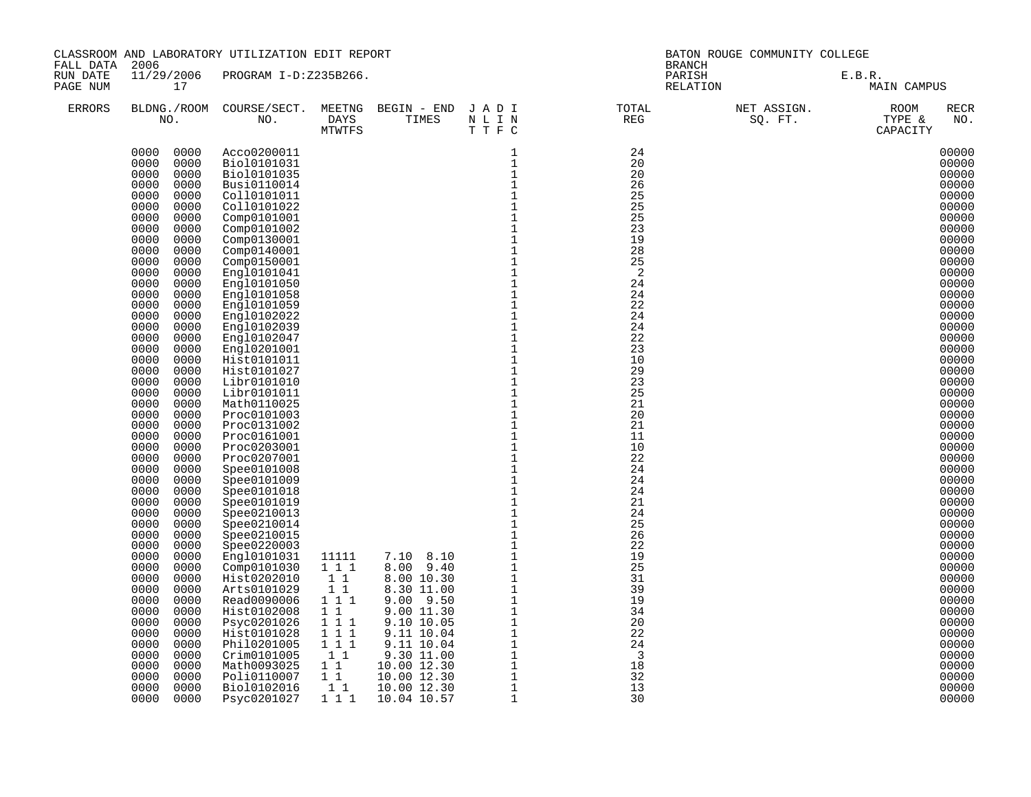CLASSROOM AND LABORATORY UTILIZATION EDIT REPORT
FALL DATA 2006
RUN DATE 11/29/2006 PROGRAM I-D:Z235B266.
PAGE NUM 17

BATON ROUGE COMMUNITY COLLEGE
BRANCH
PARISH E.B.R.
RELATION MAIN CAMPUS

| ERRORS | BLDNG./ROOM NO. | COURSE/SECT. NO. | MEETNG DAYS MTWTFS | BEGIN - END TIMES | J A D I N L I N T T F C | TOTAL REG | NET ASSIGN. SQ. FT. | ROOM TYPE & CAPACITY | RECR NO. |
|---|---|---|---|---|---|---|---|---|---|
| | 0000 0000 | Acco0200011 | | | 1 | 24 | | | 00000 |
| | 0000 0000 | Biol0101031 | | | 1 | 20 | | | 00000 |
| | 0000 0000 | Biol0101035 | | | 1 | 20 | | | 00000 |
| | 0000 0000 | Busi0110014 | | | 1 | 26 | | | 00000 |
| | 0000 0000 | Coll0101011 | | | 1 | 25 | | | 00000 |
| | 0000 0000 | Coll0101022 | | | 1 | 25 | | | 00000 |
| | 0000 0000 | Comp0101001 | | | 1 | 25 | | | 00000 |
| | 0000 0000 | Comp0101002 | | | 1 | 23 | | | 00000 |
| | 0000 0000 | Comp0130001 | | | 1 | 19 | | | 00000 |
| | 0000 0000 | Comp0140001 | | | 1 | 28 | | | 00000 |
| | 0000 0000 | Comp0150001 | | | 1 | 25 | | | 00000 |
| | 0000 0000 | Engl0101041 | | | 1 | 2 | | | 00000 |
| | 0000 0000 | Engl0101050 | | | 1 | 24 | | | 00000 |
| | 0000 0000 | Engl0101058 | | | 1 | 24 | | | 00000 |
| | 0000 0000 | Engl0101059 | | | 1 | 22 | | | 00000 |
| | 0000 0000 | Engl0102022 | | | 1 | 24 | | | 00000 |
| | 0000 0000 | Engl0102039 | | | 1 | 24 | | | 00000 |
| | 0000 0000 | Engl0102047 | | | 1 | 22 | | | 00000 |
| | 0000 0000 | Engl0201001 | | | 1 | 23 | | | 00000 |
| | 0000 0000 | Hist0101011 | | | 1 | 10 | | | 00000 |
| | 0000 0000 | Hist0101027 | | | 1 | 29 | | | 00000 |
| | 0000 0000 | Libr0101010 | | | 1 | 23 | | | 00000 |
| | 0000 0000 | Libr0101011 | | | 1 | 25 | | | 00000 |
| | 0000 0000 | Math0110025 | | | 1 | 21 | | | 00000 |
| | 0000 0000 | Proc0101003 | | | 1 | 20 | | | 00000 |
| | 0000 0000 | Proc0131002 | | | 1 | 21 | | | 00000 |
| | 0000 0000 | Proc0161001 | | | 1 | 11 | | | 00000 |
| | 0000 0000 | Proc0203001 | | | 1 | 10 | | | 00000 |
| | 0000 0000 | Proc0207001 | | | 1 | 22 | | | 00000 |
| | 0000 0000 | Spee0101008 | | | 1 | 24 | | | 00000 |
| | 0000 0000 | Spee0101009 | | | 1 | 24 | | | 00000 |
| | 0000 0000 | Spee0101018 | | | 1 | 24 | | | 00000 |
| | 0000 0000 | Spee0101019 | | | 1 | 21 | | | 00000 |
| | 0000 0000 | Spee0210013 | | | 1 | 24 | | | 00000 |
| | 0000 0000 | Spee0210014 | | | 1 | 25 | | | 00000 |
| | 0000 0000 | Spee0210015 | | | 1 | 26 | | | 00000 |
| | 0000 0000 | Spee0220003 | | | 1 | 22 | | | 00000 |
| | 0000 0000 | Engl0101031 | 11111 | 7.10 8.10 | 1 | 19 | | | 00000 |
| | 0000 0000 | Comp0101030 | 1 1 1 | 8.00 9.40 | 1 | 25 | | | 00000 |
| | 0000 0000 | Hist0202010 | 1 1 | 8.00 10.30 | 1 | 31 | | | 00000 |
| | 0000 0000 | Arts0101029 | 1 1 | 8.30 11.00 | 1 | 39 | | | 00000 |
| | 0000 0000 | Read0090006 | 1 1 1 | 9.00 9.50 | 1 | 19 | | | 00000 |
| | 0000 0000 | Hist0102008 | 1 1 | 9.00 11.30 | 1 | 34 | | | 00000 |
| | 0000 0000 | Psyc0201026 | 1 1 1 | 9.10 10.05 | 1 | 20 | | | 00000 |
| | 0000 0000 | Hist0101028 | 1 1 1 | 9.11 10.04 | 1 | 22 | | | 00000 |
| | 0000 0000 | Phil0201005 | 1 1 1 | 9.11 10.04 | 1 | 24 | | | 00000 |
| | 0000 0000 | Crim0101005 | 1 1 | 9.30 11.00 | 1 | 3 | | | 00000 |
| | 0000 0000 | Math0093025 | 1 1 | 10.00 12.30 | 1 | 18 | | | 00000 |
| | 0000 0000 | Poli0110007 | 1 1 | 10.00 12.30 | 1 | 32 | | | 00000 |
| | 0000 0000 | Biol0102016 | 1 1 | 10.00 12.30 | 1 | 13 | | | 00000 |
| | 0000 0000 | Psyc0201027 | 1 1 1 | 10.04 10.57 | 1 | 30 | | | 00000 |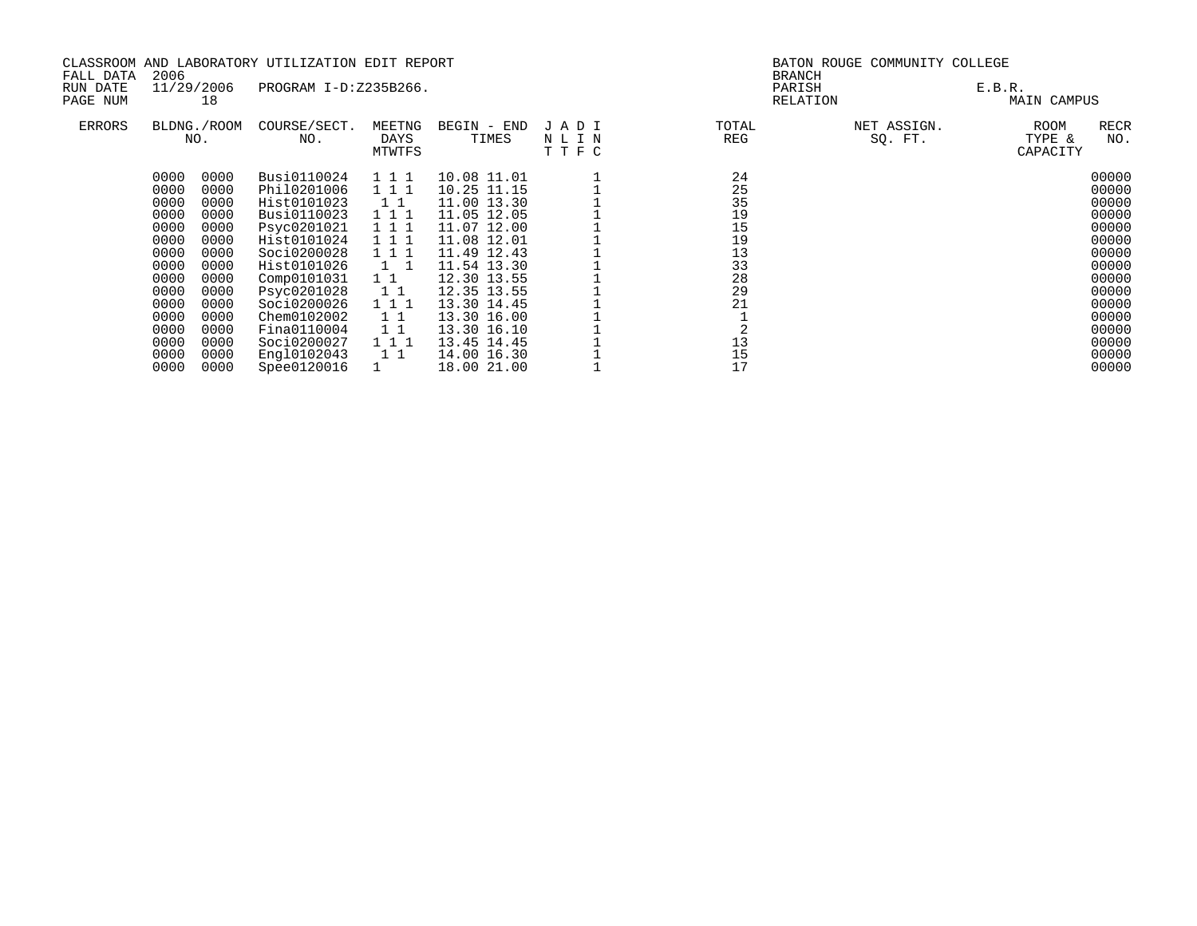CLASSROOM AND LABORATORY UTILIZATION EDIT REPORT
FALL DATA 2006
RUN DATE 11/29/2006 PROGRAM I-D:Z235B266.
PAGE NUM 18

BATON ROUGE COMMUNITY COLLEGE
BRANCH
PARISH E.B.R.
RELATION MAIN CAMPUS

| ERRORS | BLDNG./ROOM NO. | | COURSE/SECT. NO. | MEETNG DAYS MTWTFS | BEGIN - END TIMES | | J A D I N L I N T T F C | TOTAL REG | NET ASSIGN. SQ. FT. | ROOM TYPE & CAPACITY | RECR NO. |
|---|---|---|---|---|---|---|---|---|---|---|---|
| | 0000 | 0000 | Busi0110024 | 1 1 1 | 10.08 | 11.01 | 1 | 24 | | | 00000 |
| | 0000 | 0000 | Phil0201006 | 1 1 1 | 10.25 | 11.15 | 1 | 25 | | | 00000 |
| | 0000 | 0000 | Hist0101023 | 1 1 | 11.00 | 13.30 | 1 | 35 | | | 00000 |
| | 0000 | 0000 | Busi0110023 | 1 1 1 | 11.05 | 12.05 | 1 | 19 | | | 00000 |
| | 0000 | 0000 | Psyc0201021 | 1 1 1 | 11.07 | 12.00 | 1 | 15 | | | 00000 |
| | 0000 | 0000 | Hist0101024 | 1 1 1 | 11.08 | 12.01 | 1 | 19 | | | 00000 |
| | 0000 | 0000 | Soci0200028 | 1 1 1 | 11.49 | 12.43 | 1 | 13 | | | 00000 |
| | 0000 | 0000 | Hist0101026 | 1 1 | 11.54 | 13.30 | 1 | 33 | | | 00000 |
| | 0000 | 0000 | Comp0101031 | 1 1 | 12.30 | 13.55 | 1 | 28 | | | 00000 |
| | 0000 | 0000 | Psyc0201028 | 1 1 | 12.35 | 13.55 | 1 | 29 | | | 00000 |
| | 0000 | 0000 | Soci0200026 | 1 1 1 | 13.30 | 14.45 | 1 | 21 | | | 00000 |
| | 0000 | 0000 | Chem0102002 | 1 1 | 13.30 | 16.00 | 1 | 1 | | | 00000 |
| | 0000 | 0000 | Fina0110004 | 1 1 | 13.30 | 16.10 | 1 | 2 | | | 00000 |
| | 0000 | 0000 | Soci0200027 | 1 1 1 | 13.45 | 14.45 | 1 | 13 | | | 00000 |
| | 0000 | 0000 | Engl0102043 | 1 1 | 14.00 | 16.30 | 1 | 15 | | | 00000 |
| | 0000 | 0000 | Spee0120016 | 1 | 18.00 | 21.00 | 1 | 17 | | | 00000 |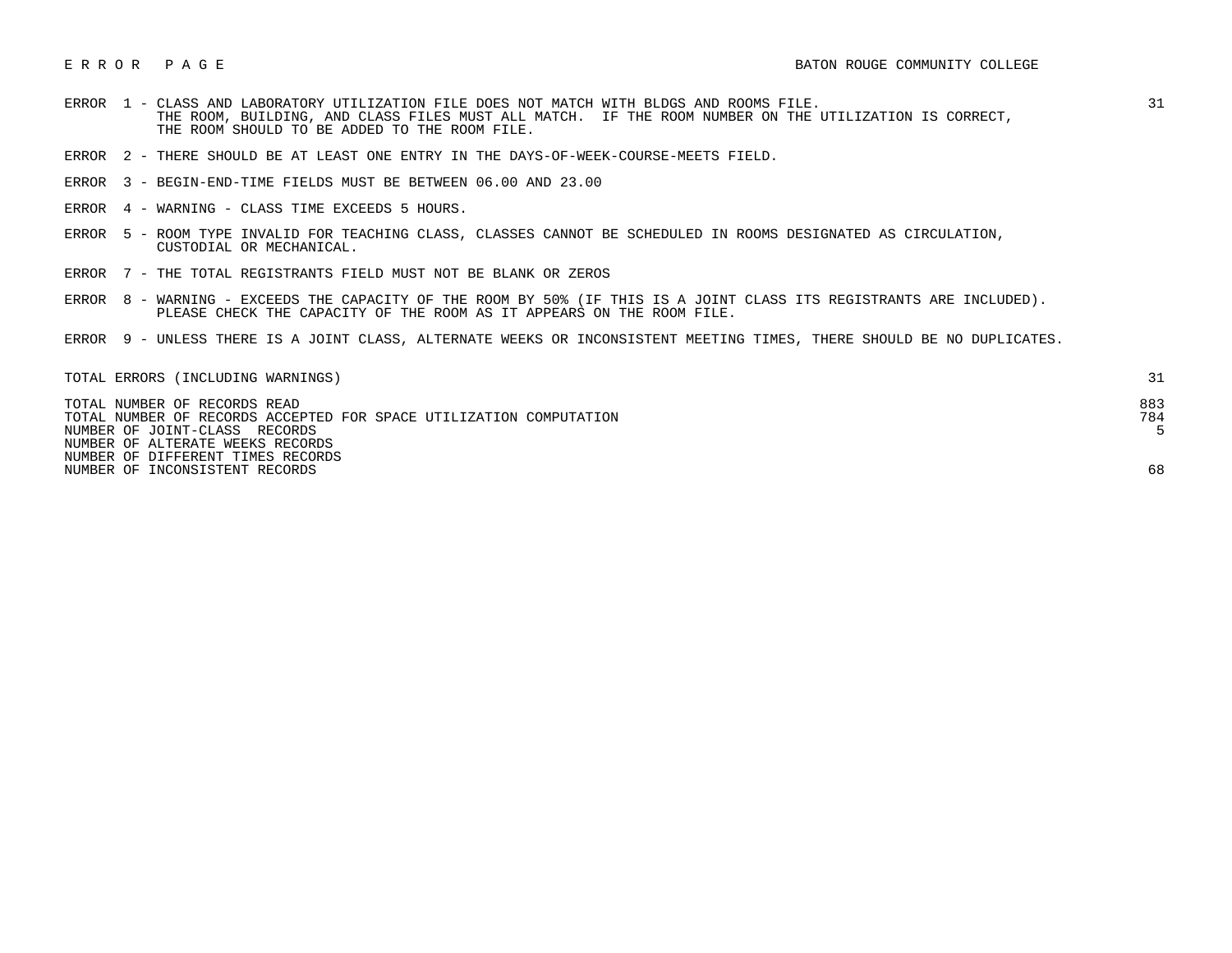# E R R O R  P A G E

BATON ROUGE COMMUNITY COLLEGE

| Error | Description | Count |
|---|---|---|
| ERROR 1 | CLASS AND LABORATORY UTILIZATION FILE DOES NOT MATCH WITH BLDGS AND ROOMS FILE. THE ROOM, BUILDING, AND CLASS FILES MUST ALL MATCH. IF THE ROOM NUMBER ON THE UTILIZATION IS CORRECT, THE ROOM SHOULD TO BE ADDED TO THE ROOM FILE. | 31 |
| ERROR 2 | THERE SHOULD BE AT LEAST ONE ENTRY IN THE DAYS-OF-WEEK-COURSE-MEETS FIELD. | |
| ERROR 3 | BEGIN-END-TIME FIELDS MUST BE BETWEEN 06.00 AND 23.00 | |
| ERROR 4 | WARNING - CLASS TIME EXCEEDS 5 HOURS. | |
| ERROR 5 | ROOM TYPE INVALID FOR TEACHING CLASS, CLASSES CANNOT BE SCHEDULED IN ROOMS DESIGNATED AS CIRCULATION, CUSTODIAL OR MECHANICAL. | |
| ERROR 7 | THE TOTAL REGISTRANTS FIELD MUST NOT BE BLANK OR ZEROS | |
| ERROR 8 | WARNING - EXCEEDS THE CAPACITY OF THE ROOM BY 50% (IF THIS IS A JOINT CLASS ITS REGISTRANTS ARE INCLUDED). PLEASE CHECK THE CAPACITY OF THE ROOM AS IT APPEARS ON THE ROOM FILE. | |
| ERROR 9 | UNLESS THERE IS A JOINT CLASS, ALTERNATE WEEKS OR INCONSISTENT MEETING TIMES, THERE SHOULD BE NO DUPLICATES. | |

| Summary | Count |
|---|---|
| TOTAL ERRORS (INCLUDING WARNINGS) | 31 |
| TOTAL NUMBER OF RECORDS READ | 883 |
| TOTAL NUMBER OF RECORDS ACCEPTED FOR SPACE UTILIZATION COMPUTATION | 784 |
| NUMBER OF JOINT-CLASS RECORDS | 5 |
| NUMBER OF ALTERATE WEEKS RECORDS | |
| NUMBER OF DIFFERENT TIMES RECORDS | |
| NUMBER OF INCONSISTENT RECORDS | 68 |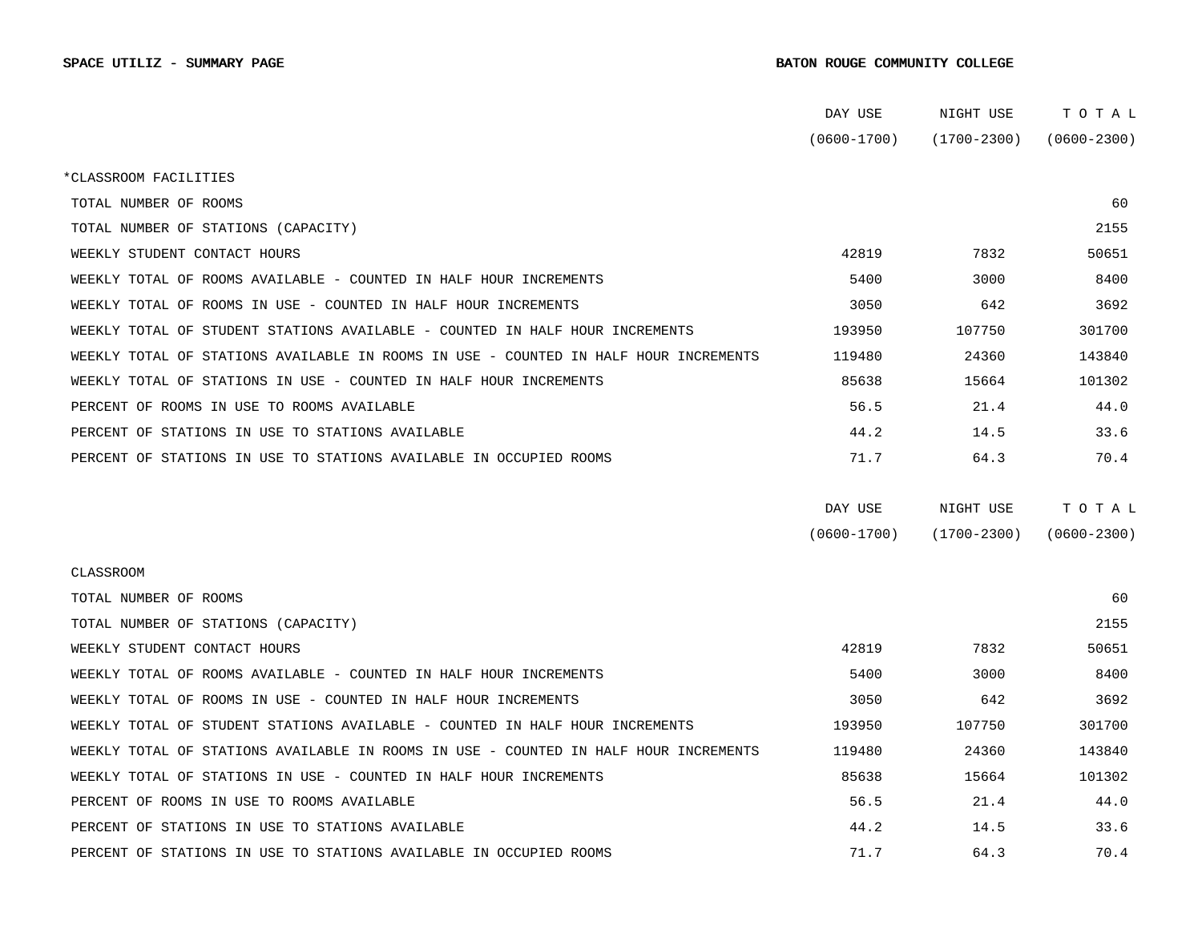**SPACE UTILIZ - SUMMARY PAGE** **BATON ROUGE COMMUNITY COLLEGE**

| | DAY USE (0600-1700) | NIGHT USE (1700-2300) | T O T A L (0600-2300) |
|---|---|---|---|
| *CLASSROOM FACILITIES | | | |
| TOTAL NUMBER OF ROOMS | | | 60 |
| TOTAL NUMBER OF STATIONS (CAPACITY) | | | 2155 |
| WEEKLY STUDENT CONTACT HOURS | 42819 | 7832 | 50651 |
| WEEKLY TOTAL OF ROOMS AVAILABLE - COUNTED IN HALF HOUR INCREMENTS | 5400 | 3000 | 8400 |
| WEEKLY TOTAL OF ROOMS IN USE - COUNTED IN HALF HOUR INCREMENTS | 3050 | 642 | 3692 |
| WEEKLY TOTAL OF STUDENT STATIONS AVAILABLE - COUNTED IN HALF HOUR INCREMENTS | 193950 | 107750 | 301700 |
| WEEKLY TOTAL OF STATIONS AVAILABLE IN ROOMS IN USE - COUNTED IN HALF HOUR INCREMENTS | 119480 | 24360 | 143840 |
| WEEKLY TOTAL OF STATIONS IN USE - COUNTED IN HALF HOUR INCREMENTS | 85638 | 15664 | 101302 |
| PERCENT OF ROOMS IN USE TO ROOMS AVAILABLE | 56.5 | 21.4 | 44.0 |
| PERCENT OF STATIONS IN USE TO STATIONS AVAILABLE | 44.2 | 14.5 | 33.6 |
| PERCENT OF STATIONS IN USE TO STATIONS AVAILABLE IN OCCUPIED ROOMS | 71.7 | 64.3 | 70.4 |

| | DAY USE (0600-1700) | NIGHT USE (1700-2300) | T O T A L (0600-2300) |
|---|---|---|---|
| CLASSROOM | | | |
| TOTAL NUMBER OF ROOMS | | | 60 |
| TOTAL NUMBER OF STATIONS (CAPACITY) | | | 2155 |
| WEEKLY STUDENT CONTACT HOURS | 42819 | 7832 | 50651 |
| WEEKLY TOTAL OF ROOMS AVAILABLE - COUNTED IN HALF HOUR INCREMENTS | 5400 | 3000 | 8400 |
| WEEKLY TOTAL OF ROOMS IN USE - COUNTED IN HALF HOUR INCREMENTS | 3050 | 642 | 3692 |
| WEEKLY TOTAL OF STUDENT STATIONS AVAILABLE - COUNTED IN HALF HOUR INCREMENTS | 193950 | 107750 | 301700 |
| WEEKLY TOTAL OF STATIONS AVAILABLE IN ROOMS IN USE - COUNTED IN HALF HOUR INCREMENTS | 119480 | 24360 | 143840 |
| WEEKLY TOTAL OF STATIONS IN USE - COUNTED IN HALF HOUR INCREMENTS | 85638 | 15664 | 101302 |
| PERCENT OF ROOMS IN USE TO ROOMS AVAILABLE | 56.5 | 21.4 | 44.0 |
| PERCENT OF STATIONS IN USE TO STATIONS AVAILABLE | 44.2 | 14.5 | 33.6 |
| PERCENT OF STATIONS IN USE TO STATIONS AVAILABLE IN OCCUPIED ROOMS | 71.7 | 64.3 | 70.4 |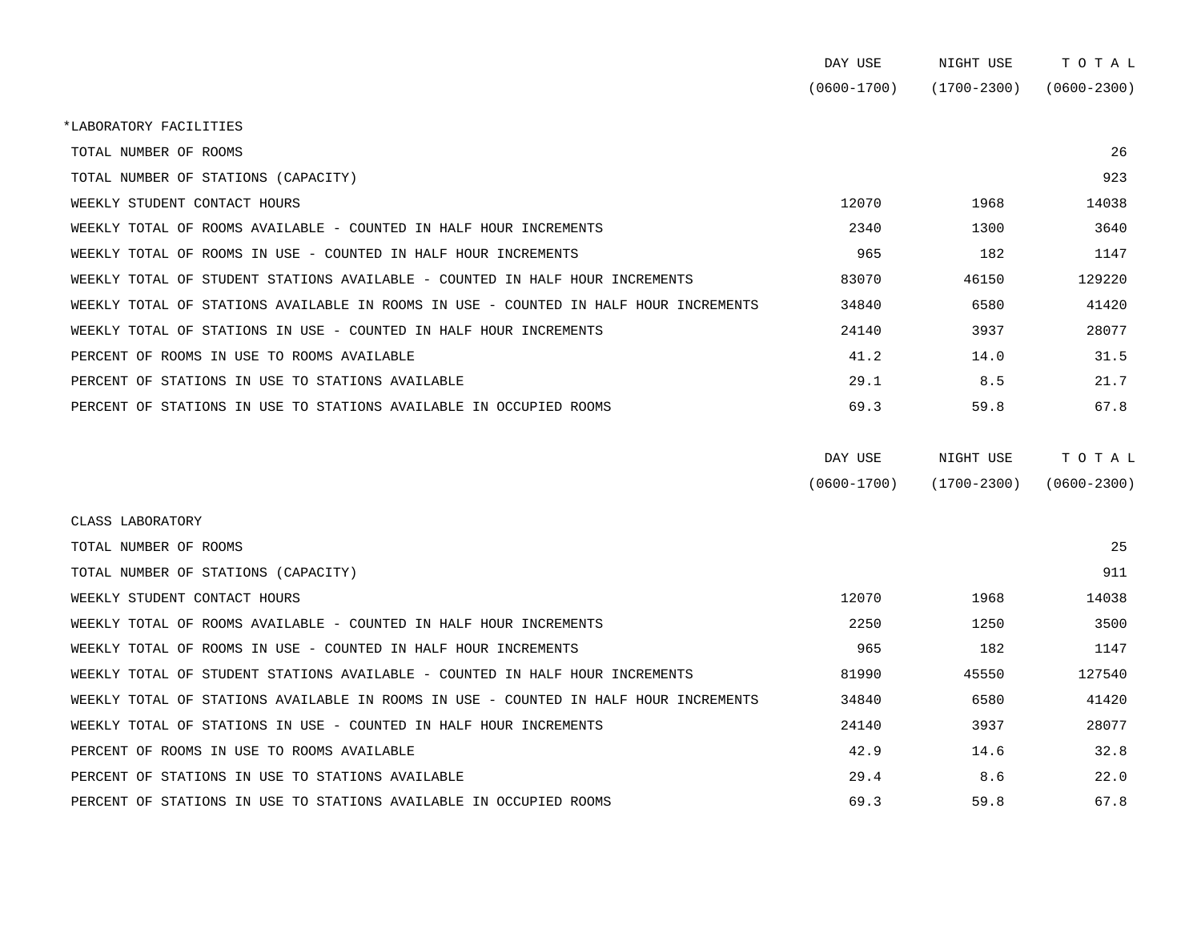| | DAY USE (0600-1700) | NIGHT USE (1700-2300) | T O T A L (0600-2300) |
|---|---|---|---|
| *LABORATORY FACILITIES | | | |
| TOTAL NUMBER OF ROOMS | | | 26 |
| TOTAL NUMBER OF STATIONS (CAPACITY) | | | 923 |
| WEEKLY STUDENT CONTACT HOURS | 12070 | 1968 | 14038 |
| WEEKLY TOTAL OF ROOMS AVAILABLE - COUNTED IN HALF HOUR INCREMENTS | 2340 | 1300 | 3640 |
| WEEKLY TOTAL OF ROOMS IN USE - COUNTED IN HALF HOUR INCREMENTS | 965 | 182 | 1147 |
| WEEKLY TOTAL OF STUDENT STATIONS AVAILABLE - COUNTED IN HALF HOUR INCREMENTS | 83070 | 46150 | 129220 |
| WEEKLY TOTAL OF STATIONS AVAILABLE IN ROOMS IN USE - COUNTED IN HALF HOUR INCREMENTS | 34840 | 6580 | 41420 |
| WEEKLY TOTAL OF STATIONS IN USE - COUNTED IN HALF HOUR INCREMENTS | 24140 | 3937 | 28077 |
| PERCENT OF ROOMS IN USE TO ROOMS AVAILABLE | 41.2 | 14.0 | 31.5 |
| PERCENT OF STATIONS IN USE TO STATIONS AVAILABLE | 29.1 | 8.5 | 21.7 |
| PERCENT OF STATIONS IN USE TO STATIONS AVAILABLE IN OCCUPIED ROOMS | 69.3 | 59.8 | 67.8 |

| | DAY USE (0600-1700) | NIGHT USE (1700-2300) | T O T A L (0600-2300) |
|---|---|---|---|
| CLASS LABORATORY | | | |
| TOTAL NUMBER OF ROOMS | | | 25 |
| TOTAL NUMBER OF STATIONS (CAPACITY) | | | 911 |
| WEEKLY STUDENT CONTACT HOURS | 12070 | 1968 | 14038 |
| WEEKLY TOTAL OF ROOMS AVAILABLE - COUNTED IN HALF HOUR INCREMENTS | 2250 | 1250 | 3500 |
| WEEKLY TOTAL OF ROOMS IN USE - COUNTED IN HALF HOUR INCREMENTS | 965 | 182 | 1147 |
| WEEKLY TOTAL OF STUDENT STATIONS AVAILABLE - COUNTED IN HALF HOUR INCREMENTS | 81990 | 45550 | 127540 |
| WEEKLY TOTAL OF STATIONS AVAILABLE IN ROOMS IN USE - COUNTED IN HALF HOUR INCREMENTS | 34840 | 6580 | 41420 |
| WEEKLY TOTAL OF STATIONS IN USE - COUNTED IN HALF HOUR INCREMENTS | 24140 | 3937 | 28077 |
| PERCENT OF ROOMS IN USE TO ROOMS AVAILABLE | 42.9 | 14.6 | 32.8 |
| PERCENT OF STATIONS IN USE TO STATIONS AVAILABLE | 29.4 | 8.6 | 22.0 |
| PERCENT OF STATIONS IN USE TO STATIONS AVAILABLE IN OCCUPIED ROOMS | 69.3 | 59.8 | 67.8 |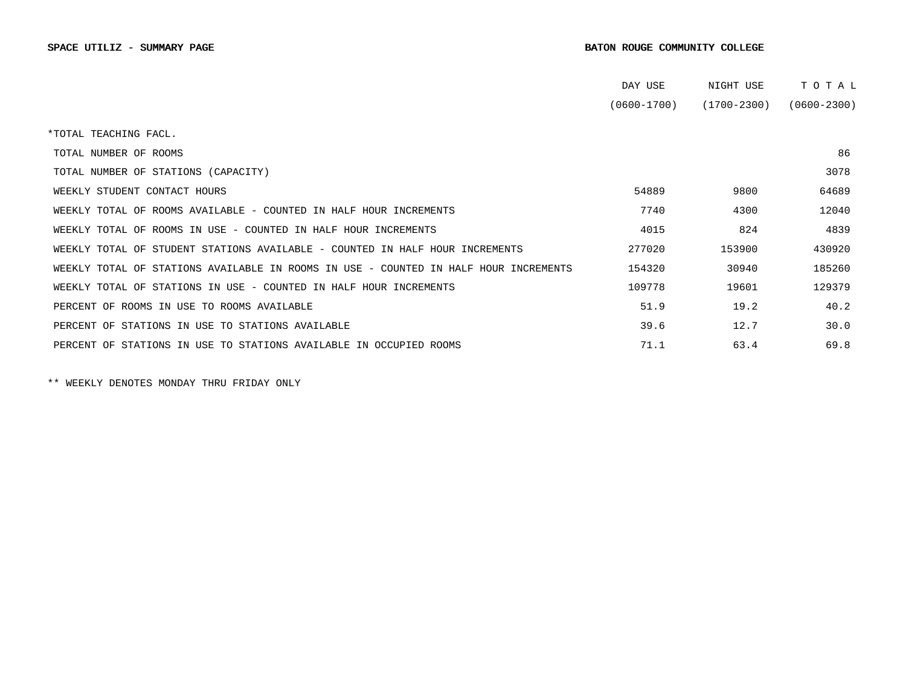**SPACE UTILIZ - SUMMARY PAGE** **BATON ROUGE COMMUNITY COLLEGE**

| | DAY USE (0600-1700) | NIGHT USE (1700-2300) | T O T A L (0600-2300) |
|---|---|---|---|
| *TOTAL TEACHING FACL. | | | |
| TOTAL NUMBER OF ROOMS | | | 86 |
| TOTAL NUMBER OF STATIONS (CAPACITY) | | | 3078 |
| WEEKLY STUDENT CONTACT HOURS | 54889 | 9800 | 64689 |
| WEEKLY TOTAL OF ROOMS AVAILABLE - COUNTED IN HALF HOUR INCREMENTS | 7740 | 4300 | 12040 |
| WEEKLY TOTAL OF ROOMS IN USE - COUNTED IN HALF HOUR INCREMENTS | 4015 | 824 | 4839 |
| WEEKLY TOTAL OF STUDENT STATIONS AVAILABLE - COUNTED IN HALF HOUR INCREMENTS | 277020 | 153900 | 430920 |
| WEEKLY TOTAL OF STATIONS AVAILABLE IN ROOMS IN USE - COUNTED IN HALF HOUR INCREMENTS | 154320 | 30940 | 185260 |
| WEEKLY TOTAL OF STATIONS IN USE - COUNTED IN HALF HOUR INCREMENTS | 109778 | 19601 | 129379 |
| PERCENT OF ROOMS IN USE TO ROOMS AVAILABLE | 51.9 | 19.2 | 40.2 |
| PERCENT OF STATIONS IN USE TO STATIONS AVAILABLE | 39.6 | 12.7 | 30.0 |
| PERCENT OF STATIONS IN USE TO STATIONS AVAILABLE IN OCCUPIED ROOMS | 71.1 | 63.4 | 69.8 |

** WEEKLY DENOTES MONDAY THRU FRIDAY ONLY